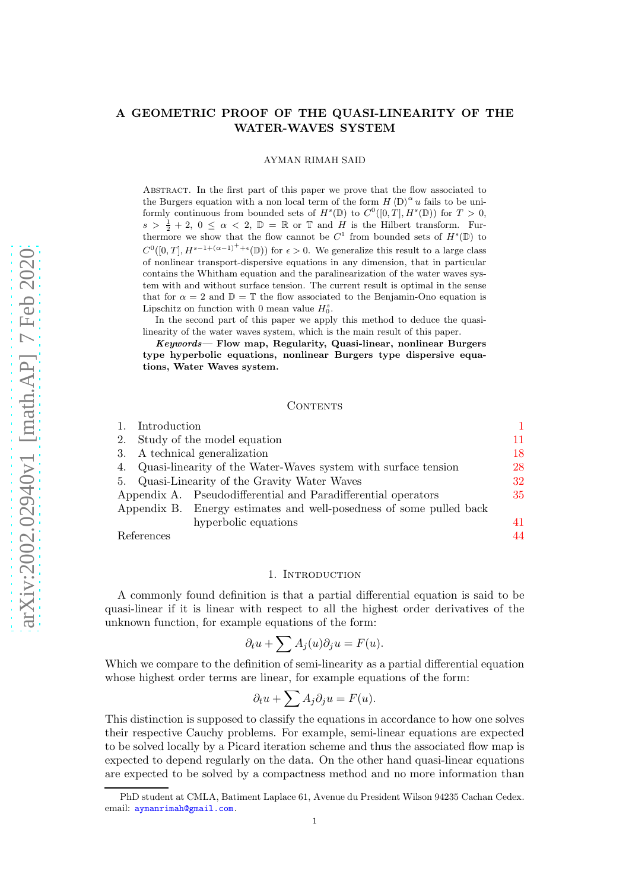# A GEOMETRIC PROOF OF THE QUASI-LINEARITY OF THE WATER-WAVES SYSTEM

AYMAN RIMAH SAID

Abstract. In the first part of this paper we prove that the flow associated to the Burgers equation with a non local term of the form $H \langle D \rangle^{\alpha} u$ fails to be uniformly continuous from bounded sets of $H^s(\mathbb{D})$ to $C^0([0,T], H^s(\mathbb{D}))$ for $T > 0$, $s > \frac{1}{2} + 2$, $0 \leq \alpha < 2$, $\mathbb{D} = \mathbb{R}$ or $\mathbb{T}$ and $H$ is the Hilbert transform. Furthermore we show that the flow cannot be $C^1$ from bounded sets of $H^s(\mathbb{D})$ to $C^0([0,T], H^{s-1+(\alpha-1)^+ + \epsilon}(\mathbb{D}))$ for $\epsilon > 0$. We generalize this result to a large class of nonlinear transport-dispersive equations in any dimension, that in particular contains the Whitham equation and the paralinearization of the water waves system with and without surface tension. The current result is optimal in the sense that for $\alpha = 2$ and $\mathbb{D} = \mathbb{T}$ the flow associated to the Benjamin-Ono equation is Lipschitz on function with 0 mean value $H^s_0$.

In the second part of this paper we apply this method to deduce the quasi-linearity of the water waves system, which is the main result of this paper.

***Keywords*— Flow map, Regularity, Quasi-linear, nonlinear Burgers type hyperbolic equations, nonlinear Burgers type dispersive equations, Water Waves system.**

Contents

1. Introduction 1
2. Study of the model equation 11
3. A technical generalization 18
4. Quasi-linearity of the Water-Waves system with surface tension 28
5. Quasi-Linearity of the Gravity Water Waves 32

Appendix A. Pseudodifferential and Paradifferential operators 35

Appendix B. Energy estimates and well-posedness of some pulled back hyperbolic equations 41

References 44

## 1. Introduction

A commonly found definition is that a partial differential equation is said to be quasi-linear if it is linear with respect to all the highest order derivatives of the unknown function, for example equations of the form:

$$\partial_t u + \sum A_j(u)\partial_j u = F(u).$$

Which we compare to the definition of semi-linearity as a partial differential equation whose highest order terms are linear, for example equations of the form:

$$\partial_t u + \sum A_j \partial_j u = F(u).$$

This distinction is supposed to classify the equations in accordance to how one solves their respective Cauchy problems. For example, semi-linear equations are expected to be solved locally by a Picard iteration scheme and thus the associated flow map is expected to depend regularly on the data. On the other hand quasi-linear equations are expected to be solved by a compactness method and no more information than

PhD student at CMLA, Batiment Laplace 61, Avenue du President Wilson 94235 Cachan Cedex. email: aymanrimah@gmail.com.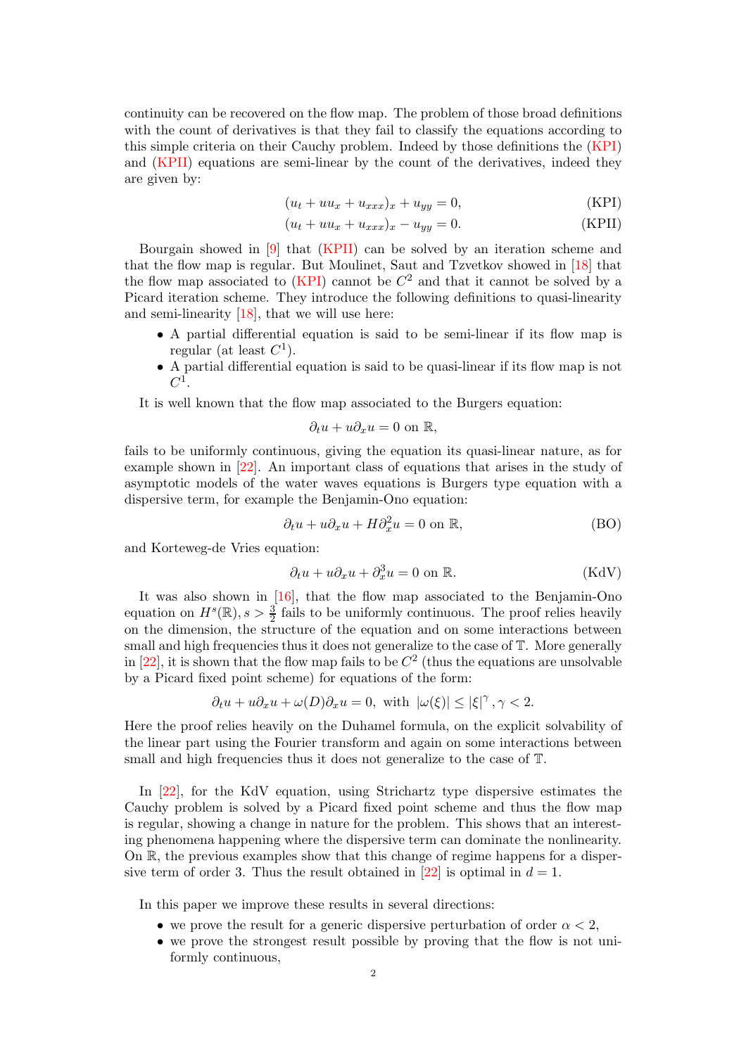continuity can be recovered on the flow map. The problem of those broad definitions with the count of derivatives is that they fail to classify the equations according to this simple criteria on their Cauchy problem. Indeed by those definitions the (KPI) and (KPII) equations are semi-linear by the count of the derivatives, indeed they are given by:

$$(u_t + uu_x + u_{xxx})_x + u_{yy} = 0, \tag{KPI}$$

$$(u_t + uu_x + u_{xxx})_x - u_{yy} = 0. \tag{KPII}$$

Bourgain showed in [9] that (KPII) can be solved by an iteration scheme and that the flow map is regular. But Moulinet, Saut and Tzvetkov showed in [18] that the flow map associated to (KPI) cannot be $C^2$ and that it cannot be solved by a Picard iteration scheme. They introduce the following definitions to quasi-linearity and semi-linearity [18], that we will use here:

- A partial differential equation is said to be semi-linear if its flow map is regular (at least $C^1$).
- A partial differential equation is said to be quasi-linear if its flow map is not $C^1$.

It is well known that the flow map associated to the Burgers equation:

$$\partial_t u + u\partial_x u = 0 \text{ on } \mathbb{R},$$

fails to be uniformly continuous, giving the equation its quasi-linear nature, as for example shown in [22]. An important class of equations that arises in the study of asymptotic models of the water waves equations is Burgers type equation with a dispersive term, for example the Benjamin-Ono equation:

$$\partial_t u + u\partial_x u + H\partial_x^2 u = 0 \text{ on } \mathbb{R}, \tag{BO}$$

and Korteweg-de Vries equation:

$$\partial_t u + u\partial_x u + \partial_x^3 u = 0 \text{ on } \mathbb{R}. \tag{KdV}$$

It was also shown in [16], that the flow map associated to the Benjamin-Ono equation on $H^s(\mathbb{R}), s > \frac{3}{2}$ fails to be uniformly continuous. The proof relies heavily on the dimension, the structure of the equation and on some interactions between small and high frequencies thus it does not generalize to the case of $\mathbb{T}$. More generally in [22], it is shown that the flow map fails to be $C^2$ (thus the equations are unsolvable by a Picard fixed point scheme) for equations of the form:

$$\partial_t u + u\partial_x u + \omega(D)\partial_x u = 0, \text{ with } |\omega(\xi)| \leq |\xi|^\gamma, \gamma < 2.$$

Here the proof relies heavily on the Duhamel formula, on the explicit solvability of the linear part using the Fourier transform and again on some interactions between small and high frequencies thus it does not generalize to the case of $\mathbb{T}$.

In [22], for the KdV equation, using Strichartz type dispersive estimates the Cauchy problem is solved by a Picard fixed point scheme and thus the flow map is regular, showing a change in nature for the problem. This shows that an interesting phenomena happening where the dispersive term can dominate the nonlinearity. On $\mathbb{R}$, the previous examples show that this change of regime happens for a dispersive term of order 3. Thus the result obtained in [22] is optimal in $d = 1$.

In this paper we improve these results in several directions:

- we prove the result for a generic dispersive perturbation of order $\alpha < 2$,
- we prove the strongest result possible by proving that the flow is not uniformly continuous,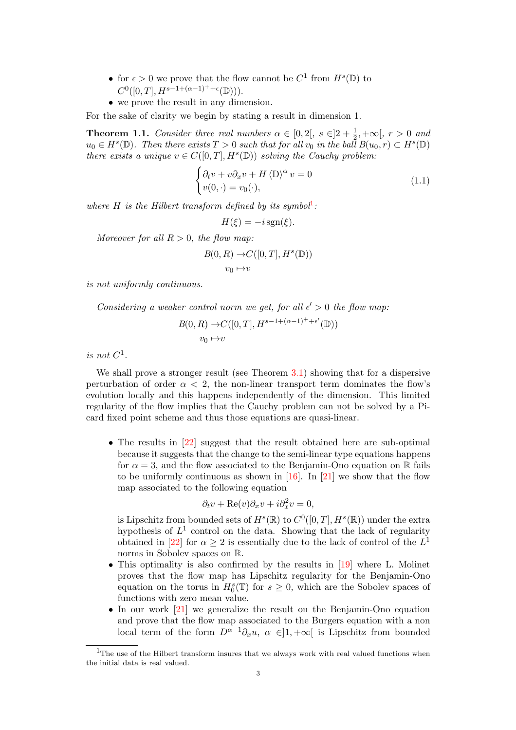- for $\epsilon > 0$ we prove that the flow cannot be $C^1$ from $H^s(\mathbb{D})$ to $C^0([0,T], H^{s-1+(\alpha-1)^+ +\epsilon}(\mathbb{D})))$.
- we prove the result in any dimension.

For the sake of clarity we begin by stating a result in dimension 1.

**Theorem 1.1.** *Consider three real numbers $\alpha \in [0, 2[$, $s \in ]2 + \frac{1}{2}, +\infty[$, $r > 0$ and $u_0 \in H^s(\mathbb{D})$. Then there exists $T > 0$ such that for all $v_0$ in the ball $B(u_0, r) \subset H^s(\mathbb{D})$ there exists a unique $v \in C([0,T], H^s(\mathbb{D}))$ solving the Cauchy problem:*

$$\begin{cases} \partial_t v + v\partial_x v + H \langle \mathrm{D} \rangle^\alpha v = 0 \\ v(0, \cdot) = v_0(\cdot), \end{cases} \tag{1.1}$$

*where $H$ is the Hilbert transform defined by its symbol*[1]*:*

$$H(\xi) = -i\,\mathrm{sgn}(\xi).$$

*Moreover for all $R > 0$, the flow map:*

$$\begin{aligned} B(0,R) \to & C([0,T], H^s(\mathbb{D})) \\ v_0 \mapsto & v \end{aligned}$$

*is not uniformly continuous.*

*Considering a weaker control norm we get, for all $\epsilon' > 0$ the flow map:*

$$\begin{aligned} B(0,R) \to & C([0,T], H^{s-1+(\alpha-1)^+ +\epsilon'}(\mathbb{D})) \\ v_0 \mapsto & v \end{aligned}$$

*is not $C^1$.*

We shall prove a stronger result (see Theorem 3.1) showing that for a dispersive perturbation of order $\alpha < 2$, the non-linear transport term dominates the flow's evolution locally and this happens independently of the dimension. This limited regularity of the flow implies that the Cauchy problem can not be solved by a Picard fixed point scheme and thus those equations are quasi-linear.

- The results in [22] suggest that the result obtained here are sub-optimal because it suggests that the change to the semi-linear type equations happens for $\alpha = 3$, and the flow associated to the Benjamin-Ono equation on $\mathbb{R}$ fails to be uniformly continuous as shown in [16]. In [21] we show that the flow map associated to the following equation
$$\partial_t v + \mathrm{Re}(v)\partial_x v + i\partial_x^2 v = 0,$$
is Lipschitz from bounded sets of $H^s(\mathbb{R})$ to $C^0([0,T], H^s(\mathbb{R}))$ under the extra hypothesis of $L^1$ control on the data. Showing that the lack of regularity obtained in [22] for $\alpha \geq 2$ is essentially due to the lack of control of the $L^1$ norms in Sobolev spaces on $\mathbb{R}$.
- This optimality is also confirmed by the results in [19] where L. Molinet proves that the flow map has Lipschitz regularity for the Benjamin-Ono equation on the torus in $H_0^s(\mathbb{T})$ for $s \geq 0$, which are the Sobolev spaces of functions with zero mean value.
- In our work [21] we generalize the result on the Benjamin-Ono equation and prove that the flow map associated to the Burgers equation with a non local term of the form $D^{\alpha-1}\partial_x u$, $\alpha \in ]1, +\infty[$ is Lipschitz from bounded

[1] The use of the Hilbert transform insures that we always work with real valued functions when the initial data is real valued.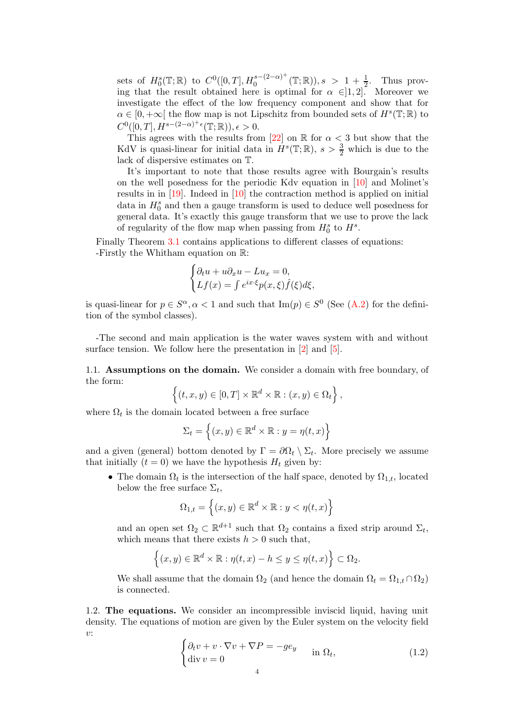sets of $H_0^s(\mathbb{T};\mathbb{R})$ to $C^0([0,T], H_0^{s-(2-\alpha)^+}(\mathbb{T};\mathbb{R})), s > 1 + \frac{1}{2}$. Thus proving that the result obtained here is optimal for $\alpha \in ]1,2]$. Moreover we investigate the effect of the low frequency component and show that for $\alpha \in [0,+\infty[$ the flow map is not Lipschitz from bounded sets of $H^s(\mathbb{T};\mathbb{R})$ to $C^0([0,T], H^{s-(2-\alpha)^+\epsilon}(\mathbb{T};\mathbb{R})), \epsilon > 0$.

This agrees with the results from [22] on $\mathbb{R}$ for $\alpha < 3$ but show that the KdV is quasi-linear for initial data in $H^s(\mathbb{T};\mathbb{R}),\ s > \frac{3}{2}$ which is due to the lack of dispersive estimates on $\mathbb{T}$.

It's important to note that those results agree with Bourgain's results on the well posedness for the periodic Kdv equation in [10] and Molinet's results in in [19]. Indeed in [10] the contraction method is applied on initial data in $H_0^s$ and then a gauge transform is used to deduce well posedness for general data. It's exactly this gauge transform that we use to prove the lack of regularity of the flow map when passing from $H_0^s$ to $H^s$.

Finally Theorem 3.1 contains applications to different classes of equations:
-Firstly the Whitham equation on $\mathbb{R}$:

$$\begin{cases} \partial_t u + u\partial_x u - Lu_x = 0, \\ Lf(x) = \int e^{ix\cdot\xi} p(x,\xi)\hat{f}(\xi)d\xi, \end{cases}$$

is quasi-linear for $p \in S^\alpha, \alpha < 1$ and such that $\text{Im}(p) \in S^0$ (See (A.2) for the definition of the symbol classes).

-The second and main application is the water waves system with and without surface tension. We follow here the presentation in [2] and [5].

### 1.1. Assumptions on the domain.

We consider a domain with free boundary, of the form:

$$\left\{(t,x,y) \in [0,T] \times \mathbb{R}^d \times \mathbb{R} : (x,y) \in \Omega_t\right\},$$

where $\Omega_t$ is the domain located between a free surface

$$\Sigma_t = \left\{(x,y) \in \mathbb{R}^d \times \mathbb{R} : y = \eta(t,x)\right\}$$

and a given (general) bottom denoted by $\Gamma = \partial\Omega_t \setminus \Sigma_t$. More precisely we assume that initially ($t = 0$) we have the hypothesis $H_t$ given by:

- The domain $\Omega_t$ is the intersection of the half space, denoted by $\Omega_{1,t}$, located below the free surface $\Sigma_t$,

  $$\Omega_{1,t} = \left\{(x,y) \in \mathbb{R}^d \times \mathbb{R} : y < \eta(t,x)\right\}$$

  and an open set $\Omega_2 \subset \mathbb{R}^{d+1}$ such that $\Omega_2$ contains a fixed strip around $\Sigma_t$, which means that there exists $h > 0$ such that,

  $$\left\{(x,y) \in \mathbb{R}^d \times \mathbb{R} : \eta(t,x) - h \leq y \leq \eta(t,x)\right\} \subset \Omega_2.$$

  We shall assume that the domain $\Omega_2$ (and hence the domain $\Omega_t = \Omega_{1,t} \cap \Omega_2$) is connected.

### 1.2. The equations.

We consider an incompressible inviscid liquid, having unit density. The equations of motion are given by the Euler system on the velocity field $v$:

$$\begin{cases} \partial_t v + v \cdot \nabla v + \nabla P = -g e_y \\ \operatorname{div} v = 0 \end{cases} \quad \text{in } \Omega_t, \tag{1.2}$$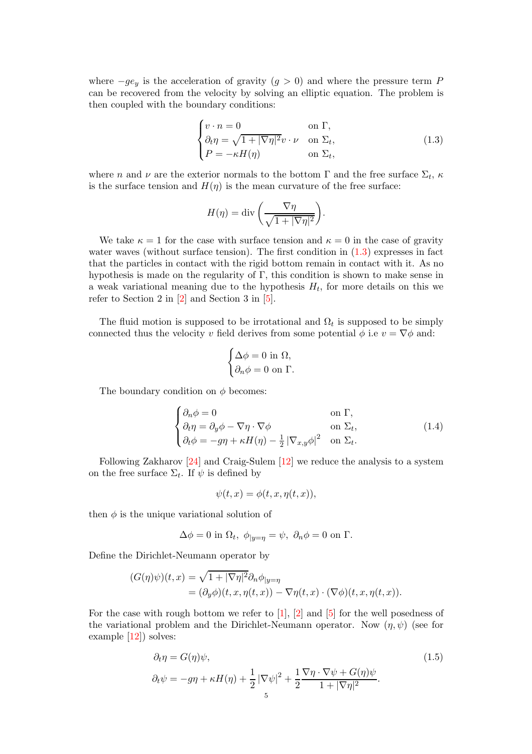where $-ge_y$ is the acceleration of gravity ($g > 0$) and where the pressure term $P$ can be recovered from the velocity by solving an elliptic equation. The problem is then coupled with the boundary conditions:

$$
\begin{cases}
v \cdot n = 0 & \text{on } \Gamma, \\
\partial_t \eta = \sqrt{1 + |\nabla \eta|^2} v \cdot \nu & \text{on } \Sigma_t, \\
P = -\kappa H(\eta) & \text{on } \Sigma_t,
\end{cases}
\tag{1.3}
$$

where $n$ and $\nu$ are the exterior normals to the bottom $\Gamma$ and the free surface $\Sigma_t$, $\kappa$ is the surface tension and $H(\eta)$ is the mean curvature of the free surface:

$$
H(\eta) = \operatorname{div}\left(\frac{\nabla \eta}{\sqrt{1 + |\nabla \eta|^2}}\right).
$$

We take $\kappa = 1$ for the case with surface tension and $\kappa = 0$ in the case of gravity water waves (without surface tension). The first condition in (1.3) expresses in fact that the particles in contact with the rigid bottom remain in contact with it. As no hypothesis is made on the regularity of $\Gamma$, this condition is shown to make sense in a weak variational meaning due to the hypothesis $H_t$, for more details on this we refer to Section 2 in [2] and Section 3 in [5].

The fluid motion is supposed to be irrotational and $\Omega_t$ is supposed to be simply connected thus the velocity $v$ field derives from some potential $\phi$ i.e $v = \nabla \phi$ and:

$$
\begin{cases}
\Delta \phi = 0 \text{ in } \Omega, \\
\partial_n \phi = 0 \text{ on } \Gamma.
\end{cases}
$$

The boundary condition on $\phi$ becomes:

$$
\begin{cases}
\partial_n \phi = 0 & \text{on } \Gamma, \\
\partial_t \eta = \partial_y \phi - \nabla \eta \cdot \nabla \phi & \text{on } \Sigma_t, \\
\partial_t \phi = -g\eta + \kappa H(\eta) - \frac{1}{2} \left|\nabla_{x,y} \phi\right|^2 & \text{on } \Sigma_t.
\end{cases}
\tag{1.4}
$$

Following Zakharov [24] and Craig-Sulem [12] we reduce the analysis to a system on the free surface $\Sigma_t$. If $\psi$ is defined by

$$
\psi(t, x) = \phi(t, x, \eta(t, x)),
$$

then $\phi$ is the unique variational solution of

$$
\Delta \phi = 0 \text{ in } \Omega_t, \ \phi_{|y=\eta} = \psi, \ \partial_n \phi = 0 \text{ on } \Gamma.
$$

Define the Dirichlet-Neumann operator by

$$
\begin{aligned}
(G(\eta)\psi)(t, x) &= \sqrt{1 + |\nabla \eta|^2} \partial_n \phi_{|y=\eta} \\
&= (\partial_y \phi)(t, x, \eta(t, x)) - \nabla \eta(t, x) \cdot (\nabla \phi)(t, x, \eta(t, x)).
\end{aligned}
$$

For the case with rough bottom we refer to [1], [2] and [5] for the well posedness of the variational problem and the Dirichlet-Neumann operator. Now $(\eta, \psi)$ (see for example [12]) solves:

$$
\begin{aligned}
&\partial_t \eta = G(\eta)\psi, \\
&\partial_t \psi = -g\eta + \kappa H(\eta) + \frac{1}{2} \left|\nabla \psi\right|^2 + \frac{1}{2} \frac{\nabla \eta \cdot \nabla \psi + G(\eta)\psi}{1 + |\nabla \eta|^2}.
\end{aligned}
\tag{1.5}
$$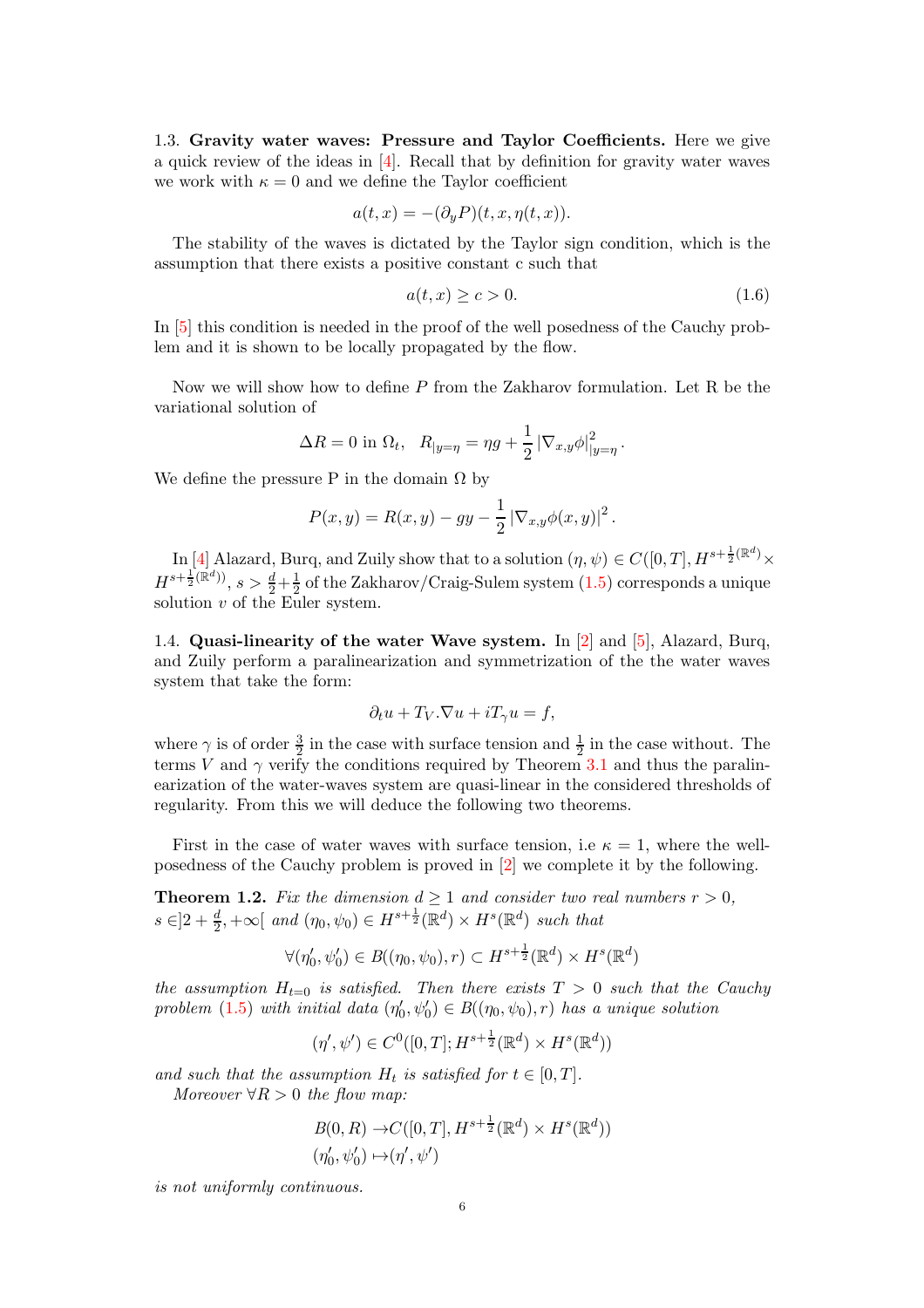1.3. **Gravity water waves: Pressure and Taylor Coefficients.** Here we give a quick review of the ideas in [4]. Recall that by definition for gravity water waves we work with $\kappa = 0$ and we define the Taylor coefficient

$$a(t,x) = -(\partial_y P)(t,x,\eta(t,x)).$$

The stability of the waves is dictated by the Taylor sign condition, which is the assumption that there exists a positive constant c such that

$$a(t,x) \geq c > 0. \tag{1.6}$$

In [5] this condition is needed in the proof of the well posedness of the Cauchy problem and it is shown to be locally propagated by the flow.

Now we will show how to define $P$ from the Zakharov formulation. Let R be the variational solution of

$$\Delta R = 0 \text{ in } \Omega_t, \quad R_{|y=\eta} = \eta g + \frac{1}{2} \left|\nabla_{x,y}\phi\right|^2_{|y=\eta}.$$

We define the pressure P in the domain $\Omega$ by

$$P(x,y) = R(x,y) - gy - \frac{1}{2} \left|\nabla_{x,y}\phi(x,y)\right|^2.$$

In [4] Alazard, Burq, and Zuily show that to a solution $(\eta, \psi) \in C([0,T], H^{s+\frac{1}{2}(\mathbb{R}^d)} \times H^{s+\frac{1}{2}(\mathbb{R}^d)})$, $s > \frac{d}{2} + \frac{1}{2}$ of the Zakharov/Craig-Sulem system (1.5) corresponds a unique solution $v$ of the Euler system.

1.4. **Quasi-linearity of the water Wave system.** In [2] and [5], Alazard, Burq, and Zuily perform a paralinearization and symmetrization of the the water waves system that take the form:

$$\partial_t u + T_V.\nabla u + iT_\gamma u = f,$$

where $\gamma$ is of order $\frac{3}{2}$ in the case with surface tension and $\frac{1}{2}$ in the case without. The terms $V$ and $\gamma$ verify the conditions required by Theorem 3.1 and thus the paralinearization of the water-waves system are quasi-linear in the considered thresholds of regularity. From this we will deduce the following two theorems.

First in the case of water waves with surface tension, i.e $\kappa = 1$, where the well-posedness of the Cauchy problem is proved in [2] we complete it by the following.

**Theorem 1.2.** *Fix the dimension $d \geq 1$ and consider two real numbers $r > 0$, $s \in ]2 + \frac{d}{2}, +\infty[$ and $(\eta_0, \psi_0) \in H^{s+\frac{1}{2}}(\mathbb{R}^d) \times H^s(\mathbb{R}^d)$ such that*

$$\forall (\eta_0', \psi_0') \in B((\eta_0, \psi_0), r) \subset H^{s+\frac{1}{2}}(\mathbb{R}^d) \times H^s(\mathbb{R}^d)$$

*the assumption $H_{t=0}$ is satisfied. Then there exists $T > 0$ such that the Cauchy problem (1.5) with initial data $(\eta_0', \psi_0') \in B((\eta_0, \psi_0), r)$ has a unique solution*

$$(\eta', \psi') \in C^0([0,T]; H^{s+\frac{1}{2}}(\mathbb{R}^d) \times H^s(\mathbb{R}^d))$$

*and such that the assumption $H_t$ is satisfied for $t \in [0,T]$.*

*Moreover $\forall R > 0$ the flow map:*

$$\begin{aligned} B(0,R) &\to C([0,T], H^{s+\frac{1}{2}}(\mathbb{R}^d) \times H^s(\mathbb{R}^d)) \\ (\eta_0', \psi_0') &\mapsto (\eta', \psi') \end{aligned}$$

*is not uniformly continuous.*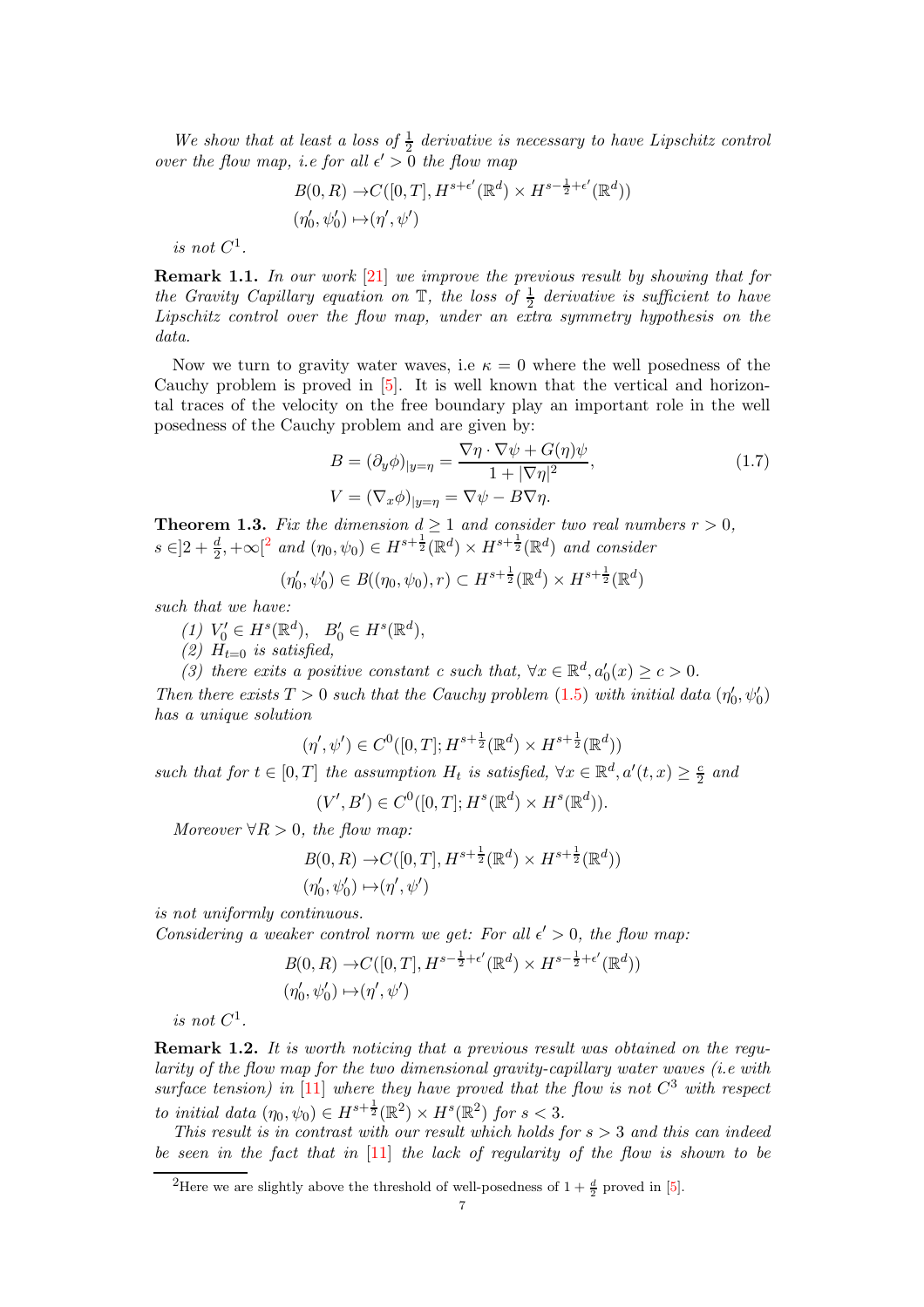*We show that at least a loss of $\frac{1}{2}$ derivative is necessary to have Lipschitz control over the flow map, i.e for all $\epsilon' > 0$ the flow map*

$$
\begin{aligned}
B(0,R) \to & C([0,T], H^{s+\epsilon'}(\mathbb{R}^d) \times H^{s-\frac{1}{2}+\epsilon'}(\mathbb{R}^d)) \\
(\eta_0', \psi_0') \mapsto & (\eta', \psi')
\end{aligned}
$$

*is not $C^1$.*

**Remark 1.1.** *In our work [21] we improve the previous result by showing that for the Gravity Capillary equation on $\mathbb{T}$, the loss of $\frac{1}{2}$ derivative is sufficient to have Lipschitz control over the flow map, under an extra symmetry hypothesis on the data.*

Now we turn to gravity water waves, i.e $\kappa = 0$ where the well posedness of the Cauchy problem is proved in [5]. It is well known that the vertical and horizontal traces of the velocity on the free boundary play an important role in the well posedness of the Cauchy problem and are given by:

$$
\begin{aligned}
B &= (\partial_y \phi)_{|y=\eta} = \frac{\nabla \eta \cdot \nabla \psi + G(\eta)\psi}{1 + |\nabla \eta|^2}, \\
V &= (\nabla_x \phi)_{|y=\eta} = \nabla \psi - B \nabla \eta.
\end{aligned}
\tag{1.7}
$$

**Theorem 1.3.** *Fix the dimension $d \geq 1$ and consider two real numbers $r > 0$, $s \in ]2 + \frac{d}{2}, +\infty[$[2] and $(\eta_0, \psi_0) \in H^{s+\frac{1}{2}}(\mathbb{R}^d) \times H^{s+\frac{1}{2}}(\mathbb{R}^d)$ and consider*

$$
(\eta_0', \psi_0') \in B((\eta_0, \psi_0), r) \subset H^{s+\frac{1}{2}}(\mathbb{R}^d) \times H^{s+\frac{1}{2}}(\mathbb{R}^d)
$$

*such that we have:*

*(1) $V_0' \in H^s(\mathbb{R}^d), \quad B_0' \in H^s(\mathbb{R}^d)$,*

*(2) $H_{t=0}$ is satisfied,*

*(3) there exits a positive constant $c$ such that, $\forall x \in \mathbb{R}^d, a_0'(x) \geq c > 0$.*

*Then there exists $T > 0$ such that the Cauchy problem (1.5) with initial data $(\eta_0', \psi_0')$ has a unique solution*

$$
(\eta', \psi') \in C^0([0,T]; H^{s+\frac{1}{2}}(\mathbb{R}^d) \times H^{s+\frac{1}{2}}(\mathbb{R}^d))
$$

*such that for $t \in [0,T]$ the assumption $H_t$ is satisfied, $\forall x \in \mathbb{R}^d, a'(t,x) \geq \frac{c}{2}$ and*

$$
(V', B') \in C^0([0,T]; H^s(\mathbb{R}^d) \times H^s(\mathbb{R}^d)).
$$

*Moreover $\forall R > 0$, the flow map:*

$$
\begin{aligned}
B(0,R) \to & C([0,T], H^{s+\frac{1}{2}}(\mathbb{R}^d) \times H^{s+\frac{1}{2}}(\mathbb{R}^d)) \\
(\eta_0', \psi_0') \mapsto & (\eta', \psi')
\end{aligned}
$$

*is not uniformly continuous.*

*Considering a weaker control norm we get: For all $\epsilon' > 0$, the flow map:*

$$
\begin{aligned}
B(0,R) \to & C([0,T], H^{s-\frac{1}{2}+\epsilon'}(\mathbb{R}^d) \times H^{s-\frac{1}{2}+\epsilon'}(\mathbb{R}^d)) \\
(\eta_0', \psi_0') \mapsto & (\eta', \psi')
\end{aligned}
$$

*is not $C^1$.*

**Remark 1.2.** *It is worth noticing that a previous result was obtained on the regularity of the flow map for the two dimensional gravity-capillary water waves (i.e with surface tension) in [11] where they have proved that the flow is not $C^3$ with respect to initial data $(\eta_0, \psi_0) \in H^{s+\frac{1}{2}}(\mathbb{R}^2) \times H^s(\mathbb{R}^2)$ for $s < 3$.*

*This result is in contrast with our result which holds for $s > 3$ and this can indeed be seen in the fact that in [11] the lack of regularity of the flow is shown to be*

---

[2] Here we are slightly above the threshold of well-posedness of $1 + \frac{d}{2}$ proved in [5].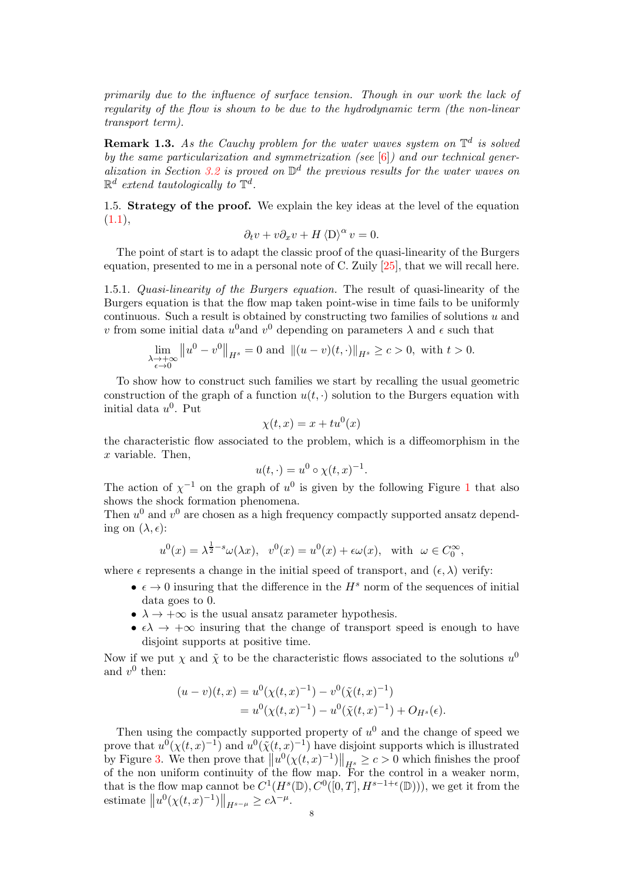*primarily due to the influence of surface tension. Though in our work the lack of regularity of the flow is shown to be due to the hydrodynamic term (the non-linear transport term).*

**Remark 1.3.** *As the Cauchy problem for the water waves system on $\mathbb{T}^d$ is solved by the same particularization and symmetrization (see [6]) and our technical generalization in Section 3.2 is proved on $\mathbb{D}^d$ the previous results for the water waves on $\mathbb{R}^d$ extend tautologically to $\mathbb{T}^d$.*

1.5. **Strategy of the proof.** We explain the key ideas at the level of the equation (1.1),

$$\partial_t v + v\partial_x v + H \langle \mathrm{D} \rangle^{\alpha} v = 0.$$

The point of start is to adapt the classic proof of the quasi-linearity of the Burgers equation, presented to me in a personal note of C. Zuily [25], that we will recall here.

1.5.1. *Quasi-linearity of the Burgers equation.* The result of quasi-linearity of the Burgers equation is that the flow map taken point-wise in time fails to be uniformly continuous. Such a result is obtained by constructing two families of solutions $u$ and $v$ from some initial data $u^0$and $v^0$ depending on parameters $\lambda$ and $\epsilon$ such that

$$\lim_{\substack{\lambda \to +\infty \\ \epsilon \to 0}} \left\| u^0 - v^0 \right\|_{H^s} = 0 \text{ and } \left\| (u - v)(t, \cdot) \right\|_{H^s} \geq c > 0, \text{ with } t > 0.$$

To show how to construct such families we start by recalling the usual geometric construction of the graph of a function $u(t, \cdot)$ solution to the Burgers equation with initial data $u^0$. Put

$$\chi(t, x) = x + tu^0(x)$$

the characteristic flow associated to the problem, which is a diffeomorphism in the $x$ variable. Then,

$$u(t, \cdot) = u^0 \circ \chi(t, x)^{-1}.$$

The action of $\chi^{-1}$ on the graph of $u^0$ is given by the following Figure 1 that also shows the shock formation phenomena.
Then $u^0$ and $v^0$ are chosen as a high frequency compactly supported ansatz depending on $(\lambda, \epsilon)$:

$$u^0(x) = \lambda^{\frac{1}{2}-s}\omega(\lambda x), \quad v^0(x) = u^0(x) + \epsilon\omega(x), \quad \text{with } \ \omega \in C_0^\infty,$$

where $\epsilon$ represents a change in the initial speed of transport, and $(\epsilon, \lambda)$ verify:

- $\epsilon \to 0$ insuring that the difference in the $H^s$ norm of the sequences of initial data goes to 0.
- $\lambda \to +\infty$ is the usual ansatz parameter hypothesis.
- $\epsilon\lambda \to +\infty$ insuring that the change of transport speed is enough to have disjoint supports at positive time.

Now if we put $\chi$ and $\tilde{\chi}$ to be the characteristic flows associated to the solutions $u^0$ and $v^0$ then:

$$\begin{aligned}
(u - v)(t, x) &= u^0(\chi(t, x)^{-1}) - v^0(\tilde{\chi}(t, x)^{-1}) \\
&= u^0(\chi(t, x)^{-1}) - u^0(\tilde{\chi}(t, x)^{-1}) + O_{H^s}(\epsilon).
\end{aligned}$$

Then using the compactly supported property of $u^0$ and the change of speed we prove that $u^0(\chi(t, x)^{-1})$ and $u^0(\tilde{\chi}(t, x)^{-1})$ have disjoint supports which is illustrated by Figure 3. We then prove that $\left\| u^0(\chi(t, x)^{-1}) \right\|_{H^s} \geq c > 0$ which finishes the proof of the non uniform continuity of the flow map. For the control in a weaker norm, that is the flow map cannot be $C^1(H^s(\mathbb{D}), C^0([0, T], H^{s-1+\epsilon}(\mathbb{D})))$, we get it from the estimate $\left\| u^0(\chi(t, x)^{-1}) \right\|_{H^{s-\mu}} \geq c\lambda^{-\mu}$.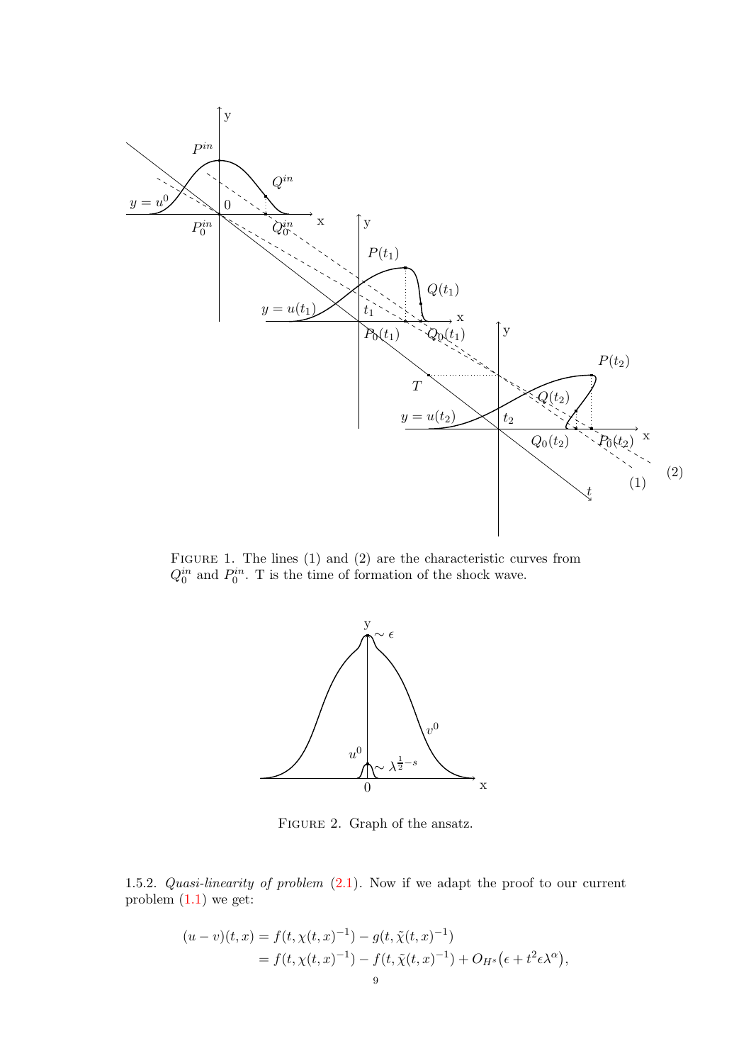FIGURE 1. The lines (1) and (2) are the characteristic curves from $Q_0^{in}$ and $P_0^{in}$. T is the time of formation of the shock wave.

FIGURE 2. Graph of the ansatz.

1.5.2. *Quasi-linearity of problem* (2.1). Now if we adapt the proof to our current problem (1.1) we get:

$$
\begin{aligned}
(u-v)(t,x) &= f(t,\chi(t,x)^{-1}) - g(t,\tilde{\chi}(t,x)^{-1}) \\
&= f(t,\chi(t,x)^{-1}) - f(t,\tilde{\chi}(t,x)^{-1}) + O_{H^s}\big(\epsilon + t^2\epsilon\lambda^{\alpha}\big),
\end{aligned}
$$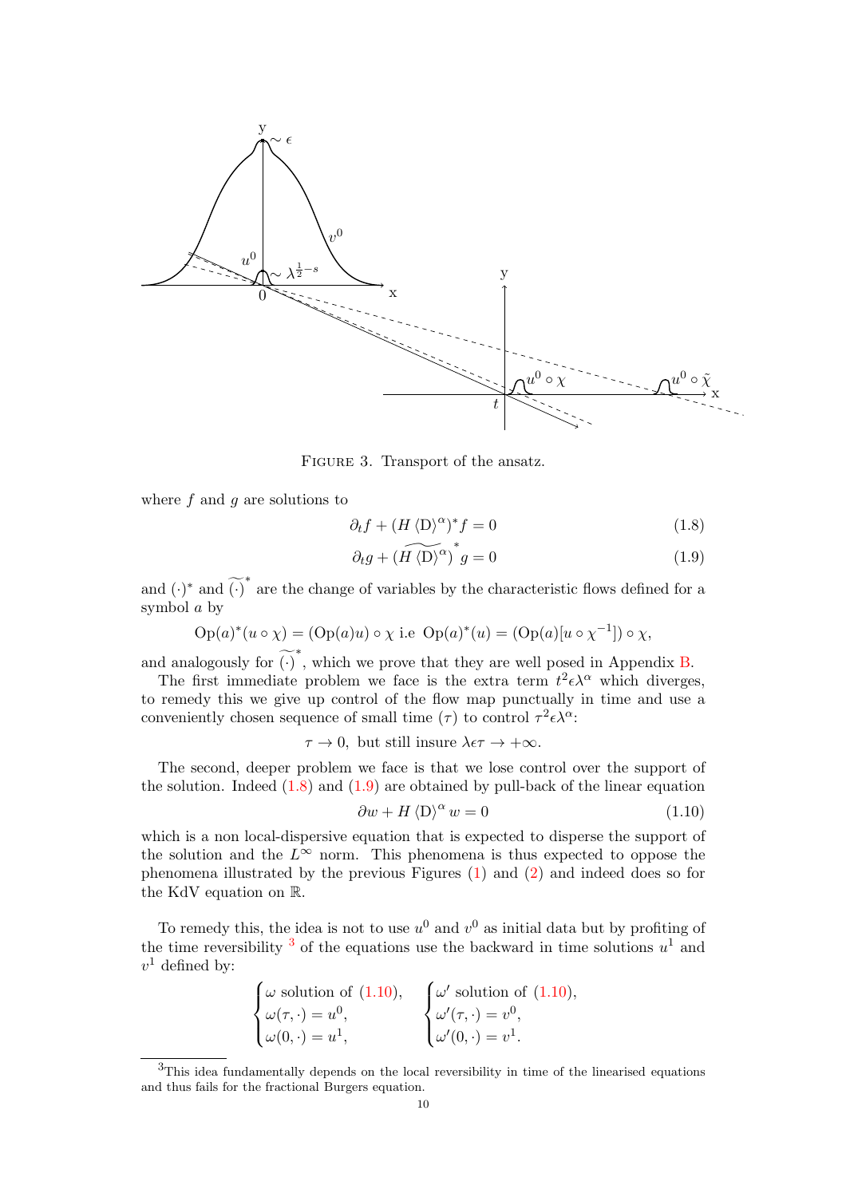FIGURE 3. Transport of the ansatz.

where $f$ and $g$ are solutions to

$$\partial_t f + (H \langle \mathrm{D} \rangle^\alpha)^* f = 0 \tag{1.8}$$

$$\partial_t g + \widetilde{(H \langle \mathrm{D} \rangle^\alpha)}^* g = 0 \tag{1.9}$$

and $(\cdot)^*$ and $\widetilde{(\cdot)}^*$ are the change of variables by the characteristic flows defined for a symbol $a$ by

$$\mathrm{Op}(a)^*(u \circ \chi) = (\mathrm{Op}(a)u) \circ \chi \text{ i.e } \mathrm{Op}(a)^*(u) = (\mathrm{Op}(a)[u \circ \chi^{-1}]) \circ \chi,$$

and analogously for $\widetilde{(\cdot)}^*$, which we prove that they are well posed in Appendix B.

The first immediate problem we face is the extra term $t^2 \epsilon \lambda^\alpha$ which diverges, to remedy this we give up control of the flow map punctually in time and use a conveniently chosen sequence of small time $(\tau)$ to control $\tau^2 \epsilon \lambda^\alpha$:

$$\tau \to 0, \text{ but still insure } \lambda \epsilon \tau \to +\infty.$$

The second, deeper problem we face is that we lose control over the support of the solution. Indeed (1.8) and (1.9) are obtained by pull-back of the linear equation

$$\partial w + H \langle \mathrm{D} \rangle^\alpha w = 0 \tag{1.10}$$

which is a non local-dispersive equation that is expected to disperse the support of the solution and the $L^\infty$ norm. This phenomena is thus expected to oppose the phenomena illustrated by the previous Figures (1) and (2) and indeed does so for the KdV equation on $\mathbb{R}$.

To remedy this, the idea is not to use $u^0$ and $v^0$ as initial data but by profiting of the time reversibility [3] of the equations use the backward in time solutions $u^1$ and $v^1$ defined by:

$$\begin{cases} \omega \text{ solution of (1.10)}, \\ \omega(\tau, \cdot) = u^0, \\ \omega(0, \cdot) = u^1, \end{cases} \qquad \begin{cases} \omega' \text{ solution of (1.10)}, \\ \omega'(\tau, \cdot) = v^0, \\ \omega'(0, \cdot) = v^1. \end{cases}$$

[3] This idea fundamentally depends on the local reversibility in time of the linearised equations and thus fails for the fractional Burgers equation.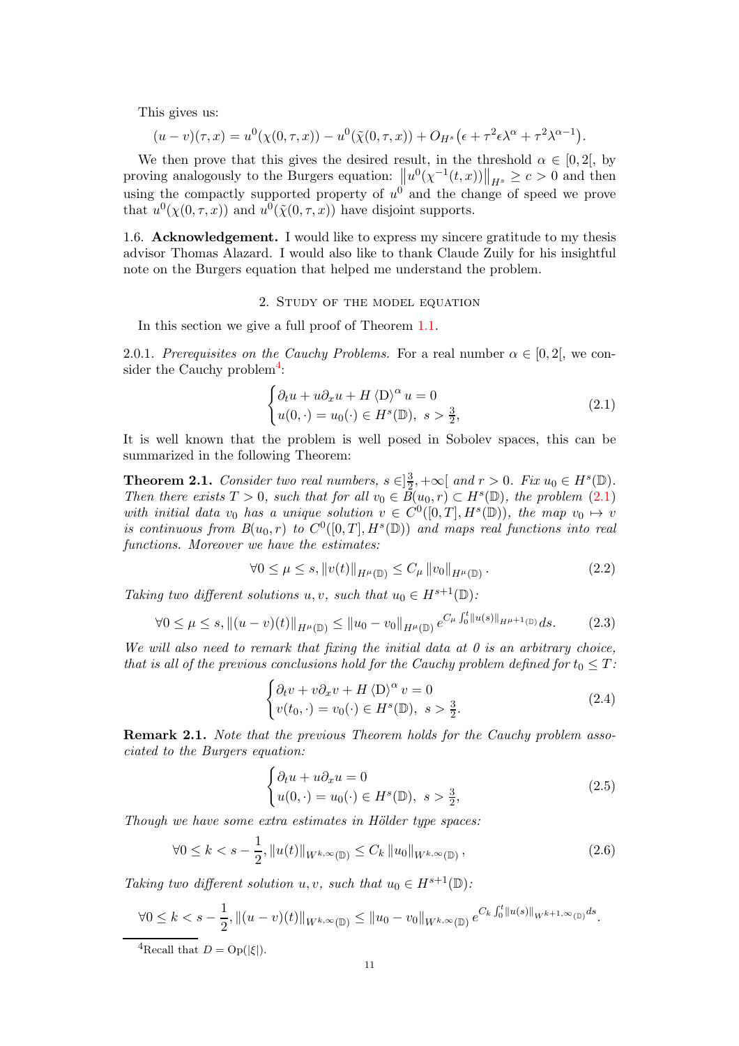This gives us:

$$(u-v)(\tau,x) = u^0(\chi(0,\tau,x)) - u^0(\tilde{\chi}(0,\tau,x)) + O_{H^s}\big(\epsilon + \tau^2\epsilon\lambda^\alpha + \tau^2\lambda^{\alpha-1}\big).$$

We then prove that this gives the desired result, in the threshold $\alpha \in [0,2[$, by proving analogously to the Burgers equation: $\left\|u^0(\chi^{-1}(t,x))\right\|_{H^s} \geq c > 0$ and then using the compactly supported property of $u^0$ and the change of speed we prove that $u^0(\chi(0,\tau,x))$ and $u^0(\tilde{\chi}(0,\tau,x))$ have disjoint supports.

1.6. **Acknowledgement.** I would like to express my sincere gratitude to my thesis advisor Thomas Alazard. I would also like to thank Claude Zuily for his insightful note on the Burgers equation that helped me understand the problem.

## 2. Study of the model equation

In this section we give a full proof of Theorem 1.1.

2.0.1. *Prerequisites on the Cauchy Problems.* For a real number $\alpha \in [0,2[$, we consider the Cauchy problem[4]:

$$\begin{cases} \partial_t u + u\partial_x u + H\left\langle \mathrm{D}\right\rangle^\alpha u = 0 \\ u(0,\cdot) = u_0(\cdot) \in H^s(\mathbb{D}),\ s > \frac{3}{2}, \end{cases} \tag{2.1}$$

It is well known that the problem is well posed in Sobolev spaces, this can be summarized in the following Theorem:

**Theorem 2.1.** *Consider two real numbers, $s \in ]\frac{3}{2}, +\infty[$ and $r > 0$. Fix $u_0 \in H^s(\mathbb{D})$. Then there exists $T > 0$, such that for all $v_0 \in B(u_0, r) \subset H^s(\mathbb{D})$, the problem (2.1) with initial data $v_0$ has a unique solution $v \in C^0([0,T], H^s(\mathbb{D}))$, the map $v_0 \mapsto v$ is continuous from $B(u_0,r)$ to $C^0([0,T], H^s(\mathbb{D}))$ and maps real functions into real functions. Moreover we have the estimates:*

$$\forall 0 \leq \mu \leq s, \|v(t)\|_{H^\mu(\mathbb{D})} \leq C_\mu \|v_0\|_{H^\mu(\mathbb{D})}. \tag{2.2}$$

*Taking two different solutions $u, v$, such that $u_0 \in H^{s+1}(\mathbb{D})$:*

$$\forall 0 \leq \mu \leq s, \|(u-v)(t)\|_{H^\mu(\mathbb{D})} \leq \|u_0 - v_0\|_{H^\mu(\mathbb{D})} e^{C_\mu \int_0^t \|u(s)\|_{H^{\mu+1}(\mathbb{D})} ds}. \tag{2.3}$$

*We will also need to remark that fixing the initial data at 0 is an arbitrary choice, that is all of the previous conclusions hold for the Cauchy problem defined for $t_0 \leq T$:*

$$\begin{cases} \partial_t v + v\partial_x v + H\left\langle \mathrm{D}\right\rangle^\alpha v = 0 \\ v(t_0,\cdot) = v_0(\cdot) \in H^s(\mathbb{D}),\ s > \frac{3}{2}. \end{cases} \tag{2.4}$$

**Remark 2.1.** *Note that the previous Theorem holds for the Cauchy problem associated to the Burgers equation:*

$$\begin{cases} \partial_t u + u\partial_x u = 0 \\ u(0,\cdot) = u_0(\cdot) \in H^s(\mathbb{D}),\ s > \frac{3}{2}, \end{cases} \tag{2.5}$$

*Though we have some extra estimates in Hölder type spaces:*

$$\forall 0 \leq k < s - \frac{1}{2}, \|u(t)\|_{W^{k,\infty}(\mathbb{D})} \leq C_k \|u_0\|_{W^{k,\infty}(\mathbb{D})}, \tag{2.6}$$

*Taking two different solution $u, v$, such that $u_0 \in H^{s+1}(\mathbb{D})$:*

$$\forall 0 \leq k < s - \frac{1}{2}, \|(u-v)(t)\|_{W^{k,\infty}(\mathbb{D})} \leq \|u_0 - v_0\|_{W^{k,\infty}(\mathbb{D})} e^{C_k \int_0^t \|u(s)\|_{W^{k+1,\infty}(\mathbb{D})} ds}.$$

[4] Recall that $D = \mathrm{Op}(|\xi|)$.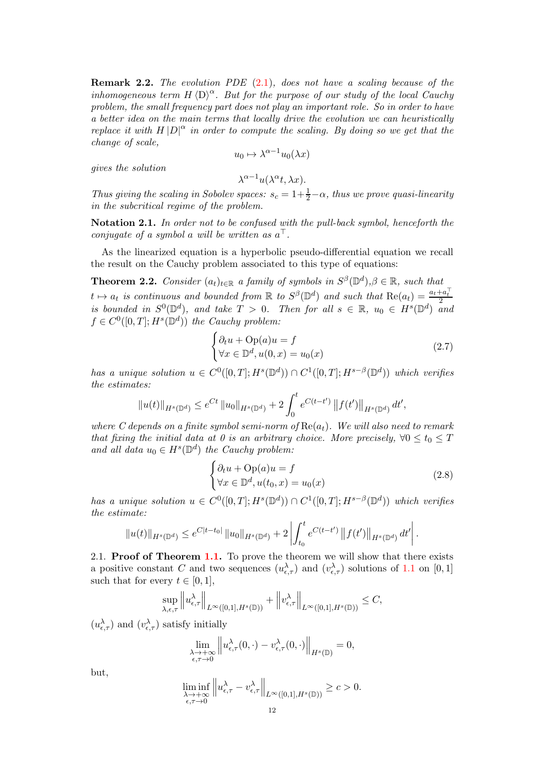**Remark 2.2.** *The evolution PDE* (2.1)*, does not have a scaling because of the inhomogeneous term $H\langle \mathrm{D}\rangle^\alpha$. But for the purpose of our study of the local Cauchy problem, the small frequency part does not play an important role. So in order to have a better idea on the main terms that locally drive the evolution we can heuristically replace it with $H|D|^\alpha$ in order to compute the scaling. By doing so we get that the change of scale,*

$$u_0 \mapsto \lambda^{\alpha-1}u_0(\lambda x)$$

*gives the solution*

$$\lambda^{\alpha-1}u(\lambda^\alpha t, \lambda x).$$

*Thus giving the scaling in Sobolev spaces: $s_c = 1+\frac{1}{2}-\alpha$, thus we prove quasi-linearity in the subcritical regime of the problem.*

**Notation 2.1.** *In order not to be confused with the pull-back symbol, henceforth the conjugate of a symbol $a$ will be written as $a^\top$.*

As the linearized equation is a hyperbolic pseudo-differential equation we recall the result on the Cauchy problem associated to this type of equations:

**Theorem 2.2.** *Consider $(a_t)_{t\in\mathbb{R}}$ a family of symbols in $S^\beta(\mathbb{D}^d)$,$\beta\in\mathbb{R}$, such that $t\mapsto a_t$ is continuous and bounded from $\mathbb{R}$ to $S^\beta(\mathbb{D}^d)$ and such that $\mathrm{Re}(a_t)=\frac{a_t+a_t^\top}{2}$ is bounded in $S^0(\mathbb{D}^d)$, and take $T>0$. Then for all $s\in\mathbb{R}$, $u_0\in H^s(\mathbb{D}^d)$ and $f\in C^0([0,T];H^s(\mathbb{D}^d))$ the Cauchy problem:*

$$\begin{cases} \partial_t u + \mathrm{Op}(a)u = f \\ \forall x \in \mathbb{D}^d, u(0,x) = u_0(x) \end{cases} \tag{2.7}$$

*has a unique solution $u\in C^0([0,T];H^s(\mathbb{D}^d))\cap C^1([0,T];H^{s-\beta}(\mathbb{D}^d))$ which verifies the estimates:*

$$\|u(t)\|_{H^s(\mathbb{D}^d)} \le e^{Ct}\|u_0\|_{H^s(\mathbb{D}^d)} + 2\int_0^t e^{C(t-t')}\|f(t')\|_{H^s(\mathbb{D}^d)}\,dt',$$

*where $C$ depends on a finite symbol semi-norm of $\mathrm{Re}(a_t)$. We will also need to remark that fixing the initial data at 0 is an arbitrary choice. More precisely, $\forall 0\le t_0\le T$ and all data $u_0\in H^s(\mathbb{D}^d)$ the Cauchy problem:*

$$\begin{cases} \partial_t u + \mathrm{Op}(a)u = f \\ \forall x \in \mathbb{D}^d, u(t_0,x) = u_0(x) \end{cases} \tag{2.8}$$

*has a unique solution $u\in C^0([0,T];H^s(\mathbb{D}^d))\cap C^1([0,T];H^{s-\beta}(\mathbb{D}^d))$ which verifies the estimate:*

$$\|u(t)\|_{H^s(\mathbb{D}^d)} \le e^{C|t-t_0|}\|u_0\|_{H^s(\mathbb{D}^d)} + 2\left|\int_{t_0}^t e^{C(t-t')}\|f(t')\|_{H^s(\mathbb{D}^d)}\,dt'\right|.$$

### 2.1. Proof of Theorem 1.1.

To prove the theorem we will show that there exists a positive constant $C$ and two sequences $(u^\lambda_{\epsilon,\tau})$ and $(v^\lambda_{\epsilon,\tau})$ solutions of 1.1 on $[0,1]$ such that for every $t\in[0,1]$,

$$\sup_{\lambda,\epsilon,\tau}\left\|u^\lambda_{\epsilon,\tau}\right\|_{L^\infty([0,1],H^s(\mathbb{D}))} + \left\|v^\lambda_{\epsilon,\tau}\right\|_{L^\infty([0,1],H^s(\mathbb{D}))} \le C,$$

$(u^\lambda_{\epsilon,\tau})$ and $(v^\lambda_{\epsilon,\tau})$ satisfy initially

$$\lim_{\substack{\lambda\to+\infty\\ \epsilon,\tau\to 0}}\left\|u^\lambda_{\epsilon,\tau}(0,\cdot)-v^\lambda_{\epsilon,\tau}(0,\cdot)\right\|_{H^s(\mathbb{D})} = 0,$$

but,

$$\liminf_{\substack{\lambda\to+\infty\\ \epsilon,\tau\to 0}}\left\|u^\lambda_{\epsilon,\tau}-v^\lambda_{\epsilon,\tau}\right\|_{L^\infty([0,1],H^s(\mathbb{D}))} \ge c > 0.$$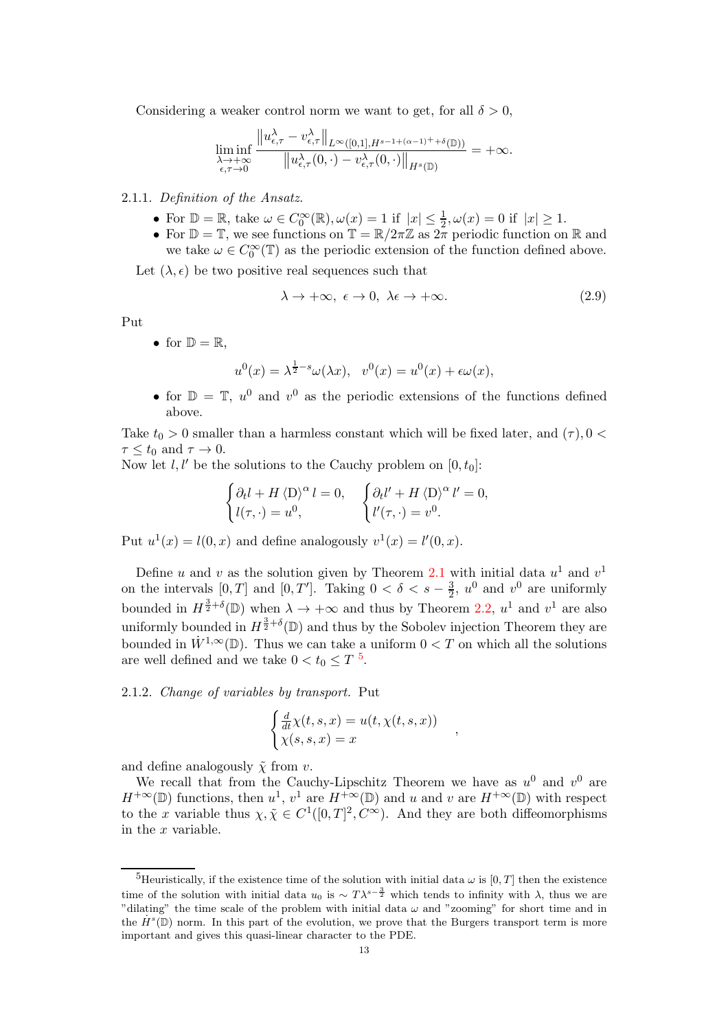Considering a weaker control norm we want to get, for all $\delta > 0$,

$$\liminf_{\substack{\lambda\to+\infty\\ \epsilon,\tau\to 0}} \frac{\left\|u^\lambda_{\epsilon,\tau} - v^\lambda_{\epsilon,\tau}\right\|_{L^\infty([0,1],H^{s-1+(\alpha-1)^++\delta}(\mathbb{D}))}}{\left\|u^\lambda_{\epsilon,\tau}(0,\cdot) - v^\lambda_{\epsilon,\tau}(0,\cdot)\right\|_{H^s(\mathbb{D})}} = +\infty.$$

2.1.1. *Definition of the Ansatz.*

- For $\mathbb{D} = \mathbb{R}$, take $\omega \in C_0^\infty(\mathbb{R}), \omega(x) = 1$ if $|x| \leq \frac{1}{2}, \omega(x) = 0$ if $|x| \geq 1$.
- For $\mathbb{D} = \mathbb{T}$, we see functions on $\mathbb{T} = \mathbb{R}/2\pi\mathbb{Z}$ as $2\pi$ periodic function on $\mathbb{R}$ and we take $\omega \in C_0^\infty(\mathbb{T})$ as the periodic extension of the function defined above.

Let $(\lambda, \epsilon)$ be two positive real sequences such that

$$\lambda \to +\infty,\ \epsilon \to 0,\ \lambda\epsilon \to +\infty. \tag{2.9}$$

Put

- for $\mathbb{D} = \mathbb{R}$,

$$u^0(x) = \lambda^{\frac{1}{2}-s}\omega(\lambda x), \quad v^0(x) = u^0(x) + \epsilon\omega(x),$$

- for $\mathbb{D} = \mathbb{T}$, $u^0$ and $v^0$ as the periodic extensions of the functions defined above.

Take $t_0 > 0$ smaller than a harmless constant which will be fixed later, and $(\tau), 0 < \tau \leq t_0$ and $\tau \to 0$.
Now let $l, l'$ be the solutions to the Cauchy problem on $[0, t_0]$:

$$\begin{cases} \partial_t l + H\left\langle \mathrm{D}\right\rangle^\alpha l = 0, \\ l(\tau,\cdot) = u^0, \end{cases} \quad \begin{cases} \partial_t l' + H\left\langle \mathrm{D}\right\rangle^\alpha l' = 0, \\ l'(\tau,\cdot) = v^0. \end{cases}$$

Put $u^1(x) = l(0,x)$ and define analogously $v^1(x) = l'(0,x)$.

Define $u$ and $v$ as the solution given by Theorem 2.1 with initial data $u^1$ and $v^1$ on the intervals $[0,T]$ and $[0,T']$. Taking $0 < \delta < s - \frac{3}{2}$, $u^0$ and $v^0$ are uniformly bounded in $H^{\frac{3}{2}+\delta}(\mathbb{D})$ when $\lambda \to +\infty$ and thus by Theorem 2.2, $u^1$ and $v^1$ are also uniformly bounded in $H^{\frac{3}{2}+\delta}(\mathbb{D})$ and thus by the Sobolev injection Theorem they are bounded in $\dot{W}^{1,\infty}(\mathbb{D})$. Thus we can take a uniform $0 < T$ on which all the solutions are well defined and we take $0 < t_0 \leq T$ [5].

2.1.2. *Change of variables by transport.* Put

$$\begin{cases} \frac{d}{dt}\chi(t,s,x) = u(t,\chi(t,s,x)) \\ \chi(s,s,x) = x \end{cases},$$

and define analogously $\tilde{\chi}$ from $v$.

We recall that from the Cauchy-Lipschitz Theorem we have as $u^0$ and $v^0$ are $H^{+\infty}(\mathbb{D})$ functions, then $u^1$, $v^1$ are $H^{+\infty}(\mathbb{D})$ and $u$ and $v$ are $H^{+\infty}(\mathbb{D})$ with respect to the $x$ variable thus $\chi, \tilde{\chi} \in C^1([0,T]^2, C^\infty)$. And they are both diffeomorphisms in the $x$ variable.

[5] Heuristically, if the existence time of the solution with initial data $\omega$ is $[0,T]$ then the existence time of the solution with initial data $u_0$ is $\sim T\lambda^{s-\frac{3}{2}}$ which tends to infinity with $\lambda$, thus we are "dilating" the time scale of the problem with initial data $\omega$ and "zooming" for short time and in the $\dot{H}^s(\mathbb{D})$ norm. In this part of the evolution, we prove that the Burgers transport term is more important and gives this quasi-linear character to the PDE.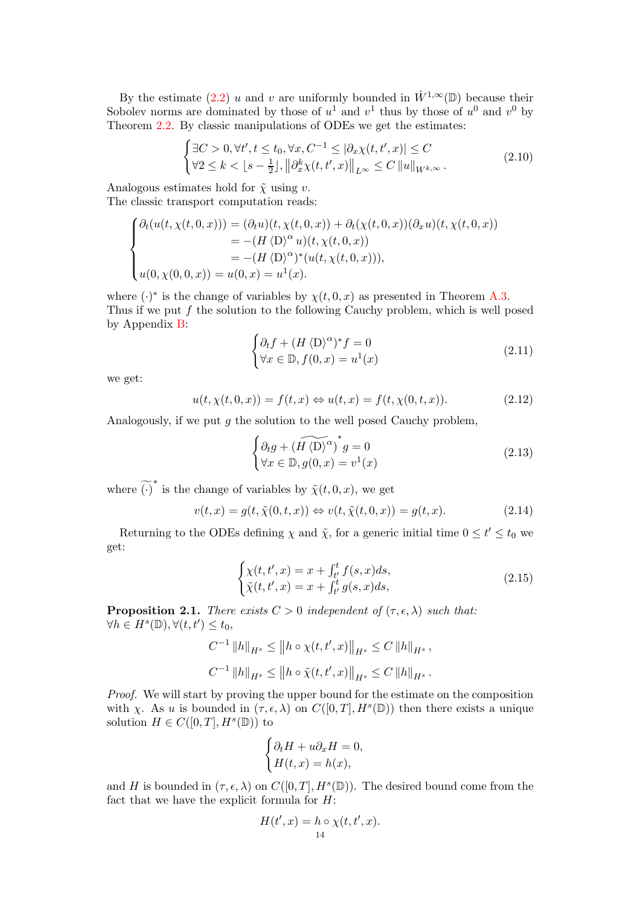By the estimate (2.2) $u$ and $v$ are uniformly bounded in $\dot{W}^{1,\infty}(\mathbb{D})$ because their Sobolev norms are dominated by those of $u^1$ and $v^1$ thus by those of $u^0$ and $v^0$ by Theorem 2.2. By classic manipulations of ODEs we get the estimates:

$$\begin{cases} \exists C>0, \forall t', t \leq t_0, \forall x, C^{-1} \leq |\partial_x \chi(t,t',x)| \leq C \\ \forall 2 \leq k < \lfloor s - \frac{1}{2} \rfloor, \left\| \partial_x^k \chi(t,t',x) \right\|_{L^\infty} \leq C \left\| u \right\|_{W^{k,\infty}}. \end{cases} \tag{2.10}$$

Analogous estimates hold for $\tilde{\chi}$ using $v$.
The classic transport computation reads:

$$\begin{cases} \partial_t(u(t,\chi(t,0,x))) = (\partial_t u)(t,\chi(t,0,x)) + \partial_t(\chi(t,0,x))(\partial_x u)(t,\chi(t,0,x)) \\ \qquad\qquad\qquad\qquad = -(H \langle \mathrm{D} \rangle^\alpha u)(t,\chi(t,0,x)) \\ \qquad\qquad\qquad\qquad = -(H \langle \mathrm{D} \rangle^\alpha)^*(u(t,\chi(t,0,x))), \\ u(0,\chi(0,0,x)) = u(0,x) = u^1(x). \end{cases}$$

where $(\cdot)^*$ is the change of variables by $\chi(t,0,x)$ as presented in Theorem A.3.
Thus if we put $f$ the solution to the following Cauchy problem, which is well posed by Appendix B:

$$\begin{cases} \partial_t f + (H \langle \mathrm{D} \rangle^\alpha)^* f = 0 \\ \forall x \in \mathbb{D}, f(0,x) = u^1(x) \end{cases} \tag{2.11}$$

we get:

$$u(t,\chi(t,0,x)) = f(t,x) \Leftrightarrow u(t,x) = f(t,\chi(0,t,x)). \tag{2.12}$$

Analogously, if we put $g$ the solution to the well posed Cauchy problem,

$$\begin{cases} \partial_t g + \widetilde{(H \langle \mathrm{D} \rangle^\alpha)}^* g = 0 \\ \forall x \in \mathbb{D}, g(0,x) = v^1(x) \end{cases} \tag{2.13}$$

where $\widetilde{(\cdot)}^*$ is the change of variables by $\tilde{\chi}(t,0,x)$, we get

$$v(t,x) = g(t,\tilde{\chi}(0,t,x)) \Leftrightarrow v(t,\tilde{\chi}(t,0,x)) = g(t,x). \tag{2.14}$$

Returning to the ODEs defining $\chi$ and $\tilde{\chi}$, for a generic initial time $0 \leq t' \leq t_0$ we get:

$$\begin{cases} \chi(t,t',x) = x + \int_{t'}^t f(s,x) ds, \\ \tilde{\chi}(t,t',x) = x + \int_{t'}^t g(s,x) ds, \end{cases} \tag{2.15}$$

**Proposition 2.1.** *There exists $C>0$ independent of $(\tau,\epsilon,\lambda)$ such that: $\forall h \in H^s(\mathbb{D}), \forall (t,t') \leq t_0$,*

$$C^{-1} \left\| h \right\|_{H^s} \leq \left\| h \circ \chi(t,t',x) \right\|_{H^s} \leq C \left\| h \right\|_{H^s},$$

$$C^{-1} \left\| h \right\|_{H^s} \leq \left\| h \circ \tilde{\chi}(t,t',x) \right\|_{H^s} \leq C \left\| h \right\|_{H^s}.$$

*Proof.* We will start by proving the upper bound for the estimate on the composition with $\chi$. As $u$ is bounded in $(\tau,\epsilon,\lambda)$ on $C([0,T],H^s(\mathbb{D}))$ then there exists a unique solution $H \in C([0,T],H^s(\mathbb{D}))$ to

$$\begin{cases} \partial_t H + u \partial_x H = 0, \\ H(t,x) = h(x), \end{cases}$$

and $H$ is bounded in $(\tau,\epsilon,\lambda)$ on $C([0,T],H^s(\mathbb{D}))$. The desired bound come from the fact that we have the explicit formula for $H$:

$$H(t',x) = h \circ \chi(t,t',x).$$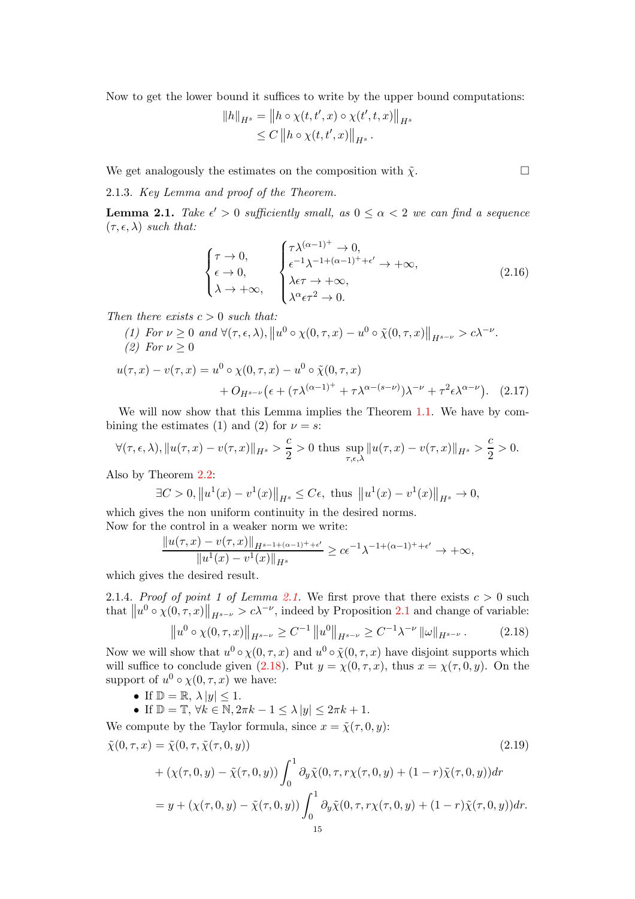Now to get the lower bound it suffices to write by the upper bound computations:

$$\begin{aligned}\|h\|_{H^s} &= \left\|h\circ\chi(t,t',x)\circ\chi(t',t,x)\right\|_{H^s}\\ &\leq C\left\|h\circ\chi(t,t',x)\right\|_{H^s}.\end{aligned}$$

We get analogously the estimates on the composition with $\tilde{\chi}$. $\square$

2.1.3. *Key Lemma and proof of the Theorem.*

**Lemma 2.1.** *Take $\epsilon'>0$ sufficiently small, as $0\leq\alpha<2$ we can find a sequence $(\tau,\epsilon,\lambda)$ such that:*

$$\begin{cases}\tau\to 0,\\ \epsilon\to 0,\\ \lambda\to+\infty,\end{cases}\quad \begin{cases}\tau\lambda^{(\alpha-1)^+}\to 0,\\ \epsilon^{-1}\lambda^{-1+(\alpha-1)^++\epsilon'}\to+\infty,\\ \lambda\epsilon\tau\to+\infty,\\ \lambda^\alpha\epsilon\tau^2\to 0.\end{cases}\tag{2.16}$$

*Then there exists $c>0$ such that:*

*(1) For $\nu\geq 0$ and $\forall(\tau,\epsilon,\lambda),\left\|u^0\circ\chi(0,\tau,x)-u^0\circ\tilde{\chi}(0,\tau,x)\right\|_{H^{s-\nu}}>c\lambda^{-\nu}$.*

*(2) For $\nu\geq 0$*

$$\begin{aligned}u(\tau,x)-v(\tau,x)&=u^0\circ\chi(0,\tau,x)-u^0\circ\tilde{\chi}(0,\tau,x)\\ &\quad+O_{H^{s-\nu}}\big(\epsilon+(\tau\lambda^{(\alpha-1)^+}+\tau\lambda^{\alpha-(s-\nu)})\lambda^{-\nu}+\tau^2\epsilon\lambda^{\alpha-\nu}\big).\end{aligned}\tag{2.17}$$

We will now show that this Lemma implies the Theorem 1.1. We have by combining the estimates (1) and (2) for $\nu=s$:

$$\forall(\tau,\epsilon,\lambda),\|u(\tau,x)-v(\tau,x)\|_{H^s}>\frac{c}{2}>0\text{ thus }\sup_{\tau,\epsilon,\lambda}\|u(\tau,x)-v(\tau,x)\|_{H^s}>\frac{c}{2}>0.$$

Also by Theorem 2.2:

$$\exists C>0,\left\|u^1(x)-v^1(x)\right\|_{H^s}\leq C\epsilon,\text{ thus }\left\|u^1(x)-v^1(x)\right\|_{H^s}\to 0,$$

which gives the non uniform continuity in the desired norms.
Now for the control in a weaker norm we write:

$$\frac{\|u(\tau,x)-v(\tau,x)\|_{H^{s-1+(\alpha-1)^++\epsilon'}}}{\|u^1(x)-v^1(x)\|_{H^s}}\geq c\epsilon^{-1}\lambda^{-1+(\alpha-1)^++\epsilon'}\to+\infty,$$

which gives the desired result.

2.1.4. *Proof of point 1 of Lemma 2.1.* We first prove that there exists $c>0$ such that $\left\|u^0\circ\chi(0,\tau,x)\right\|_{H^{s-\nu}}>c\lambda^{-\nu}$, indeed by Proposition 2.1 and change of variable:

$$\left\|u^0\circ\chi(0,\tau,x)\right\|_{H^{s-\nu}}\geq C^{-1}\left\|u^0\right\|_{H^{s-\nu}}\geq C^{-1}\lambda^{-\nu}\left\|\omega\right\|_{H^{s-\nu}}.\tag{2.18}$$

Now we will show that $u^0\circ\chi(0,\tau,x)$ and $u^0\circ\tilde{\chi}(0,\tau,x)$ have disjoint supports which will suffice to conclude given (2.18). Put $y=\chi(0,\tau,x)$, thus $x=\chi(\tau,0,y)$. On the support of $u^0\circ\chi(0,\tau,x)$ we have:

- If $\mathbb{D}=\mathbb{R}$, $\lambda|y|\leq 1$.
- If $\mathbb{D}=\mathbb{T}$, $\forall k\in\mathbb{N},2\pi k-1\leq\lambda|y|\leq 2\pi k+1$.

We compute by the Taylor formula, since $x=\tilde{\chi}(\tau,0,y)$:

$$\begin{aligned}\tilde{\chi}(0,\tau,x)&=\tilde{\chi}(0,\tau,\tilde{\chi}(\tau,0,y))\\ &\quad+(\chi(\tau,0,y)-\tilde{\chi}(\tau,0,y))\int_0^1\partial_y\tilde{\chi}(0,\tau,r\chi(\tau,0,y)+(1-r)\tilde{\chi}(\tau,0,y))dr\\ &=y+(\chi(\tau,0,y)-\tilde{\chi}(\tau,0,y))\int_0^1\partial_y\tilde{\chi}(0,\tau,r\chi(\tau,0,y)+(1-r)\tilde{\chi}(\tau,0,y))dr.\end{aligned}\tag{2.19}$$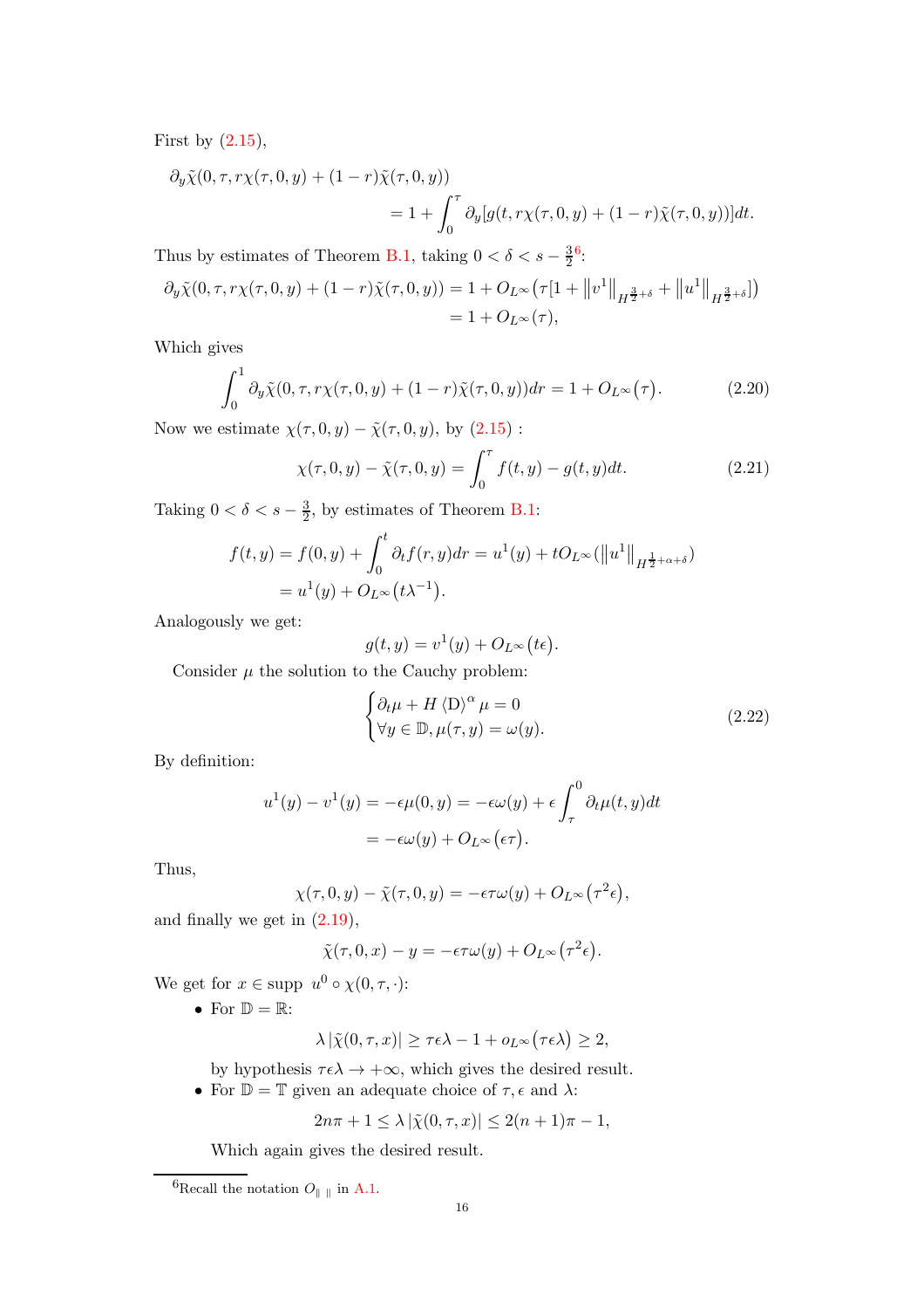First by (2.15),

$$\partial_y \tilde{\chi}(0, \tau, r\chi(\tau, 0, y) + (1-r)\tilde{\chi}(\tau, 0, y)) \\ = 1 + \int_0^\tau \partial_y [g(t, r\chi(\tau, 0, y) + (1-r)\tilde{\chi}(\tau, 0, y))]dt.$$

Thus by estimates of Theorem B.1, taking $0 < \delta < s - \frac{3}{2}$[6]:

$$\partial_y \tilde{\chi}(0, \tau, r\chi(\tau, 0, y) + (1-r)\tilde{\chi}(\tau, 0, y)) = 1 + O_{L^\infty}\big(\tau[1 + \|v^1\|_{H^{\frac{3}{2}+\delta}} + \|u^1\|_{H^{\frac{3}{2}+\delta}}]\big) \\ = 1 + O_{L^\infty}(\tau),$$

Which gives

$$\int_0^1 \partial_y \tilde{\chi}(0, \tau, r\chi(\tau, 0, y) + (1-r)\tilde{\chi}(\tau, 0, y))dr = 1 + O_{L^\infty}\big(\tau\big). \tag{2.20}$$

Now we estimate $\chi(\tau, 0, y) - \tilde{\chi}(\tau, 0, y)$, by (2.15) :

$$\chi(\tau, 0, y) - \tilde{\chi}(\tau, 0, y) = \int_0^\tau f(t, y) - g(t, y)dt. \tag{2.21}$$

Taking $0 < \delta < s - \frac{3}{2}$, by estimates of Theorem B.1:

$$f(t, y) = f(0, y) + \int_0^t \partial_t f(r, y)dr = u^1(y) + tO_{L^\infty}(\|u^1\|_{H^{\frac{1}{2}+\alpha+\delta}}) \\ = u^1(y) + O_{L^\infty}\big(t\lambda^{-1}\big).$$

Analogously we get:

$$g(t, y) = v^1(y) + O_{L^\infty}\big(t\epsilon\big).$$

Consider $\mu$ the solution to the Cauchy problem:

$$\begin{cases} \partial_t \mu + H \langle \mathrm{D} \rangle^\alpha \mu = 0 \\ \forall y \in \mathbb{D}, \mu(\tau, y) = \omega(y). \end{cases} \tag{2.22}$$

By definition:

$$u^1(y) - v^1(y) = -\epsilon\mu(0, y) = -\epsilon\omega(y) + \epsilon \int_\tau^0 \partial_t \mu(t, y)dt \\ = -\epsilon\omega(y) + O_{L^\infty}\big(\epsilon\tau\big).$$

Thus,

$$\chi(\tau, 0, y) - \tilde{\chi}(\tau, 0, y) = -\epsilon\tau\omega(y) + O_{L^\infty}\big(\tau^2\epsilon\big),$$

and finally we get in (2.19),

$$\tilde{\chi}(\tau, 0, x) - y = -\epsilon\tau\omega(y) + O_{L^\infty}\big(\tau^2\epsilon\big).$$

We get for $x \in \text{supp } u^0 \circ \chi(0, \tau, \cdot)$:

- For $\mathbb{D} = \mathbb{R}$:

  $$\lambda\,|\tilde{\chi}(0, \tau, x)| \geq \tau\epsilon\lambda - 1 + o_{L^\infty}\big(\tau\epsilon\lambda\big) \geq 2,$$

  by hypothesis $\tau\epsilon\lambda \to +\infty$, which gives the desired result.

- For $\mathbb{D} = \mathbb{T}$ given an adequate choice of $\tau, \epsilon$ and $\lambda$:

  $$2n\pi + 1 \leq \lambda\,|\tilde{\chi}(0, \tau, x)| \leq 2(n+1)\pi - 1,$$

  Which again gives the desired result.

---

[6] Recall the notation $O_{\| \ \|}$ in A.1.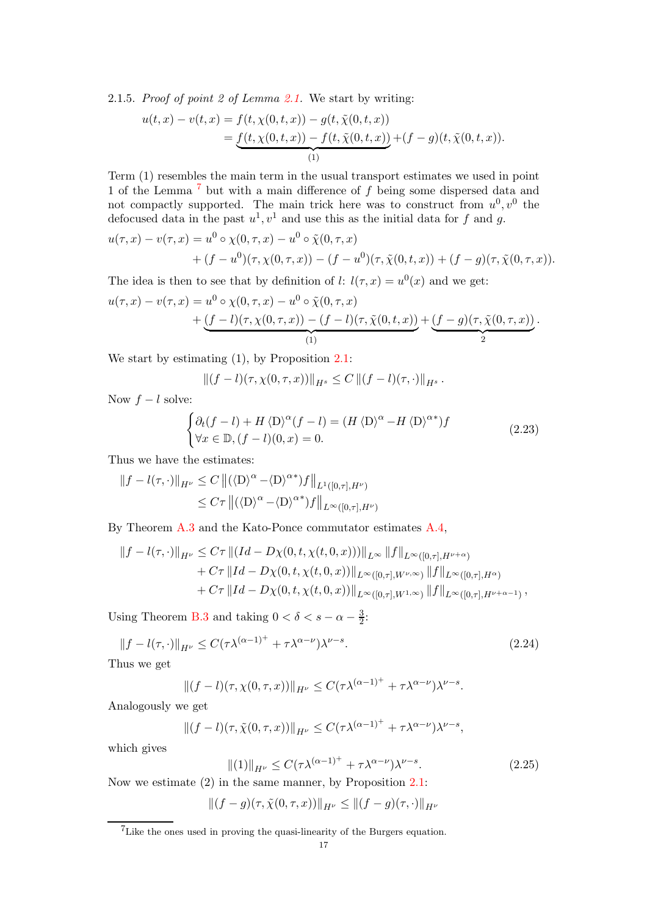2.1.5. *Proof of point 2 of Lemma 2.1.* We start by writing:

$$
\begin{aligned}
u(t,x) - v(t,x) &= f(t,\chi(0,t,x)) - g(t,\tilde{\chi}(0,t,x)) \\
&= \underbrace{f(t,\chi(0,t,x)) - f(t,\tilde{\chi}(0,t,x))}_{(1)} + (f-g)(t,\tilde{\chi}(0,t,x)).
\end{aligned}
$$

Term (1) resembles the main term in the usual transport estimates we used in point 1 of the Lemma [7] but with a main difference of $f$ being some dispersed data and not compactly supported. The main trick here was to construct from $u^0, v^0$ the defocused data in the past $u^1, v^1$ and use this as the initial data for $f$ and $g$.

$$
\begin{aligned}
u(\tau,x) - v(\tau,x) &= u^0 \circ \chi(0,\tau,x) - u^0 \circ \tilde{\chi}(0,\tau,x) \\
&\quad + (f-u^0)(\tau,\chi(0,\tau,x)) - (f-u^0)(\tau,\tilde{\chi}(0,t,x)) + (f-g)(\tau,\tilde{\chi}(0,\tau,x)).
\end{aligned}
$$

The idea is then to see that by definition of $l$: $l(\tau,x) = u^0(x)$ and we get:

$$
\begin{aligned}
u(\tau,x) - v(\tau,x) &= u^0 \circ \chi(0,\tau,x) - u^0 \circ \tilde{\chi}(0,\tau,x) \\
&\quad + \underbrace{(f-l)(\tau,\chi(0,\tau,x)) - (f-l)(\tau,\tilde{\chi}(0,t,x))}_{(1)} + \underbrace{(f-g)(\tau,\tilde{\chi}(0,\tau,x))}_{2}.
\end{aligned}
$$

We start by estimating (1), by Proposition 2.1:

$$
\|(f-l)(\tau,\chi(0,\tau,x))\|_{H^s} \leq C \|(f-l)(\tau,\cdot)\|_{H^s}.
$$

Now $f-l$ solve:

$$
\begin{cases}
\partial_t(f-l) + H\langle \mathrm{D}\rangle^\alpha (f-l) = (H\langle \mathrm{D}\rangle^\alpha - H\langle \mathrm{D}\rangle^{\alpha *})f \\
\forall x \in \mathbb{D}, (f-l)(0,x) = 0.
\end{cases}
\tag{2.23}
$$

Thus we have the estimates:

$$
\begin{aligned}
\|f - l(\tau,\cdot)\|_{H^\nu} &\leq C \left\| (\langle \mathrm{D}\rangle^\alpha - \langle \mathrm{D}\rangle^{\alpha *}) f \right\|_{L^1([0,\tau],H^\nu)} \\
&\leq C\tau \left\| (\langle \mathrm{D}\rangle^\alpha - \langle \mathrm{D}\rangle^{\alpha *}) f \right\|_{L^\infty([0,\tau],H^\nu)}
\end{aligned}
$$

By Theorem A.3 and the Kato-Ponce commutator estimates A.4,

$$
\begin{aligned}
\|f - l(\tau,\cdot)\|_{H^\nu} &\leq C\tau \|(Id - D\chi(0,t,\chi(t,0,x)))\|_{L^\infty} \|f\|_{L^\infty([0,\tau],H^{\nu+\alpha})} \\
&\quad + C\tau \|Id - D\chi(0,t,\chi(t,0,x))\|_{L^\infty([0,\tau],W^{\nu,\infty})} \|f\|_{L^\infty([0,\tau],H^{\alpha})} \\
&\quad + C\tau \|Id - D\chi(0,t,\chi(t,0,x))\|_{L^\infty([0,\tau],W^{1,\infty})} \|f\|_{L^\infty([0,\tau],H^{\nu+\alpha-1})},
\end{aligned}
$$

Using Theorem B.3 and taking $0 < \delta < s - \alpha - \frac{3}{2}$:

$$
\|f - l(\tau,\cdot)\|_{H^\nu} \leq C(\tau\lambda^{(\alpha-1)^+} + \tau\lambda^{\alpha-\nu})\lambda^{\nu-s}.
\tag{2.24}
$$

Thus we get

$$
\|(f-l)(\tau,\chi(0,\tau,x))\|_{H^\nu} \leq C(\tau\lambda^{(\alpha-1)^+} + \tau\lambda^{\alpha-\nu})\lambda^{\nu-s}.
$$

Analogously we get

$$
\|(f-l)(\tau,\tilde{\chi}(0,\tau,x))\|_{H^\nu} \leq C(\tau\lambda^{(\alpha-1)^+} + \tau\lambda^{\alpha-\nu})\lambda^{\nu-s},
$$

which gives

$$
\|(1)\|_{H^\nu} \leq C(\tau\lambda^{(\alpha-1)^+} + \tau\lambda^{\alpha-\nu})\lambda^{\nu-s}.
\tag{2.25}
$$

Now we estimate (2) in the same manner, by Proposition 2.1:

$$
\|(f-g)(\tau,\tilde{\chi}(0,\tau,x))\|_{H^\nu} \leq \|(f-g)(\tau,\cdot)\|_{H^\nu}
$$

---

[7] Like the ones used in proving the quasi-linearity of the Burgers equation.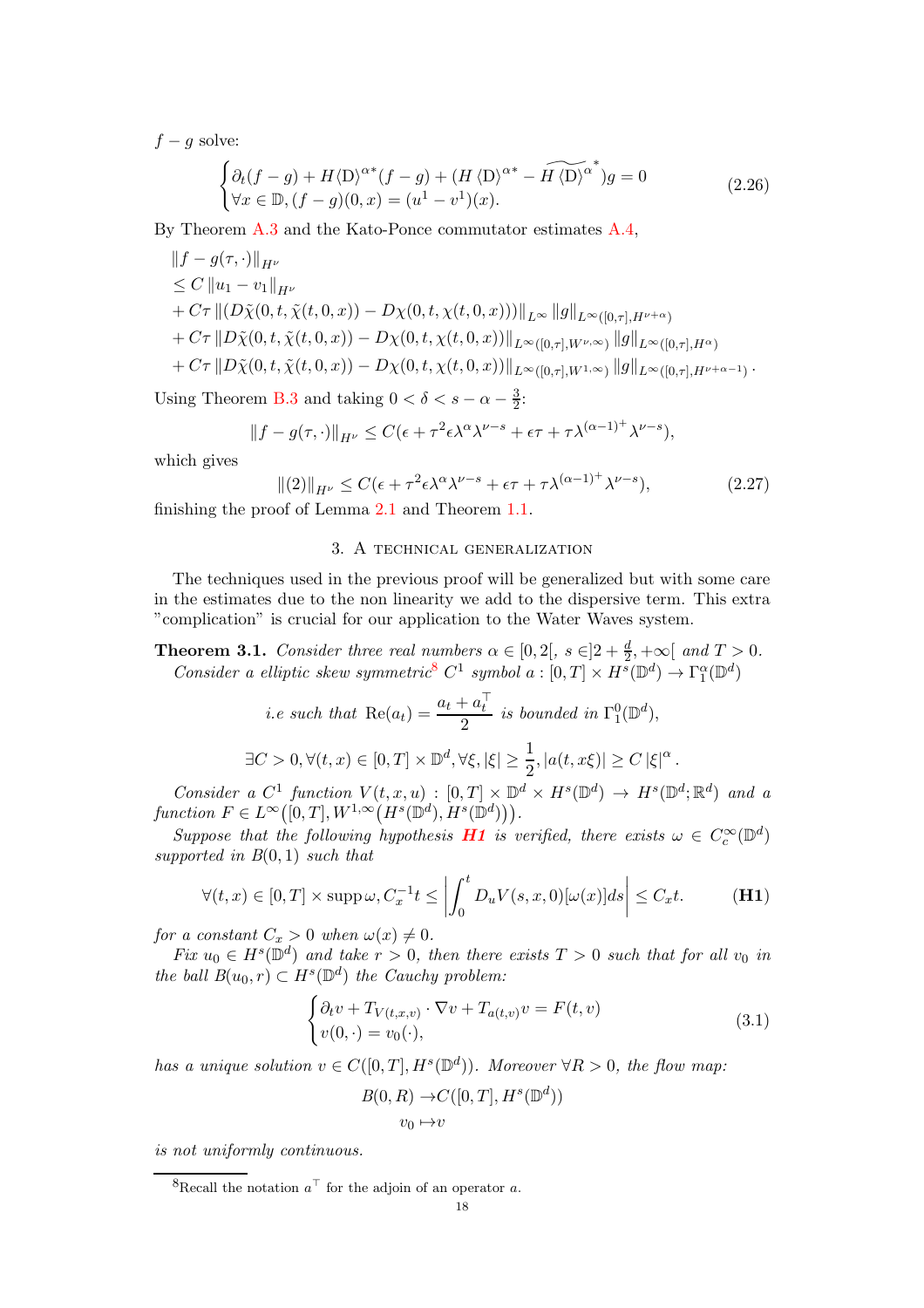$f - g$ solve:

$$\begin{cases} \partial_t(f-g) + H\langle \mathrm{D}\rangle^{\alpha *}(f-g) + (H\langle \mathrm{D}\rangle^{\alpha *} - \widetilde{H\langle \mathrm{D}\rangle^{\alpha}}^{*})g = 0 \\ \forall x \in \mathbb{D}, (f-g)(0,x) = (u^1 - v^1)(x). \end{cases} \tag{2.26}$$

By Theorem A.3 and the Kato-Ponce commutator estimates A.4,

$$\begin{aligned}
&\|f - g(\tau,\cdot)\|_{H^\nu} \\
&\leq C\|u_1 - v_1\|_{H^\nu} \\
&+ C\tau \|(D\tilde{\chi}(0,t,\tilde{\chi}(t,0,x)) - D\chi(0,t,\chi(t,0,x)))\|_{L^\infty} \|g\|_{L^\infty([0,\tau],H^{\nu+\alpha})} \\
&+ C\tau \|D\tilde{\chi}(0,t,\tilde{\chi}(t,0,x)) - D\chi(0,t,\chi(t,0,x))\|_{L^\infty([0,\tau],W^{\nu,\infty})} \|g\|_{L^\infty([0,\tau],H^{\alpha})} \\
&+ C\tau \|D\tilde{\chi}(0,t,\tilde{\chi}(t,0,x)) - D\chi(0,t,\chi(t,0,x))\|_{L^\infty([0,\tau],W^{1,\infty})} \|g\|_{L^\infty([0,\tau],H^{\nu+\alpha-1})}.
\end{aligned}$$

Using Theorem B.3 and taking $0 < \delta < s - \alpha - \frac{3}{2}$:

$$\|f - g(\tau,\cdot)\|_{H^\nu} \leq C(\epsilon + \tau^2\epsilon\lambda^\alpha\lambda^{\nu-s} + \epsilon\tau + \tau\lambda^{(\alpha-1)^+}\lambda^{\nu-s}),$$

which gives

$$\|(2)\|_{H^\nu} \leq C(\epsilon + \tau^2\epsilon\lambda^\alpha\lambda^{\nu-s} + \epsilon\tau + \tau\lambda^{(\alpha-1)^+}\lambda^{\nu-s}), \tag{2.27}$$

finishing the proof of Lemma 2.1 and Theorem 1.1.

## 3. A technical generalization

The techniques used in the previous proof will be generalized but with some care in the estimates due to the non linearity we add to the dispersive term. This extra "complication" is crucial for our application to the Water Waves system.

**Theorem 3.1.** *Consider three real numbers $\alpha \in [0,2[$, $s \in ]2 + \frac{d}{2}, +\infty[$ and $T > 0$. Consider a elliptic skew symmetric[8] $C^1$ symbol $a : [0,T] \times H^s(\mathbb{D}^d) \to \Gamma_1^\alpha(\mathbb{D}^d)$*

$$i.e \text{ such that } \mathrm{Re}(a_t) = \frac{a_t + a_t^\top}{2} \text{ is bounded in } \Gamma_1^0(\mathbb{D}^d),$$

$$\exists C > 0, \forall (t,x) \in [0,T] \times \mathbb{D}^d, \forall \xi, |\xi| \geq \frac{1}{2}, |a(t,x\xi)| \geq C|\xi|^\alpha.$$

*Consider a $C^1$ function $V(t,x,u) : [0,T] \times \mathbb{D}^d \times H^s(\mathbb{D}^d) \to H^s(\mathbb{D}^d;\mathbb{R}^d)$ and a function $F \in L^\infty\big([0,T], W^{1,\infty}\big(H^s(\mathbb{D}^d), H^s(\mathbb{D}^d)\big)\big)$.*

*Suppose that the following hypothesis **H1** is verified, there exists $\omega \in C_c^\infty(\mathbb{D}^d)$ supported in $B(0,1)$ such that*

$$\forall (t,x) \in [0,T] \times \mathrm{supp}\,\omega, C_x^{-1}t \leq \left|\int_0^t D_u V(s,x,0)[\omega(x)]ds\right| \leq C_x t. \tag{H1}$$

*for a constant $C_x > 0$ when $\omega(x) \neq 0$.*

*Fix $u_0 \in H^s(\mathbb{D}^d)$ and take $r > 0$, then there exists $T > 0$ such that for all $v_0$ in the ball $B(u_0, r) \subset H^s(\mathbb{D}^d)$ the Cauchy problem:*

$$\begin{cases} \partial_t v + T_{V(t,x,v)} \cdot \nabla v + T_{a(t,v)} v = F(t,v) \\ v(0,\cdot) = v_0(\cdot), \end{cases} \tag{3.1}$$

*has a unique solution $v \in C([0,T], H^s(\mathbb{D}^d))$. Moreover $\forall R > 0$, the flow map:*

$$\begin{aligned} B(0,R) &\to C([0,T], H^s(\mathbb{D}^d)) \\ v_0 &\mapsto v \end{aligned}$$

*is not uniformly continuous.*

[8] Recall the notation $a^\top$ for the adjoin of an operator $a$.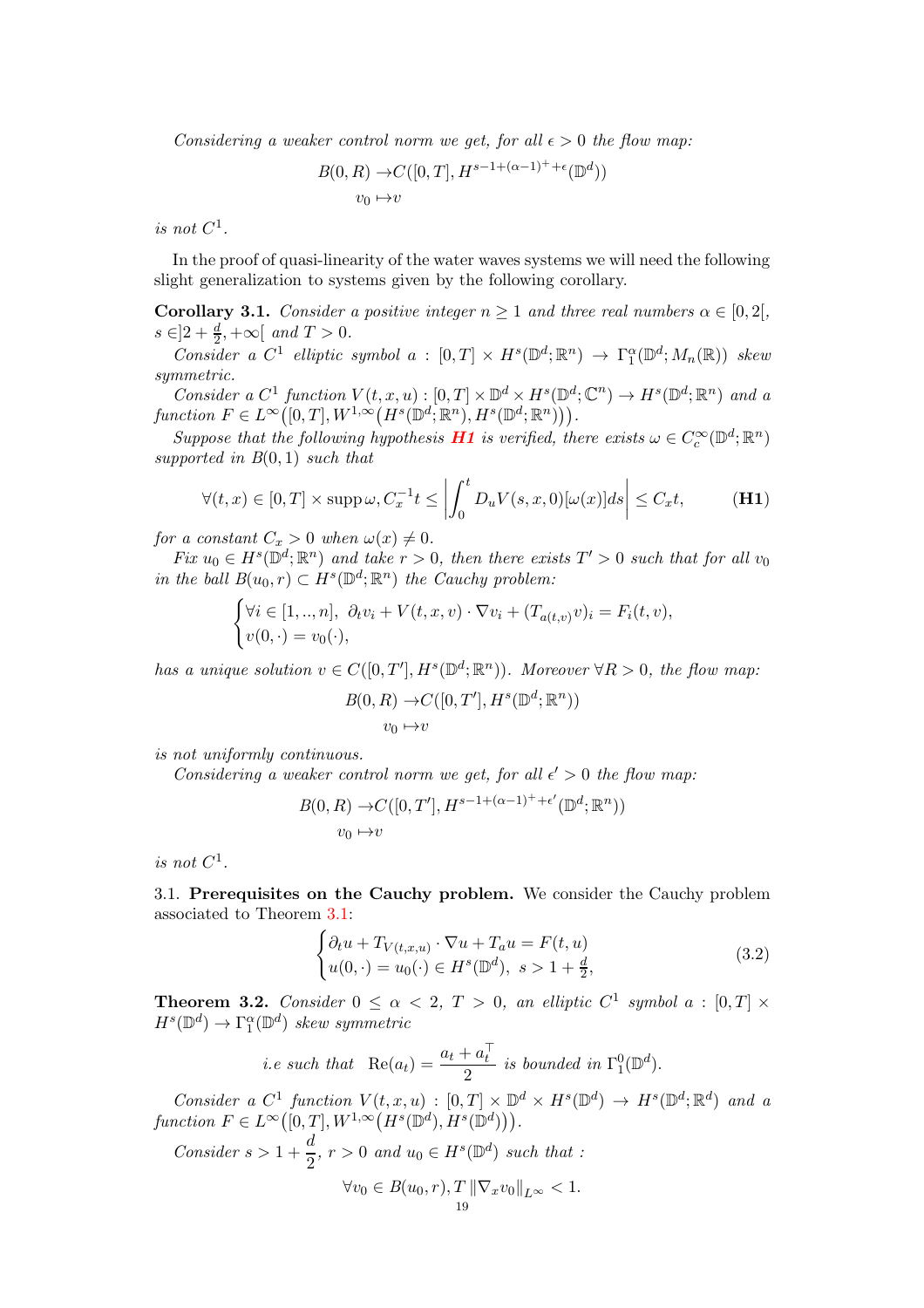*Considering a weaker control norm we get, for all $\epsilon > 0$ the flow map:*

$$\begin{aligned} B(0,R) &\to C([0,T], H^{s-1+(\alpha-1)^+ +\epsilon}(\mathbb{D}^d)) \\ v_0 &\mapsto v \end{aligned}$$

*is not $C^1$.*

In the proof of quasi-linearity of the water waves systems we will need the following slight generalization to systems given by the following corollary.

**Corollary 3.1.** *Consider a positive integer $n \geq 1$ and three real numbers $\alpha \in [0, 2[$, $s \in ]2 + \frac{d}{2}, +\infty[$ and $T > 0$.*

*Consider a $C^1$ elliptic symbol $a : [0,T] \times H^s(\mathbb{D}^d; \mathbb{R}^n) \to \Gamma^\alpha_1(\mathbb{D}^d; M_n(\mathbb{R}))$ skew symmetric.*

*Consider a $C^1$ function $V(t,x,u) : [0,T] \times \mathbb{D}^d \times H^s(\mathbb{D}^d; \mathbb{C}^n) \to H^s(\mathbb{D}^d; \mathbb{R}^n)$ and a function $F \in L^\infty\big([0,T], W^{1,\infty}\big(H^s(\mathbb{D}^d; \mathbb{R}^n), H^s(\mathbb{D}^d; \mathbb{R}^n)\big)\big)$.*

*Suppose that the following hypothesis **H1** is verified, there exists $\omega \in C^\infty_c(\mathbb{D}^d; \mathbb{R}^n)$ supported in $B(0,1)$ such that*

$$\forall (t,x) \in [0,T] \times \operatorname{supp} \omega, C_x^{-1} t \leq \left| \int_0^t D_u V(s,x,0)[\omega(x)] ds \right| \leq C_x t, \tag{H1}$$

*for a constant $C_x > 0$ when $\omega(x) \neq 0$.*

*Fix $u_0 \in H^s(\mathbb{D}^d; \mathbb{R}^n)$ and take $r > 0$, then there exists $T' > 0$ such that for all $v_0$ in the ball $B(u_0, r) \subset H^s(\mathbb{D}^d; \mathbb{R}^n)$ the Cauchy problem:*

$$\begin{cases} \forall i \in [1, .., n], \ \partial_t v_i + V(t,x,v) \cdot \nabla v_i + (T_{a(t,v)} v)_i = F_i(t,v), \\ v(0,\cdot) = v_0(\cdot), \end{cases}$$

*has a unique solution $v \in C([0,T'], H^s(\mathbb{D}^d; \mathbb{R}^n))$. Moreover $\forall R > 0$, the flow map:*

$$\begin{aligned} B(0,R) &\to C([0,T'], H^s(\mathbb{D}^d; \mathbb{R}^n)) \\ v_0 &\mapsto v \end{aligned}$$

*is not uniformly continuous.*

*Considering a weaker control norm we get, for all $\epsilon' > 0$ the flow map:*

$$\begin{aligned} B(0,R) &\to C([0,T'], H^{s-1+(\alpha-1)^+ +\epsilon'}(\mathbb{D}^d; \mathbb{R}^n)) \\ v_0 &\mapsto v \end{aligned}$$

*is not $C^1$.*

## 3.1. Prerequisites on the Cauchy problem.

We consider the Cauchy problem associated to Theorem 3.1:

$$\begin{cases} \partial_t u + T_{V(t,x,u)} \cdot \nabla u + T_a u = F(t,u) \\ u(0,\cdot) = u_0(\cdot) \in H^s(\mathbb{D}^d), \ s > 1 + \frac{d}{2}, \end{cases} \tag{3.2}$$

**Theorem 3.2.** *Consider $0 \leq \alpha < 2$, $T > 0$, an elliptic $C^1$ symbol $a : [0,T] \times H^s(\mathbb{D}^d) \to \Gamma^\alpha_1(\mathbb{D}^d)$ skew symmetric*

$$i.e \text{ such that } \ \operatorname{Re}(a_t) = \frac{a_t + a_t^\top}{2} \text{ is bounded in } \Gamma^0_1(\mathbb{D}^d).$$

*Consider a $C^1$ function $V(t,x,u) : [0,T] \times \mathbb{D}^d \times H^s(\mathbb{D}^d) \to H^s(\mathbb{D}^d; \mathbb{R}^d)$ and a function $F \in L^\infty\big([0,T], W^{1,\infty}\big(H^s(\mathbb{D}^d), H^s(\mathbb{D}^d)\big)\big)$.*

*Consider $s > 1 + \dfrac{d}{2}$, $r > 0$ and $u_0 \in H^s(\mathbb{D}^d)$ such that :*

$$\forall v_0 \in B(u_0, r), T \left\| \nabla_x v_0 \right\|_{L^\infty} < 1.$$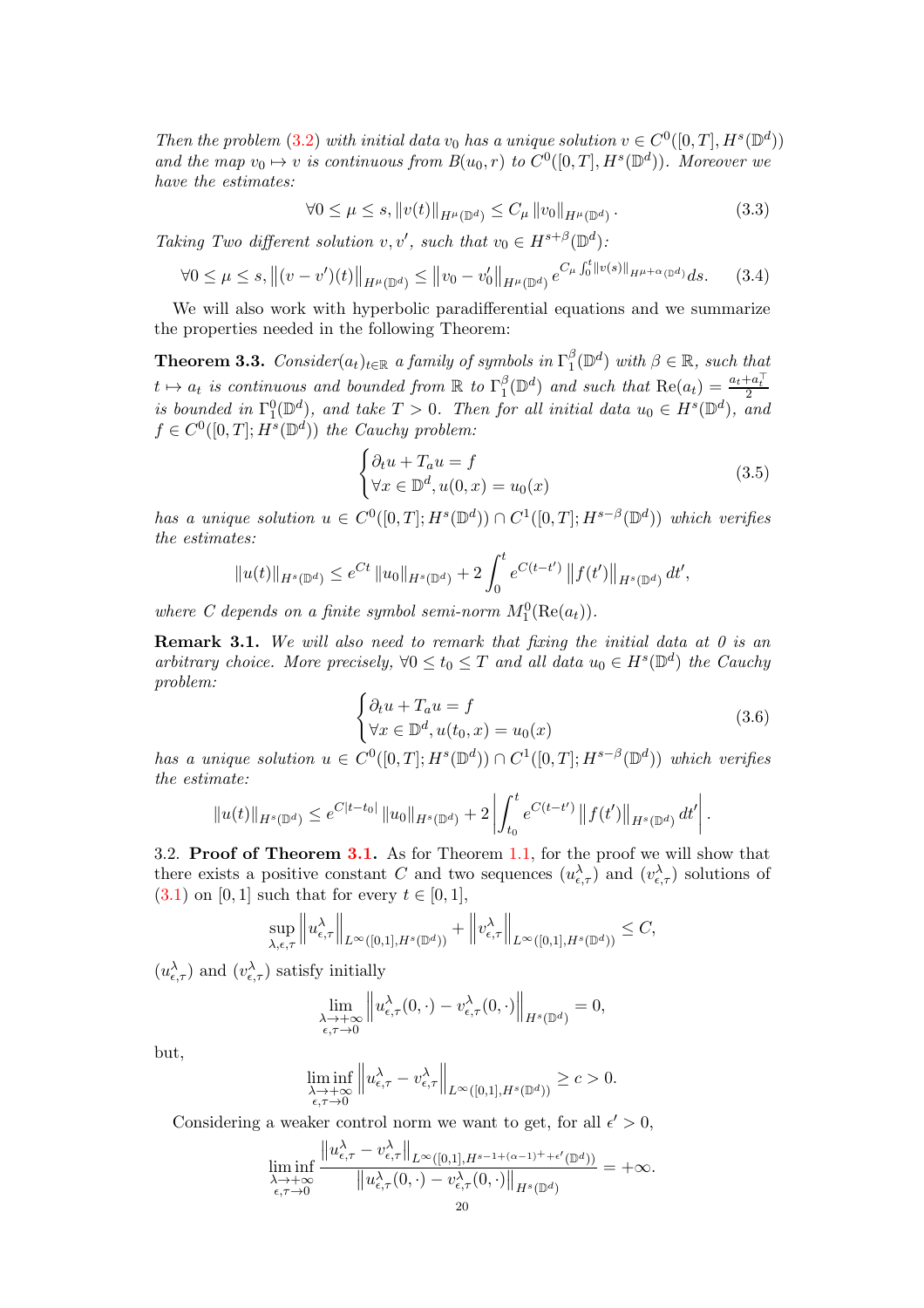*Then the problem (3.2) with initial data $v_0$ has a unique solution $v \in C^0([0,T], H^s(\mathbb{D}^d))$ and the map $v_0 \mapsto v$ is continuous from $B(u_0, r)$ to $C^0([0,T], H^s(\mathbb{D}^d))$. Moreover we have the estimates:*

$$\forall 0 \leq \mu \leq s, \|v(t)\|_{H^\mu(\mathbb{D}^d)} \leq C_\mu \|v_0\|_{H^\mu(\mathbb{D}^d)}. \tag{3.3}$$

*Taking Two different solution $v, v'$, such that $v_0 \in H^{s+\beta}(\mathbb{D}^d)$:*

$$\forall 0 \leq \mu \leq s, \|(v - v')(t)\|_{H^\mu(\mathbb{D}^d)} \leq \|v_0 - v_0'\|_{H^\mu(\mathbb{D}^d)} e^{C_\mu \int_0^t \|v(s)\|_{H^{\mu+\alpha}(\mathbb{D}^d)}} ds. \tag{3.4}$$

We will also work with hyperbolic paradifferential equations and we summarize the properties needed in the following Theorem:

**Theorem 3.3.** *Consider$(a_t)_{t\in\mathbb{R}}$ a family of symbols in $\Gamma_1^\beta(\mathbb{D}^d)$ with $\beta \in \mathbb{R}$, such that $t \mapsto a_t$ is continuous and bounded from $\mathbb{R}$ to $\Gamma_1^\beta(\mathbb{D}^d)$ and such that $\mathrm{Re}(a_t) = \frac{a_t + a_t^\top}{2}$ is bounded in $\Gamma_1^0(\mathbb{D}^d)$, and take $T > 0$. Then for all initial data $u_0 \in H^s(\mathbb{D}^d)$, and $f \in C^0([0,T]; H^s(\mathbb{D}^d))$ the Cauchy problem:*

$$\begin{cases} \partial_t u + T_a u = f \\ \forall x \in \mathbb{D}^d, u(0,x) = u_0(x) \end{cases} \tag{3.5}$$

*has a unique solution $u \in C^0([0,T]; H^s(\mathbb{D}^d)) \cap C^1([0,T]; H^{s-\beta}(\mathbb{D}^d))$ which verifies the estimates:*

$$\|u(t)\|_{H^s(\mathbb{D}^d)} \leq e^{Ct} \|u_0\|_{H^s(\mathbb{D}^d)} + 2\int_0^t e^{C(t-t')} \|f(t')\|_{H^s(\mathbb{D}^d)} dt',$$

*where $C$ depends on a finite symbol semi-norm $M_1^0(\mathrm{Re}(a_t))$.*

**Remark 3.1.** *We will also need to remark that fixing the initial data at 0 is an arbitrary choice. More precisely, $\forall 0 \leq t_0 \leq T$ and all data $u_0 \in H^s(\mathbb{D}^d)$ the Cauchy problem:*

$$\begin{cases} \partial_t u + T_a u = f \\ \forall x \in \mathbb{D}^d, u(t_0,x) = u_0(x) \end{cases} \tag{3.6}$$

*has a unique solution $u \in C^0([0,T]; H^s(\mathbb{D}^d)) \cap C^1([0,T]; H^{s-\beta}(\mathbb{D}^d))$ which verifies the estimate:*

$$\|u(t)\|_{H^s(\mathbb{D}^d)} \leq e^{C|t-t_0|} \|u_0\|_{H^s(\mathbb{D}^d)} + 2\left|\int_{t_0}^t e^{C(t-t')} \|f(t')\|_{H^s(\mathbb{D}^d)} dt'\right|.$$

3.2. **Proof of Theorem 3.1.** As for Theorem 1.1, for the proof we will show that there exists a positive constant $C$ and two sequences $(u_{\epsilon,\tau}^\lambda)$ and $(v_{\epsilon,\tau}^\lambda)$ solutions of (3.1) on $[0,1]$ such that for every $t \in [0,1]$,

$$\sup_{\lambda,\epsilon,\tau} \left\|u_{\epsilon,\tau}^\lambda\right\|_{L^\infty([0,1],H^s(\mathbb{D}^d))} + \left\|v_{\epsilon,\tau}^\lambda\right\|_{L^\infty([0,1],H^s(\mathbb{D}^d))} \leq C,$$

$(u_{\epsilon,\tau}^\lambda)$ and $(v_{\epsilon,\tau}^\lambda)$ satisfy initially

$$\lim_{\substack{\lambda\to+\infty \\ \epsilon,\tau\to 0}} \left\|u_{\epsilon,\tau}^\lambda(0,\cdot) - v_{\epsilon,\tau}^\lambda(0,\cdot)\right\|_{H^s(\mathbb{D}^d)} = 0,$$

but,

$$\liminf_{\substack{\lambda\to+\infty \\ \epsilon,\tau\to 0}} \left\|u_{\epsilon,\tau}^\lambda - v_{\epsilon,\tau}^\lambda\right\|_{L^\infty([0,1],H^s(\mathbb{D}^d))} \geq c > 0.$$

Considering a weaker control norm we want to get, for all $\epsilon' > 0$,

$$\liminf_{\substack{\lambda\to+\infty \\ \epsilon,\tau\to 0}} \frac{\left\|u_{\epsilon,\tau}^\lambda - v_{\epsilon,\tau}^\lambda\right\|_{L^\infty([0,1],H^{s-1+(\alpha-1)^++\epsilon'}(\mathbb{D}^d))}}{\left\|u_{\epsilon,\tau}^\lambda(0,\cdot) - v_{\epsilon,\tau}^\lambda(0,\cdot)\right\|_{H^s(\mathbb{D}^d)}} = +\infty.$$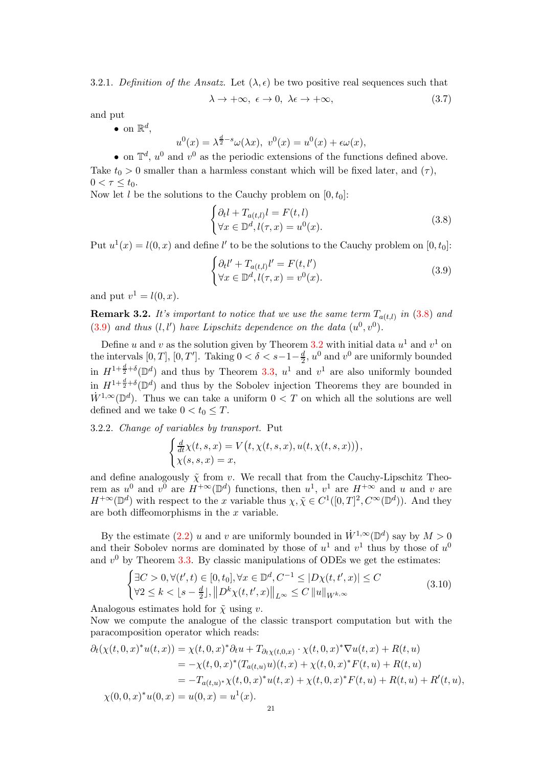3.2.1. *Definition of the Ansatz.* Let $(\lambda, \epsilon)$ be two positive real sequences such that

$$\lambda \to +\infty, \ \epsilon \to 0, \ \lambda\epsilon \to +\infty, \tag{3.7}$$

and put

- on $\mathbb{R}^d$,
$$u^0(x) = \lambda^{\frac{d}{2}-s}\omega(\lambda x), \ v^0(x) = u^0(x) + \epsilon\omega(x),$$
- on $\mathbb{T}^d$, $u^0$ and $v^0$ as the periodic extensions of the functions defined above.

Take $t_0 > 0$ smaller than a harmless constant which will be fixed later, and $(\tau)$, $0 < \tau \leq t_0$.

Now let $l$ be the solutions to the Cauchy problem on $[0, t_0]$:

$$\begin{cases} \partial_t l + T_{a(t,l)} l = F(t, l) \\ \forall x \in \mathbb{D}^d, l(\tau, x) = u^0(x). \end{cases} \tag{3.8}$$

Put $u^1(x) = l(0, x)$ and define $l'$ to be the solutions to the Cauchy problem on $[0, t_0]$:

$$\begin{cases} \partial_t l' + T_{a(t,l)} l' = F(t, l') \\ \forall x \in \mathbb{D}^d, l(\tau, x) = v^0(x). \end{cases} \tag{3.9}$$

and put $v^1 = l(0, x)$.

**Remark 3.2.** *It's important to notice that we use the same term $T_{a(t,l)}$ in (3.8) and (3.9) and thus $(l, l')$ have Lipschitz dependence on the data $(u^0, v^0)$.*

Define $u$ and $v$ as the solution given by Theorem 3.2 with initial data $u^1$ and $v^1$ on the intervals $[0, T]$, $[0, T']$. Taking $0 < \delta < s - 1 - \frac{d}{2}$, $u^0$ and $v^0$ are uniformly bounded in $H^{1+\frac{d}{2}+\delta}(\mathbb{D}^d)$ and thus by Theorem 3.3, $u^1$ and $v^1$ are also uniformly bounded in $H^{1+\frac{d}{2}+\delta}(\mathbb{D}^d)$ and thus by the Sobolev injection Theorems they are bounded in $\dot{W}^{1,\infty}(\mathbb{D}^d)$. Thus we can take a uniform $0 < T$ on which all the solutions are well defined and we take $0 < t_0 \leq T$.

3.2.2. *Change of variables by transport.* Put

$$\begin{cases} \frac{d}{dt}\chi(t, s, x) = V\big(t, \chi(t, s, x), u(t, \chi(t, s, x))\big), \\ \chi(s, s, x) = x, \end{cases}$$

and define analogously $\tilde{\chi}$ from $v$. We recall that from the Cauchy-Lipschitz Theorem as $u^0$ and $v^0$ are $H^{+\infty}(\mathbb{D}^d)$ functions, then $u^1$, $v^1$ are $H^{+\infty}$ and $u$ and $v$ are $H^{+\infty}(\mathbb{D}^d)$ with respect to the $x$ variable thus $\chi, \tilde{\chi} \in C^1([0, T]^2, C^\infty(\mathbb{D}^d))$. And they are both diffeomorphisms in the $x$ variable.

By the estimate (2.2) $u$ and $v$ are uniformly bounded in $\dot{W}^{1,\infty}(\mathbb{D}^d)$ say by $M > 0$ and their Sobolev norms are dominated by those of $u^1$ and $v^1$ thus by those of $u^0$ and $v^0$ by Theorem 3.3. By classic manipulations of ODEs we get the estimates:

$$\begin{cases} \exists C > 0, \forall (t', t) \in [0, t_0], \forall x \in \mathbb{D}^d, C^{-1} \leq |D\chi(t, t', x)| \leq C \\ \forall 2 \leq k < \lfloor s - \frac{d}{2} \rfloor, \left\| D^k \chi(t, t', x) \right\|_{L^\infty} \leq C \left\| u \right\|_{W^{k,\infty}} \end{cases} \tag{3.10}$$

Analogous estimates hold for $\tilde{\chi}$ using $v$.

Now we compute the analogue of the classic transport computation but with the paracomposition operator which reads:

$$\begin{aligned}
\partial_t(\chi(t, 0, x)^* u(t, x)) &= \chi(t, 0, x)^* \partial_t u + T_{\partial_t \chi(t,0,x)} \cdot \chi(t, 0, x)^* \nabla u(t, x) + R(t, u) \\
&= -\chi(t, 0, x)^* (T_{a(t,u)} u)(t, x) + \chi(t, 0, x)^* F(t, u) + R(t, u) \\
&= -T_{a(t,u)^*} \chi(t, 0, x)^* u(t, x) + \chi(t, 0, x)^* F(t, u) + R(t, u) + R'(t, u), \\
\chi(0, 0, x)^* u(0, x) &= u(0, x) = u^1(x).
\end{aligned}$$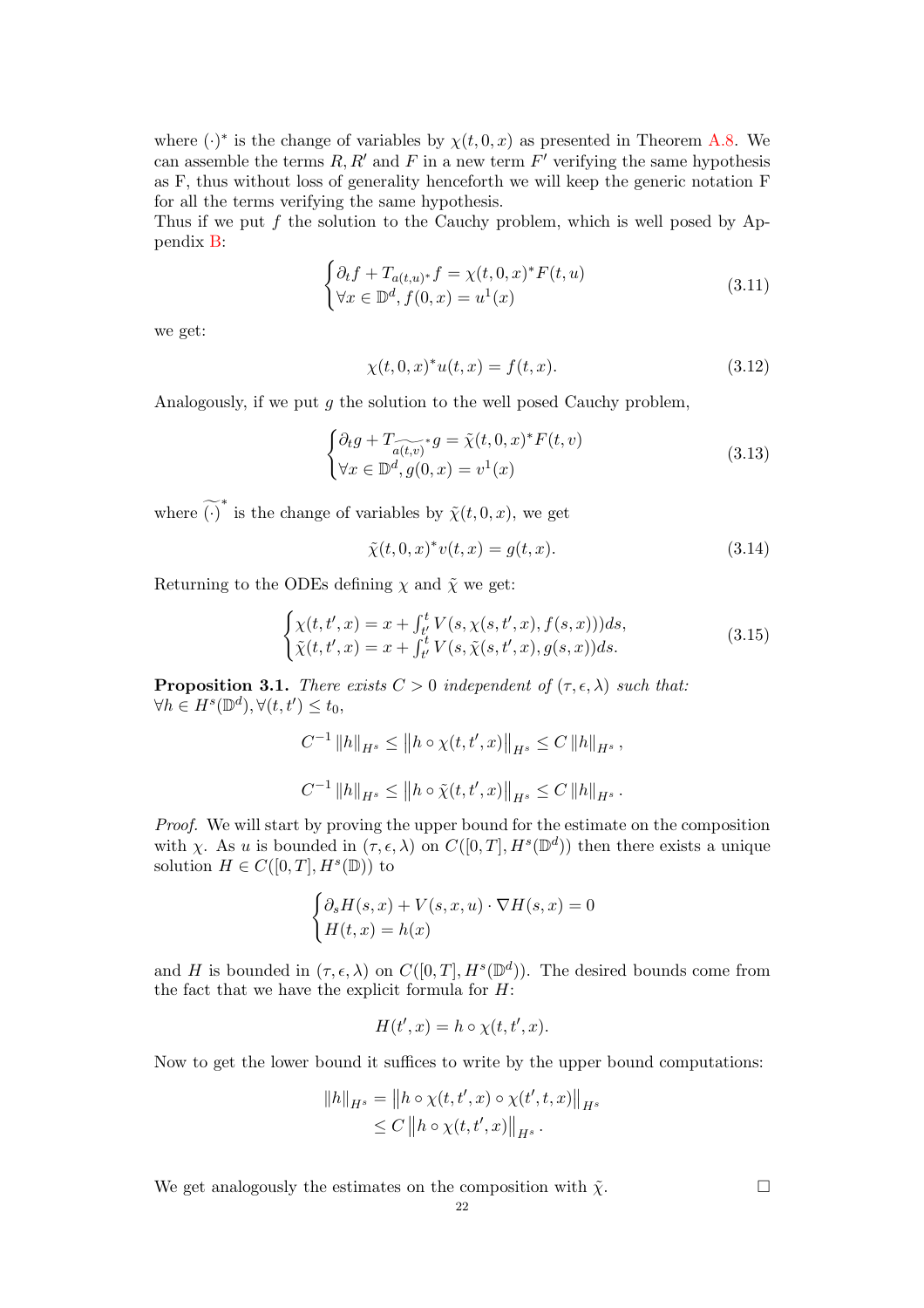where $(\cdot)^*$ is the change of variables by $\chi(t,0,x)$ as presented in Theorem A.8. We can assemble the terms $R, R'$ and $F$ in a new term $F'$ verifying the same hypothesis as F, thus without loss of generality henceforth we will keep the generic notation F for all the terms verifying the same hypothesis.
Thus if we put $f$ the solution to the Cauchy problem, which is well posed by Appendix B:

$$\begin{cases} \partial_t f + T_{a(t,u)^*} f = \chi(t,0,x)^* F(t,u) \\ \forall x \in \mathbb{D}^d, f(0,x) = u^1(x) \end{cases} \tag{3.11}$$

we get:

$$\chi(t,0,x)^* u(t,x) = f(t,x). \tag{3.12}$$

Analogously, if we put $g$ the solution to the well posed Cauchy problem,

$$\begin{cases} \partial_t g + T_{\widetilde{a(t,v)}^*} g = \tilde{\chi}(t,0,x)^* F(t,v) \\ \forall x \in \mathbb{D}^d, g(0,x) = v^1(x) \end{cases} \tag{3.13}$$

where $\widetilde{(\cdot)}^*$ is the change of variables by $\tilde{\chi}(t,0,x)$, we get

$$\tilde{\chi}(t,0,x)^* v(t,x) = g(t,x). \tag{3.14}$$

Returning to the ODEs defining $\chi$ and $\tilde{\chi}$ we get:

$$\begin{cases} \chi(t,t',x) = x + \int_{t'}^{t} V(s, \chi(s,t',x), f(s,x)))ds, \\ \tilde{\chi}(t,t',x) = x + \int_{t'}^{t} V(s, \tilde{\chi}(s,t',x), g(s,x))ds. \end{cases} \tag{3.15}$$

**Proposition 3.1.** *There exists $C > 0$ independent of $(\tau, \epsilon, \lambda)$ such that:*
*$\forall h \in H^s(\mathbb{D}^d), \forall (t,t') \leq t_0$,*

$$C^{-1} \|h\|_{H^s} \leq \|h \circ \chi(t,t',x)\|_{H^s} \leq C \|h\|_{H^s},$$

$$C^{-1} \|h\|_{H^s} \leq \|h \circ \tilde{\chi}(t,t',x)\|_{H^s} \leq C \|h\|_{H^s}.$$

*Proof.* We will start by proving the upper bound for the estimate on the composition with $\chi$. As $u$ is bounded in $(\tau, \epsilon, \lambda)$ on $C([0,T], H^s(\mathbb{D}^d))$ then there exists a unique solution $H \in C([0,T], H^s(\mathbb{D}))$ to

$$\begin{cases} \partial_s H(s,x) + V(s,x,u) \cdot \nabla H(s,x) = 0 \\ H(t,x) = h(x) \end{cases}$$

and $H$ is bounded in $(\tau, \epsilon, \lambda)$ on $C([0,T], H^s(\mathbb{D}^d))$. The desired bounds come from the fact that we have the explicit formula for $H$:

$$H(t',x) = h \circ \chi(t,t',x).$$

Now to get the lower bound it suffices to write by the upper bound computations:

$$\begin{aligned} \|h\|_{H^s} &= \|h \circ \chi(t,t',x) \circ \chi(t',t,x)\|_{H^s} \\ &\leq C \|h \circ \chi(t,t',x)\|_{H^s}. \end{aligned}$$

We get analogously the estimates on the composition with $\tilde{\chi}$. $\square$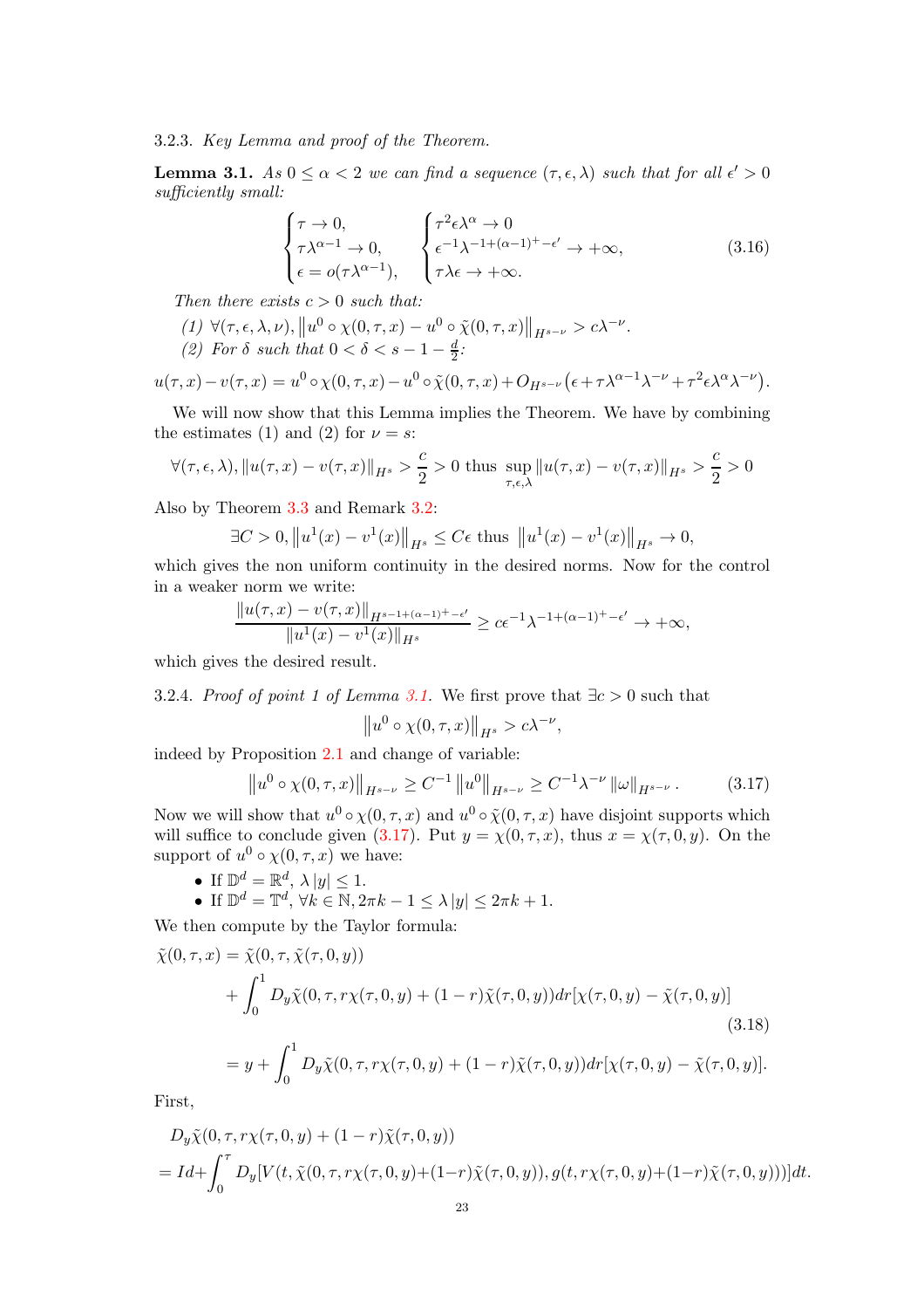#### 3.2.3. *Key Lemma and proof of the Theorem.*

**Lemma 3.1.** *As $0 \le \alpha < 2$ we can find a sequence $(\tau, \epsilon, \lambda)$ such that for all $\epsilon' > 0$ sufficiently small:*

$$\begin{cases} \tau \to 0, \\ \tau\lambda^{\alpha-1} \to 0, \\ \epsilon = o(\tau\lambda^{\alpha-1}), \end{cases} \quad \begin{cases} \tau^2\epsilon\lambda^{\alpha} \to 0 \\ \epsilon^{-1}\lambda^{-1+(\alpha-1)^+-\epsilon'} \to +\infty, \\ \tau\lambda\epsilon \to +\infty. \end{cases} \tag{3.16}$$

*Then there exists $c > 0$ such that:*

*(1) $\forall(\tau, \epsilon, \lambda, \nu)$, $\left\| u^0 \circ \chi(0,\tau,x) - u^0 \circ \tilde{\chi}(0,\tau,x) \right\|_{H^{s-\nu}} > c\lambda^{-\nu}$.*

*(2) For $\delta$ such that $0 < \delta < s - 1 - \frac{d}{2}$:*

$$u(\tau, x) - v(\tau, x) = u^0 \circ \chi(0,\tau,x) - u^0 \circ \tilde{\chi}(0,\tau,x) + O_{H^{s-\nu}}\big(\epsilon + \tau\lambda^{\alpha-1}\lambda^{-\nu} + \tau^2\epsilon\lambda^{\alpha}\lambda^{-\nu}\big).$$

We will now show that this Lemma implies the Theorem. We have by combining the estimates (1) and (2) for $\nu = s$:

$$\forall(\tau,\epsilon,\lambda), \|u(\tau,x) - v(\tau,x)\|_{H^s} > \frac{c}{2} > 0 \text{ thus } \sup_{\tau,\epsilon,\lambda} \|u(\tau,x) - v(\tau,x)\|_{H^s} > \frac{c}{2} > 0$$

Also by Theorem 3.3 and Remark 3.2:

$$\exists C > 0, \left\|u^1(x) - v^1(x)\right\|_{H^s} \le C\epsilon \text{ thus } \left\|u^1(x) - v^1(x)\right\|_{H^s} \to 0,$$

which gives the non uniform continuity in the desired norms. Now for the control in a weaker norm we write:

$$\frac{\|u(\tau,x) - v(\tau,x)\|_{H^{s-1+(\alpha-1)^+-\epsilon'}}}{\|u^1(x) - v^1(x)\|_{H^s}} \ge c\epsilon^{-1}\lambda^{-1+(\alpha-1)^+-\epsilon'} \to +\infty,$$

which gives the desired result.

#### 3.2.4. *Proof of point 1 of Lemma 3.1.*

We first prove that $\exists c > 0$ such that

$$\left\|u^0 \circ \chi(0,\tau,x)\right\|_{H^s} > c\lambda^{-\nu},$$

indeed by Proposition 2.1 and change of variable:

$$\left\|u^0 \circ \chi(0,\tau,x)\right\|_{H^{s-\nu}} \ge C^{-1}\left\|u^0\right\|_{H^{s-\nu}} \ge C^{-1}\lambda^{-\nu}\left\|\omega\right\|_{H^{s-\nu}}. \tag{3.17}$$

Now we will show that $u^0 \circ \chi(0,\tau,x)$ and $u^0 \circ \tilde{\chi}(0,\tau,x)$ have disjoint supports which will suffice to conclude given (3.17). Put $y = \chi(0,\tau,x)$, thus $x = \chi(\tau,0,y)$. On the support of $u^0 \circ \chi(0,\tau,x)$ we have:

- If $\mathbb{D}^d = \mathbb{R}^d$, $\lambda|y| \le 1$.
- If $\mathbb{D}^d = \mathbb{T}^d$, $\forall k \in \mathbb{N}, 2\pi k - 1 \le \lambda|y| \le 2\pi k + 1$.

We then compute by the Taylor formula:

$$\begin{aligned}
\tilde{\chi}(0,\tau,x) &= \tilde{\chi}(0,\tau,\tilde{\chi}(\tau,0,y)) \\
&\quad + \int_0^1 D_y\tilde{\chi}(0,\tau,r\chi(\tau,0,y) + (1-r)\tilde{\chi}(\tau,0,y))dr[\chi(\tau,0,y) - \tilde{\chi}(\tau,0,y)] \\
&= y + \int_0^1 D_y\tilde{\chi}(0,\tau,r\chi(\tau,0,y) + (1-r)\tilde{\chi}(\tau,0,y))dr[\chi(\tau,0,y) - \tilde{\chi}(\tau,0,y)].
\end{aligned} \tag{3.18}$$

First,

$$\begin{aligned}
&D_y\tilde{\chi}(0,\tau,r\chi(\tau,0,y) + (1-r)\tilde{\chi}(\tau,0,y)) \\
&= Id + \int_0^\tau D_y[V(t,\tilde{\chi}(0,\tau,r\chi(\tau,0,y)+(1-r)\tilde{\chi}(\tau,0,y)), g(t, r\chi(\tau,0,y)+(1-r)\tilde{\chi}(\tau,0,y)))]dt.
\end{aligned}$$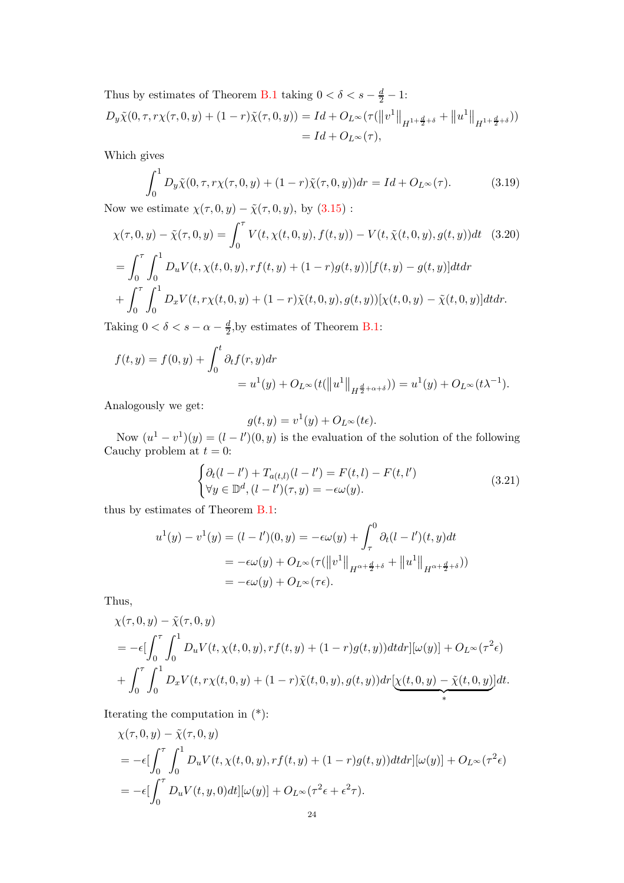Thus by estimates of Theorem B.1 taking $0 < \delta < s - \frac{d}{2} - 1$:

$$
\begin{aligned}
D_y\tilde{\chi}(0,\tau, r\chi(\tau,0,y) + (1-r)\tilde{\chi}(\tau,0,y)) &= Id + O_{L^\infty}(\tau(\|v^1\|_{H^{1+\frac{d}{2}+\delta}} + \|u^1\|_{H^{1+\frac{d}{2}+\delta}})) \\
&= Id + O_{L^\infty}(\tau),
\end{aligned}
$$

Which gives

$$
\int_0^1 D_y\tilde{\chi}(0,\tau, r\chi(\tau,0,y) + (1-r)\tilde{\chi}(\tau,0,y))dr = Id + O_{L^\infty}(\tau). \tag{3.19}
$$

Now we estimate $\chi(\tau,0,y) - \tilde{\chi}(\tau,0,y)$, by (3.15) :

$$
\begin{aligned}
&\chi(\tau,0,y) - \tilde{\chi}(\tau,0,y) = \int_0^\tau V(t,\chi(t,0,y),f(t,y)) - V(t,\tilde{\chi}(t,0,y),g(t,y))dt \qquad (3.20)\\
&= \int_0^\tau\int_0^1 D_uV(t,\chi(t,0,y), rf(t,y) + (1-r)g(t,y))[f(t,y) - g(t,y)]dtdr \\
&+ \int_0^\tau\int_0^1 D_xV(t, r\chi(t,0,y) + (1-r)\tilde{\chi}(t,0,y), g(t,y))[\chi(t,0,y) - \tilde{\chi}(t,0,y)]dtdr.
\end{aligned}
$$

Taking $0 < \delta < s - \alpha - \frac{d}{2}$,by estimates of Theorem B.1:

$$
\begin{aligned}
f(t,y) = f(0,y) &+ \int_0^t \partial_t f(r,y)dr \\
&= u^1(y) + O_{L^\infty}(t(\|u^1\|_{H^{\frac{d}{2}+\alpha+\delta}})) = u^1(y) + O_{L^\infty}(t\lambda^{-1}).
\end{aligned}
$$

Analogously we get:

$$
g(t,y) = v^1(y) + O_{L^\infty}(t\epsilon).
$$

Now $(u^1 - v^1)(y) = (l-l')(0,y)$ is the evaluation of the solution of the following Cauchy problem at $t = 0$:

$$
\begin{cases}
\partial_t(l-l') + T_{a(t,l)}(l-l') = F(t,l) - F(t,l') \\
\forall y \in \mathbb{D}^d, (l-l')(\tau,y) = -\epsilon\omega(y).
\end{cases} \tag{3.21}
$$

thus by estimates of Theorem B.1:

$$
\begin{aligned}
u^1(y) - v^1(y) = (l-l')(0,y) &= -\epsilon\omega(y) + \int_\tau^0 \partial_t(l-l')(t,y)dt \\
&= -\epsilon\omega(y) + O_{L^\infty}(\tau(\|v^1\|_{H^{\alpha+\frac{d}{2}+\delta}} + \|u^1\|_{H^{\alpha+\frac{d}{2}+\delta}})) \\
&= -\epsilon\omega(y) + O_{L^\infty}(\tau\epsilon).
\end{aligned}
$$

Thus,

$$
\begin{aligned}
&\chi(\tau,0,y) - \tilde{\chi}(\tau,0,y) \\
&= -\epsilon\Big[\int_0^\tau\int_0^1 D_uV(t,\chi(t,0,y), rf(t,y) + (1-r)g(t,y))dtdr\Big][\omega(y)] + O_{L^\infty}(\tau^2\epsilon) \\
&+ \int_0^\tau\int_0^1 D_xV(t, r\chi(t,0,y) + (1-r)\tilde{\chi}(t,0,y), g(t,y))dr\underbrace{[\chi(t,0,y) - \tilde{\chi}(t,0,y)]}_{*}dt.
\end{aligned}
$$

Iterating the computation in (*):

$$
\begin{aligned}
&\chi(\tau,0,y) - \tilde{\chi}(\tau,0,y) \\
&= -\epsilon\Big[\int_0^\tau\int_0^1 D_uV(t,\chi(t,0,y), rf(t,y) + (1-r)g(t,y))dtdr\Big][\omega(y)] + O_{L^\infty}(\tau^2\epsilon) \\
&= -\epsilon\Big[\int_0^\tau D_uV(t,y,0)dt\Big][\omega(y)] + O_{L^\infty}(\tau^2\epsilon + \epsilon^2\tau).
\end{aligned}
$$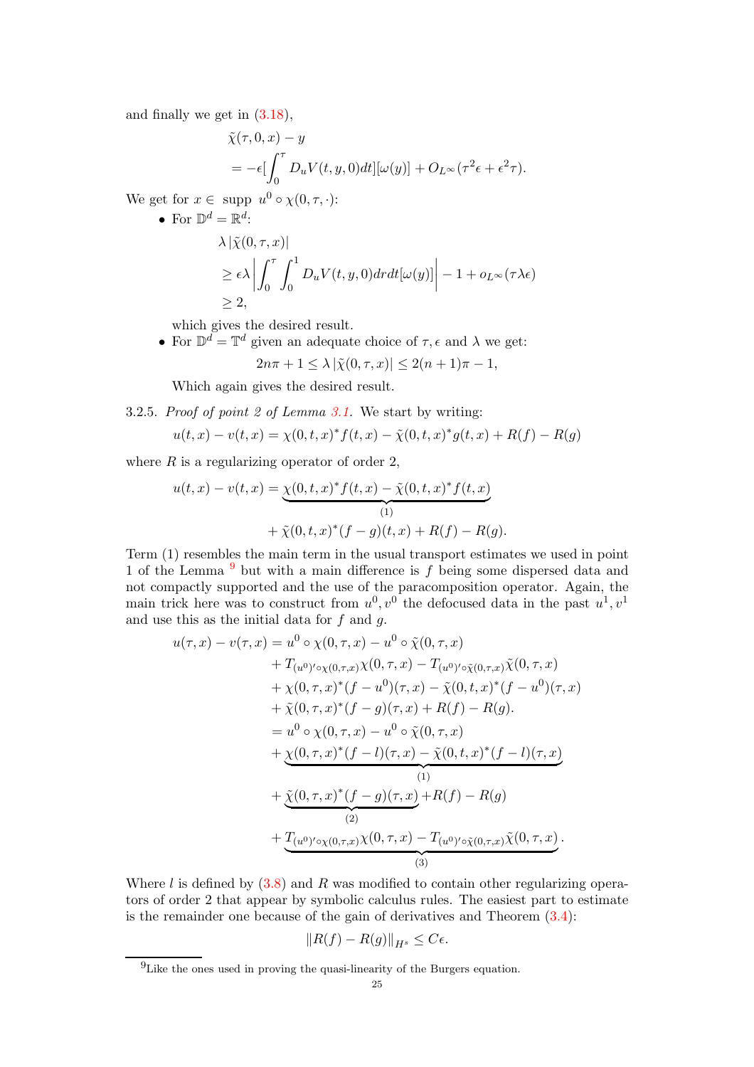and finally we get in (3.18),

$$\tilde{\chi}(\tau, 0, x) - y$$
$$= -\epsilon[\int_0^\tau D_u V(t, y, 0) dt][\omega(y)] + O_{L^\infty}(\tau^2\epsilon + \epsilon^2\tau).$$

We get for $x \in$ supp $u^0 \circ \chi(0, \tau, \cdot)$:

- For $\mathbb{D}^d = \mathbb{R}^d$:

$$\lambda |\tilde{\chi}(0, \tau, x)|$$
$$\geq \epsilon\lambda \left| \int_0^\tau \int_0^1 D_u V(t, y, 0) dr dt [\omega(y)] \right| - 1 + o_{L^\infty}(\tau\lambda\epsilon)$$
$$\geq 2,$$

  which gives the desired result.

- For $\mathbb{D}^d = \mathbb{T}^d$ given an adequate choice of $\tau, \epsilon$ and $\lambda$ we get:

$$2n\pi + 1 \leq \lambda |\tilde{\chi}(0, \tau, x)| \leq 2(n+1)\pi - 1,$$

  Which again gives the desired result.

3.2.5. *Proof of point 2 of Lemma 3.1.* We start by writing:

$$u(t, x) - v(t, x) = \chi(0, t, x)^* f(t, x) - \tilde{\chi}(0, t, x)^* g(t, x) + R(f) - R(g)$$

where $R$ is a regularizing operator of order 2,

$$u(t, x) - v(t, x) = \underbrace{\chi(0, t, x)^* f(t, x) - \tilde{\chi}(0, t, x)^* f(t, x)}_{(1)}$$
$$+ \tilde{\chi}(0, t, x)^* (f - g)(t, x) + R(f) - R(g).$$

Term (1) resembles the main term in the usual transport estimates we used in point 1 of the Lemma [9] but with a main difference is $f$ being some dispersed data and not compactly supported and the use of the paracomposition operator. Again, the main trick here was to construct from $u^0, v^0$ the defocused data in the past $u^1, v^1$ and use this as the initial data for $f$ and $g$.

$$\begin{aligned}
u(\tau, x) - v(\tau, x) &= u^0 \circ \chi(0, \tau, x) - u^0 \circ \tilde{\chi}(0, \tau, x) \\
&+ T_{(u^0)' \circ \chi(0,\tau,x)} \chi(0, \tau, x) - T_{(u^0)' \circ \tilde{\chi}(0,\tau,x)} \tilde{\chi}(0, \tau, x) \\
&+ \chi(0, \tau, x)^* (f - u^0)(\tau, x) - \tilde{\chi}(0, t, x)^* (f - u^0)(\tau, x) \\
&+ \tilde{\chi}(0, \tau, x)^* (f - g)(\tau, x) + R(f) - R(g). \\
&= u^0 \circ \chi(0, \tau, x) - u^0 \circ \tilde{\chi}(0, \tau, x) \\
&+ \underbrace{\chi(0, \tau, x)^* (f - l)(\tau, x) - \tilde{\chi}(0, t, x)^* (f - l)(\tau, x)}_{(1)} \\
&+ \underbrace{\tilde{\chi}(0, \tau, x)^* (f - g)(\tau, x)}_{(2)} + R(f) - R(g) \\
&+ \underbrace{T_{(u^0)' \circ \chi(0,\tau,x)} \chi(0, \tau, x) - T_{(u^0)' \circ \tilde{\chi}(0,\tau,x)} \tilde{\chi}(0, \tau, x)}_{(3)}.
\end{aligned}$$

Where $l$ is defined by (3.8) and $R$ was modified to contain other regularizing operators of order 2 that appear by symbolic calculus rules. The easiest part to estimate is the remainder one because of the gain of derivatives and Theorem (3.4):

$$\|R(f) - R(g)\|_{H^s} \leq C\epsilon.$$

[9] Like the ones used in proving the quasi-linearity of the Burgers equation.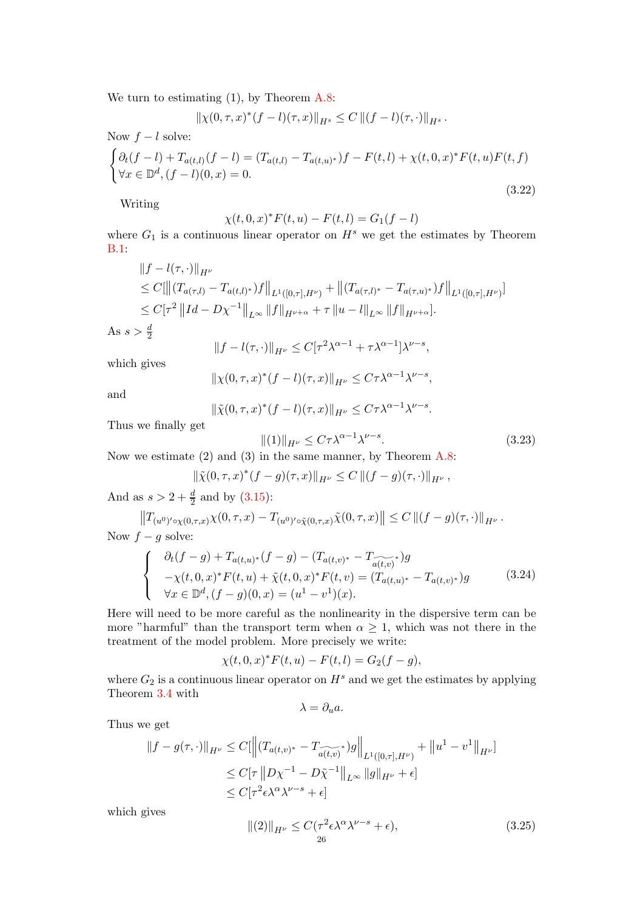We turn to estimating (1), by Theorem A.8:

$$\|\chi(0,\tau,x)^*(f-l)(\tau,x)\|_{H^s} \leq C\,\|(f-l)(\tau,\cdot)\|_{H^s}.$$

Now $f-l$ solve:

$$\begin{cases} \partial_t(f-l) + T_{a(t,l)}(f-l) = (T_{a(t,l)} - T_{a(t,u)^*})f - F(t,l) + \chi(t,0,x)^* F(t,u)F(t,f) \\ \forall x \in \mathbb{D}^d, (f-l)(0,x) = 0. \end{cases} \tag{3.22}$$

Writing

$$\chi(t,0,x)^* F(t,u) - F(t,l) = G_1(f-l)$$

where $G_1$ is a continuous linear operator on $H^s$ we get the estimates by Theorem B.1:

$$\begin{aligned}
&\|f - l(\tau,\cdot)\|_{H^\nu} \\
&\leq C[\left\|(T_{a(\tau,l)} - T_{a(t,l)^*})f\right\|_{L^1([0,\tau],H^\nu)} + \left\|(T_{a(\tau,l)^*} - T_{a(\tau,u)^*})f\right\|_{L^1([0,\tau],H^\nu)}] \\
&\leq C[\tau^2 \left\|Id - D\chi^{-1}\right\|_{L^\infty} \|f\|_{H^{\nu+\alpha}} + \tau \|u-l\|_{L^\infty} \|f\|_{H^{\nu+\alpha}}].
\end{aligned}$$

As $s > \frac{d}{2}$

$$\|f - l(\tau,\cdot)\|_{H^\nu} \leq C[\tau^2\lambda^{\alpha-1} + \tau\lambda^{\alpha-1}]\lambda^{\nu-s},$$

which gives

$$\|\chi(0,\tau,x)^*(f-l)(\tau,x)\|_{H^\nu} \leq C\tau\lambda^{\alpha-1}\lambda^{\nu-s},$$

and

$$\|\tilde{\chi}(0,\tau,x)^*(f-l)(\tau,x)\|_{H^\nu} \leq C\tau\lambda^{\alpha-1}\lambda^{\nu-s}.$$

Thus we finally get

$$\|(1)\|_{H^\nu} \leq C\tau\lambda^{\alpha-1}\lambda^{\nu-s}. \tag{3.23}$$

Now we estimate (2) and (3) in the same manner, by Theorem A.8:

$$\|\tilde{\chi}(0,\tau,x)^*(f-g)(\tau,x)\|_{H^\nu} \leq C\,\|(f-g)(\tau,\cdot)\|_{H^\nu},$$

And as $s > 2 + \frac{d}{2}$ and by (3.15):

$$\left\|T_{(u^0)'\circ\chi(0,\tau,x)}\chi(0,\tau,x) - T_{(u^0)'\circ\tilde{\chi}(0,\tau,x)}\tilde{\chi}(0,\tau,x)\right\| \leq C\,\|(f-g)(\tau,\cdot)\|_{H^\nu}.$$

Now $f-g$ solve:

$$\left\{ \begin{array}{l} \partial_t(f-g) + T_{a(t,u)^*}(f-g) - (T_{a(t,v)^*} - T_{\widetilde{a(t,v)}^*})g \\ -\chi(t,0,x)^*F(t,u) + \tilde{\chi}(t,0,x)^*F(t,v) = (T_{a(t,u)^*} - T_{a(t,v)^*})g \\ \forall x \in \mathbb{D}^d, (f-g)(0,x) = (u^1 - v^1)(x). \end{array} \right. \tag{3.24}$$

Here will need to be more careful as the nonlinearity in the dispersive term can be more "harmful" than the transport term when $\alpha \geq 1$, which was not there in the treatment of the model problem. More precisely we write:

$$\chi(t,0,x)^*F(t,u) - F(t,l) = G_2(f-g),$$

where $G_2$ is a continuous linear operator on $H^s$ and we get the estimates by applying Theorem 3.4 with

$$\lambda = \partial_u a.$$

Thus we get

$$\begin{aligned}
\|f - g(\tau,\cdot)\|_{H^\nu} &\leq C[\left\|(T_{a(t,v)^*} - T_{\widetilde{a(t,v)}^*})g\right\|_{L^1([0,\tau],H^\nu)} + \left\|u^1 - v^1\right\|_{H^\nu}] \\
&\leq C[\tau\left\|D\chi^{-1} - D\tilde{\chi}^{-1}\right\|_{L^\infty}\|g\|_{H^\nu} + \epsilon] \\
&\leq C[\tau^2\epsilon\lambda^\alpha\lambda^{\nu-s} + \epsilon]
\end{aligned}$$

which gives

$$\|(2)\|_{H^\nu} \leq C(\tau^2\epsilon\lambda^\alpha\lambda^{\nu-s} + \epsilon), \tag{3.25}$$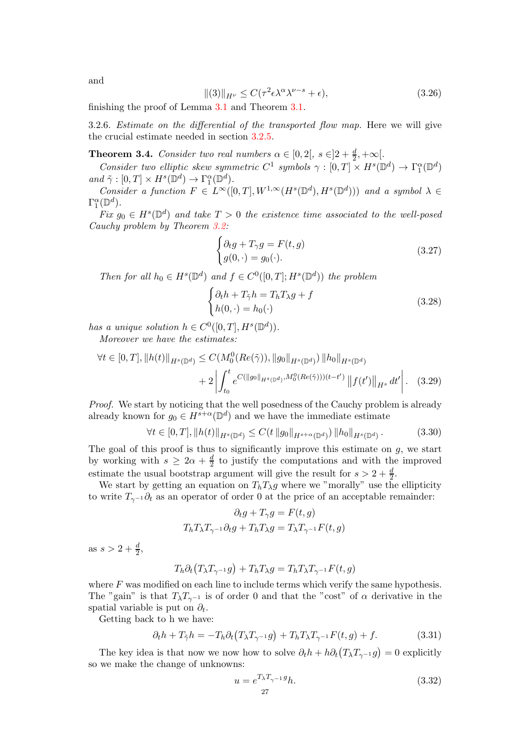and

$$\|(3)\|_{H^\nu} \leq C(\tau^2 \epsilon \lambda^\alpha \lambda^{\nu - s} + \epsilon), \tag{3.26}$$

finishing the proof of Lemma 3.1 and Theorem 3.1.

3.2.6. *Estimate on the differential of the transported flow map.* Here we will give the crucial estimate needed in section 3.2.5.

**Theorem 3.4.** *Consider two real numbers $\alpha \in [0, 2[$, $s \in ]2 + \frac{d}{2}, +\infty[$.*

*Consider two elliptic skew symmetric $C^1$ symbols $\gamma : [0, T] \times H^s(\mathbb{D}^d) \to \Gamma_1^\alpha(\mathbb{D}^d)$ and $\tilde{\gamma} : [0, T] \times H^s(\mathbb{D}^d) \to \Gamma_1^\alpha(\mathbb{D}^d)$.*

*Consider a function $F \in L^\infty([0, T], W^{1,\infty}(H^s(\mathbb{D}^d), H^s(\mathbb{D}^d)))$ and a symbol $\lambda \in \Gamma_1^\alpha(\mathbb{D}^d)$.*

*Fix $g_0 \in H^s(\mathbb{D}^d)$ and take $T > 0$ the existence time associated to the well-posed Cauchy problem by Theorem 3.2:*

$$\begin{cases} \partial_t g + T_\gamma g = F(t, g) \\ g(0, \cdot) = g_0(\cdot). \end{cases} \tag{3.27}$$

*Then for all $h_0 \in H^s(\mathbb{D}^d)$ and $f \in C^0([0, T]; H^s(\mathbb{D}^d))$ the problem*

$$\begin{cases} \partial_t h + T_{\tilde{\gamma}} h = T_h T_\lambda g + f \\ h(0, \cdot) = h_0(\cdot) \end{cases} \tag{3.28}$$

*has a unique solution $h \in C^0([0, T], H^s(\mathbb{D}^d))$.*

*Moreover we have the estimates:*

$$\begin{aligned} \forall t \in [0, T], \|h(t)\|_{H^s(\mathbb{D}^d)} \leq C(M_0^0(Re(\tilde{\gamma})), \|g_0\|_{H^s(\mathbb{D}^d)}) \|h_0\|_{H^s(\mathbb{D}^d)} \\ + 2 \left| \int_{t_0}^t e^{C(\|g_0\|_{H^s(\mathbb{D}^d)}, M_0^0(Re(\tilde{\gamma})))(t - t')} \|f(t')\|_{H^s} dt' \right|. \end{aligned} \tag{3.29}$$

*Proof.* We start by noticing that the well posedness of the Cauchy problem is already already known for $g_0 \in H^{s+\alpha}(\mathbb{D}^d)$ and we have the immediate estimate

$$\forall t \in [0, T], \|h(t)\|_{H^s(\mathbb{D}^d)} \leq C(t \|g_0\|_{H^{s+\alpha}(\mathbb{D}^d)}) \|h_0\|_{H^s(\mathbb{D}^d)}. \tag{3.30}$$

The goal of this proof is thus to significantly improve this estimate on $g$, we start by working with $s \geq 2\alpha + \frac{d}{2}$ to justify the computations and with the improved estimate the usual bootstrap argument will give the result for $s > 2 + \frac{d}{2}$.

We start by getting an equation on $T_h T_\lambda g$ where we "morally" use the ellipticity to write $T_{\gamma^{-1}} \partial_t$ as an operator of order 0 at the price of an acceptable remainder:

$$\begin{gathered} \partial_t g + T_\gamma g = F(t, g) \\ T_h T_\lambda T_{\gamma^{-1}} \partial_t g + T_h T_\lambda g = T_\lambda T_{\gamma^{-1}} F(t, g) \end{gathered}$$

as $s > 2 + \frac{d}{2}$,

$$T_h \partial_t \big(T_\lambda T_{\gamma^{-1}} g\big) + T_h T_\lambda g = T_h T_\lambda T_{\gamma^{-1}} F(t, g)$$

where $F$ was modified on each line to include terms which verify the same hypothesis. The "gain" is that $T_\lambda T_{\gamma^{-1}}$ is of order 0 and that the "cost" of $\alpha$ derivative in the spatial variable is put on $\partial_t$.

Getting back to h we have:

$$\partial_t h + T_{\tilde{\gamma}} h = -T_h \partial_t \big(T_\lambda T_{\gamma^{-1}} g\big) + T_h T_\lambda T_{\gamma^{-1}} F(t, g) + f. \tag{3.31}$$

The key idea is that now we now how to solve $\partial_t h + h \partial_t \big(T_\lambda T_{\gamma^{-1}} g\big) = 0$ explicitly so we make the change of unknowns:

$$u = e^{T_\lambda T_{\gamma^{-1}} g} h. \tag{3.32}$$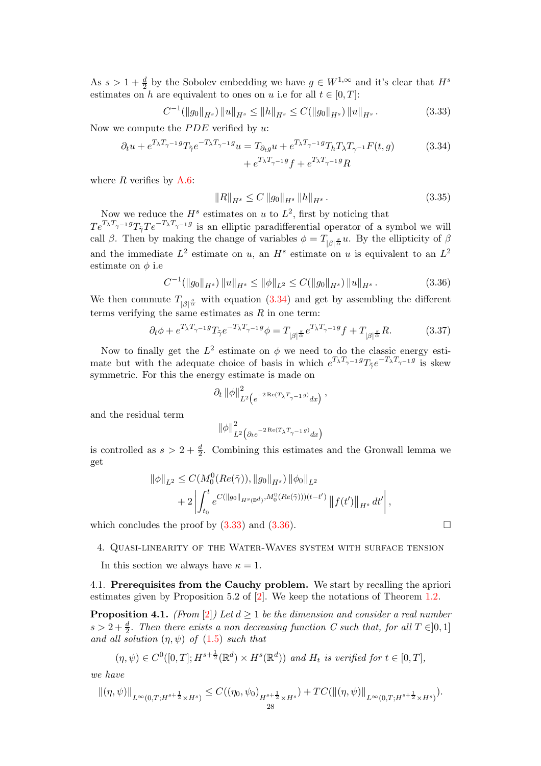As $s > 1 + \frac{d}{2}$ by the Sobolev embedding we have $g \in W^{1,\infty}$ and it's clear that $H^s$ estimates on $h$ are equivalent to ones on $u$ i.e for all $t \in [0, T]$:

$$C^{-1}(\|g_0\|_{H^s}) \|u\|_{H^s} \leq \|h\|_{H^s} \leq C(\|g_0\|_{H^s}) \|u\|_{H^s}. \tag{3.33}$$

Now we compute the $PDE$ verified by $u$:

$$\begin{aligned} \partial_t u + e^{T_\lambda T_{\gamma^{-1}} g} T_{\tilde{\gamma}} e^{-T_\lambda T_{\gamma^{-1}} g} u = T_{\partial_t g} u + e^{T_\lambda T_{\gamma^{-1}} g} T_h T_\lambda T_{\gamma^{-1}} F(t, g) \\ + e^{T_\lambda T_{\gamma^{-1}} g} f + e^{T_\lambda T_{\gamma^{-1}} g} R \end{aligned} \tag{3.34}$$

where $R$ verifies by A.6:

$$\|R\|_{H^s} \leq C \|g_0\|_{H^s} \|h\|_{H^s}. \tag{3.35}$$

Now we reduce the $H^s$ estimates on $u$ to $L^2$, first by noticing that $Te^{T_\lambda T_{\gamma^{-1}} g} T_{\tilde{\gamma}} Te^{-T_\lambda T_{\gamma^{-1}} g}$ is an elliptic paradifferential operator of a symbol we will call $\beta$. Then by making the change of variables $\phi = T_{|\beta|^{\frac{s}{\alpha}}} u$. By the ellipticity of $\beta$ and the immediate $L^2$ estimate on $u$, an $H^s$ estimate on $u$ is equivalent to an $L^2$ estimate on $\phi$ i.e

$$C^{-1}(\|g_0\|_{H^s}) \|u\|_{H^s} \leq \|\phi\|_{L^2} \leq C(\|g_0\|_{H^s}) \|u\|_{H^s}. \tag{3.36}$$

We then commute $T_{|\beta|^{\frac{s}{\alpha}}}$ with equation (3.34) and get by assembling the different terms verifying the same estimates as $R$ in one term:

$$\partial_t \phi + e^{T_\lambda T_{\gamma^{-1}} g} T_{\tilde{\gamma}} e^{-T_\lambda T_{\gamma^{-1}} g} \phi = T_{|\beta|^{\frac{s}{\alpha}}} e^{T_\lambda T_{\gamma^{-1}} g} f + T_{|\beta|^{\frac{s}{\alpha}}} R. \tag{3.37}$$

Now to finally get the $L^2$ estimate on $\phi$ we need to do the classic energy estimate but with the adequate choice of basis in which $e^{T_\lambda T_{\gamma^{-1}} g} T_{\tilde{\gamma}} e^{-T_\lambda T_{\gamma^{-1}} g}$ is skew symmetric. For this the energy estimate is made on

$$\partial_t \|\phi\|^2_{L^2\left(e^{-2\operatorname{Re}(T_\lambda T_{\gamma^{-1}} g)} dx\right)},$$

and the residual term

$$\|\phi\|^2_{L^2\left(\partial_t e^{-2\operatorname{Re}(T_\lambda T_{\gamma^{-1}} g)} dx\right)}$$

is controlled as $s > 2 + \frac{d}{2}$. Combining this estimates and the Gronwall lemma we get

$$\begin{aligned} \|\phi\|_{L^2} &\leq C(M_0^0(Re(\tilde{\gamma})), \|g_0\|_{H^s}) \|\phi_0\|_{L^2} \\ &\quad + 2 \left| \int_{t_0}^t e^{C(\|g_0\|_{H^s(\mathbb{D}^d)}, M_0^0(Re(\tilde{\gamma})))(t-t')} \|f(t')\|_{H^s} dt' \right|, \end{aligned}$$

which concludes the proof by (3.33) and (3.36). $\square$

## 4. Quasi-linearity of the Water-Waves system with surface tension

In this section we always have $\kappa = 1$.

### 4.1. Prerequisites from the Cauchy problem.

We start by recalling the apriori estimates given by Proposition 5.2 of [2]. We keep the notations of Theorem 1.2.

**Proposition 4.1.** *(From [2]) Let $d \geq 1$ be the dimension and consider a real number $s > 2 + \frac{d}{2}$. Then there exists a non decreasing function $C$ such that, for all $T \in ]0, 1]$ and all solution $(\eta, \psi)$ of (1.5) such that*

$$(\eta, \psi) \in C^0([0, T]; H^{s+\frac{1}{2}}(\mathbb{R}^d) \times H^s(\mathbb{R}^d)) \text{ and } H_t \text{ is verified for } t \in [0, T],$$

*we have*

$$\|(\eta, \psi)\|_{L^\infty(0,T; H^{s+\frac{1}{2}} \times H^s)} \leq C((\eta_0, \psi_0)_{H^{s+\frac{1}{2}} \times H^s}) + TC(\|(\eta, \psi)\|_{L^\infty(0,T; H^{s+\frac{1}{2}} \times H^s)}).$$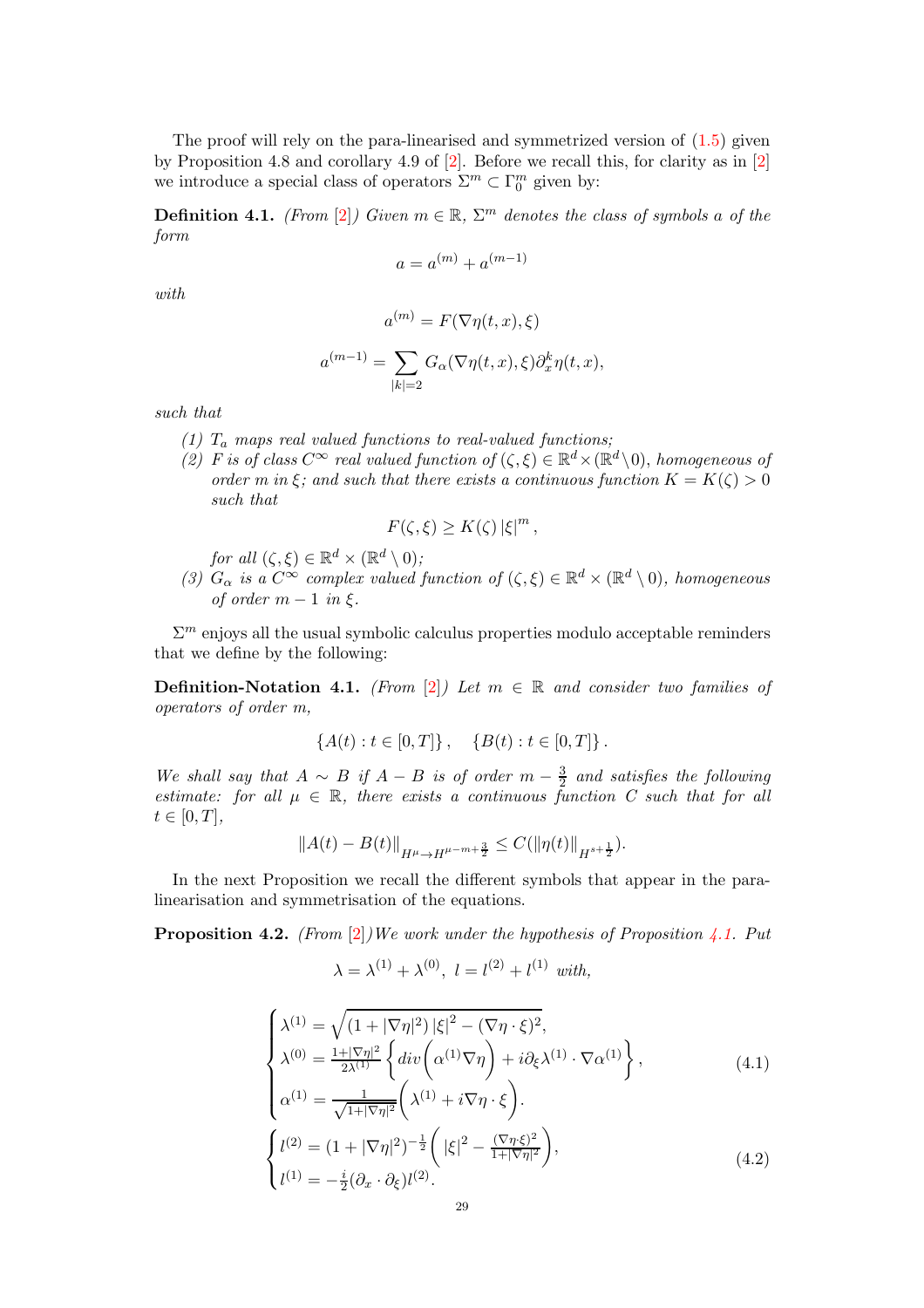The proof will rely on the para-linearised and symmetrized version of (1.5) given by Proposition 4.8 and corollary 4.9 of [2]. Before we recall this, for clarity as in [2] we introduce a special class of operators $\Sigma^m \subset \Gamma_0^m$ given by:

**Definition 4.1.** *(From [2]) Given $m \in \mathbb{R}$, $\Sigma^m$ denotes the class of symbols $a$ of the form*

$$a = a^{(m)} + a^{(m-1)}$$

*with*

$$a^{(m)} = F(\nabla\eta(t,x), \xi)$$

$$a^{(m-1)} = \sum_{|k|=2} G_\alpha(\nabla\eta(t,x), \xi)\partial_x^k \eta(t,x),$$

*such that*

*(1) $T_a$ maps real valued functions to real-valued functions;*
*(2) $F$ is of class $C^\infty$ real valued function of $(\zeta, \xi) \in \mathbb{R}^d \times (\mathbb{R}^d \setminus 0)$, homogeneous of order $m$ in $\xi$; and such that there exists a continuous function $K = K(\zeta) > 0$ such that*

$$F(\zeta, \xi) \geq K(\zeta) \left|\xi\right|^m,$$

*for all $(\zeta, \xi) \in \mathbb{R}^d \times (\mathbb{R}^d \setminus 0)$;*
*(3) $G_\alpha$ is a $C^\infty$ complex valued function of $(\zeta, \xi) \in \mathbb{R}^d \times (\mathbb{R}^d \setminus 0)$, homogeneous of order $m-1$ in $\xi$.*

$\Sigma^m$ enjoys all the usual symbolic calculus properties modulo acceptable reminders that we define by the following:

**Definition-Notation 4.1.** *(From [2]) Let $m \in \mathbb{R}$ and consider two families of operators of order $m$,*

$$\{A(t) : t \in [0,T]\}, \quad \{B(t) : t \in [0,T]\}.$$

*We shall say that $A \sim B$ if $A - B$ is of order $m - \frac{3}{2}$ and satisfies the following estimate: for all $\mu \in \mathbb{R}$, there exists a continuous function $C$ such that for all $t \in [0,T]$,*

$$\left\|A(t) - B(t)\right\|_{H^\mu \to H^{\mu - m + \frac{3}{2}}} \leq C(\left\|\eta(t)\right\|_{H^{s+\frac{1}{2}}}).$$

In the next Proposition we recall the different symbols that appear in the para-linearisation and symmetrisation of the equations.

**Proposition 4.2.** *(From [2])We work under the hypothesis of Proposition 4.1. Put*

$$\lambda = \lambda^{(1)} + \lambda^{(0)}, \ l = l^{(2)} + l^{(1)} \ \text{with,}$$

$$\begin{cases} \lambda^{(1)} = \sqrt{(1 + |\nabla\eta|^2)\left|\xi\right|^2 - (\nabla\eta \cdot \xi)^2}, \\ \lambda^{(0)} = \frac{1+|\nabla\eta|^2}{2\lambda^{(1)}}\left\{ div\bigg(\alpha^{(1)}\nabla\eta\bigg) + i\partial_\xi\lambda^{(1)} \cdot \nabla\alpha^{(1)}\right\}, \\ \alpha^{(1)} = \frac{1}{\sqrt{1+|\nabla\eta|^2}}\bigg(\lambda^{(1)} + i\nabla\eta\cdot\xi\bigg). \end{cases} \tag{4.1}$$

$$\begin{cases} l^{(2)} = (1 + |\nabla\eta|^2)^{-\frac{1}{2}}\bigg(\left|\xi\right|^2 - \frac{(\nabla\eta\cdot\xi)^2}{1+|\nabla\eta|^2}\bigg), \\ l^{(1)} = -\frac{i}{2}(\partial_x \cdot \partial_\xi)l^{(2)}. \end{cases} \tag{4.2}$$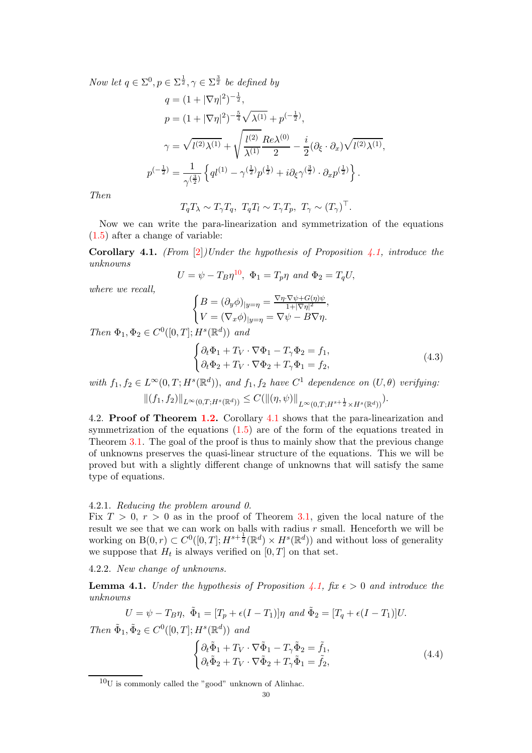*Now let $q \in \Sigma^0, p \in \Sigma^{\frac{1}{2}}, \gamma \in \Sigma^{\frac{3}{2}}$ be defined by*

$$
\begin{aligned}
q &= (1+|\nabla \eta|^2)^{-\frac{1}{2}},\\
p &= (1+|\nabla \eta|^2)^{-\frac{5}{4}} \sqrt{\lambda^{(1)}} + p^{(-\frac{1}{2})},\\
\gamma &= \sqrt{l^{(2)}\lambda^{(1)}} + \sqrt{\frac{l^{(2)}}{\lambda^{(1)}}} \frac{Re \lambda^{(0)}}{2} - \frac{i}{2}(\partial_\xi \cdot \partial_x)\sqrt{l^{(2)}\lambda^{(1)}},\\
p^{(-\frac{1}{2})} &= \frac{1}{\gamma^{(\frac{3}{2})}} \left\{ q l^{(1)} - \gamma^{(\frac{1}{2})} p^{(\frac{1}{2})} + i \partial_\xi \gamma^{(\frac{3}{2})} \cdot \partial_x p^{(\frac{1}{2})} \right\}.
\end{aligned}
$$

*Then*

$$
T_q T_\lambda \sim T_\gamma T_q, \ T_q T_l \sim T_\gamma T_p, \ T_\gamma \sim (T_\gamma)^\top.
$$

Now we can write the para-linearization and symmetrization of the equations (1.5) after a change of variable:

**Corollary 4.1.** *(From [2])Under the hypothesis of Proposition 4.1, introduce the unknowns*

$$
U = \psi - T_B \eta^{10}, \ \Phi_1 = T_p \eta \text{ and } \Phi_2 = T_q U,
$$

*where we recall,*

$$
\begin{cases}
B = (\partial_y \phi)_{|y=\eta} = \frac{\nabla \eta \cdot \nabla \psi + G(\eta)\psi}{1+|\nabla \eta|^2},\\
V = (\nabla_x \phi)_{|y=\eta} = \nabla \psi - B \nabla \eta.
\end{cases}
$$

*Then $\Phi_1, \Phi_2 \in C^0([0,T]; H^s(\mathbb{R}^d))$ and*

$$
\begin{cases}
\partial_t \Phi_1 + T_V \cdot \nabla \Phi_1 - T_\gamma \Phi_2 = f_1,\\
\partial_t \Phi_2 + T_V \cdot \nabla \Phi_2 + T_\gamma \Phi_1 = f_2,
\end{cases} \tag{4.3}
$$

*with $f_1, f_2 \in L^\infty(0,T; H^s(\mathbb{R}^d))$, and $f_1, f_2$ have $C^1$ dependence on $(U, \theta)$ verifying:*

$$
\|(f_1, f_2)\|_{L^\infty(0,T;H^s(\mathbb{R}^d))} \leq C(\|(\eta, \psi)\|_{L^\infty(0,T;H^{s+\frac{1}{2}} \times H^s(\mathbb{R}^d))}).
$$

4.2. **Proof of Theorem 1.2.** Corollary 4.1 shows that the para-linearization and symmetrization of the equations (1.5) are of the form of the equations treated in Theorem 3.1. The goal of the proof is thus to mainly show that the previous change of unknowns preserves the quasi-linear structure of the equations. This we will be proved but with a slightly different change of unknowns that will satisfy the same type of equations.

4.2.1. *Reducing the problem around 0.*
Fix $T > 0$, $r > 0$ as in the proof of Theorem 3.1, given the local nature of the result we see that we can work on balls with radius $r$ small. Henceforth we will be working on $\mathrm{B}(0,r) \subset C^0([0,T]; H^{s+\frac{1}{2}}(\mathbb{R}^d) \times H^s(\mathbb{R}^d))$ and without loss of generality we suppose that $H_t$ is always verified on $[0,T]$ on that set.

4.2.2. *New change of unknowns.*

**Lemma 4.1.** *Under the hypothesis of Proposition 4.1, fix $\epsilon > 0$ and introduce the unknowns*

$$
U = \psi - T_B \eta, \ \tilde{\Phi}_1 = [T_p + \epsilon(I - T_1)]\eta \text{ and } \tilde{\Phi}_2 = [T_q + \epsilon(I - T_1)]U.
$$

*Then $\tilde{\Phi}_1, \tilde{\Phi}_2 \in C^0([0,T]; H^s(\mathbb{R}^d))$ and*

$$
\begin{cases}
\partial_t \tilde{\Phi}_1 + T_V \cdot \nabla \tilde{\Phi}_1 - T_\gamma \tilde{\Phi}_2 = \tilde{f}_1,\\
\partial_t \tilde{\Phi}_2 + T_V \cdot \nabla \tilde{\Phi}_2 + T_\gamma \tilde{\Phi}_1 = \tilde{f}_2,
\end{cases} \tag{4.4}
$$

[10] U is commonly called the "good" unknown of Alinhac.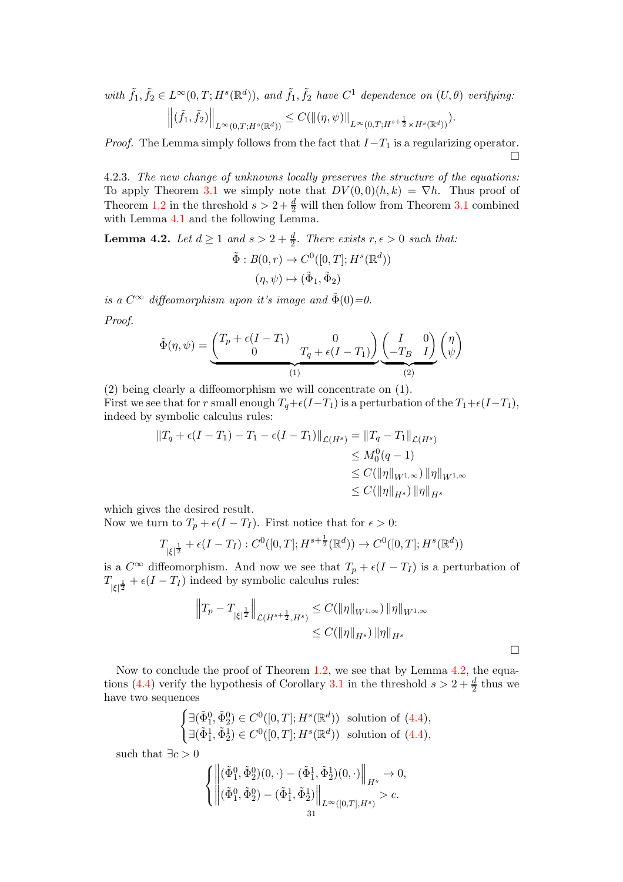*with* $\tilde{f}_1, \tilde{f}_2 \in L^\infty(0,T;H^s(\mathbb{R}^d))$, *and* $\tilde{f}_1, \tilde{f}_2$ *have* $C^1$ *dependence on* $(U,\theta)$ *verifying:*

$$\left\|(\tilde{f}_1, \tilde{f}_2)\right\|_{L^\infty(0,T;H^s(\mathbb{R}^d))} \leq C(\|(\eta,\psi)\|_{L^\infty(0,T;H^{s+\frac{1}{2}}\times H^s(\mathbb{R}^d))}).$$

*Proof.* The Lemma simply follows from the fact that $I - T_1$ is a regularizing operator. □

4.2.3. *The new change of unknowns locally preserves the structure of the equations:* To apply Theorem 3.1 we simply note that $DV(0,0)(h,k) = \nabla h$. Thus proof of Theorem 1.2 in the threshold $s > 2 + \frac{d}{2}$ will then follow from Theorem 3.1 combined with Lemma 4.1 and the following Lemma.

**Lemma 4.2.** *Let* $d \geq 1$ *and* $s > 2 + \frac{d}{2}$. *There exists* $r, \epsilon > 0$ *such that:*

$$\tilde{\Phi} : B(0,r) \to C^0([0,T];H^s(\mathbb{R}^d))$$
$$(\eta,\psi) \mapsto (\tilde{\Phi}_1, \tilde{\Phi}_2)$$

*is a* $C^\infty$ *diffeomorphism upon it's image and* $\tilde{\Phi}(0)$*=0.*

*Proof.*

$$\tilde{\Phi}(\eta,\psi) = \underbrace{\begin{pmatrix} T_p + \epsilon(I - T_1) & 0 \\ 0 & T_q + \epsilon(I - T_1) \end{pmatrix}}_{(1)} \underbrace{\begin{pmatrix} I & 0 \\ -T_B & I \end{pmatrix}}_{(2)} \begin{pmatrix} \eta \\ \psi \end{pmatrix}$$

(2) being clearly a diffeomorphism we will concentrate on (1).
First we see that for $r$ small enough $T_q + \epsilon(I - T_1)$ is a perturbation of the $T_1 + \epsilon(I - T_1)$, indeed by symbolic calculus rules:

$$\begin{aligned}
\|T_q + \epsilon(I - T_1) - T_1 - \epsilon(I - T_1)\|_{\mathcal{L}(H^s)} &= \|T_q - T_1\|_{\mathcal{L}(H^s)} \\
&\leq M_0^0(q-1) \\
&\leq C(\|\eta\|_{W^{1,\infty}}) \|\eta\|_{W^{1,\infty}} \\
&\leq C(\|\eta\|_{H^s}) \|\eta\|_{H^s}
\end{aligned}$$

which gives the desired result.
Now we turn to $T_p + \epsilon(I - T_I)$. First notice that for $\epsilon > 0$:

$$T_{|\xi|^{\frac{1}{2}}} + \epsilon(I - T_I) : C^0([0,T];H^{s+\frac{1}{2}}(\mathbb{R}^d)) \to C^0([0,T];H^s(\mathbb{R}^d))$$

is a $C^\infty$ diffeomorphism. And now we see that $T_p + \epsilon(I - T_I)$ is a perturbation of $T_{|\xi|^{\frac{1}{2}}} + \epsilon(I - T_I)$ indeed by symbolic calculus rules:

$$\begin{aligned}
\left\|T_p - T_{|\xi|^{\frac{1}{2}}}\right\|_{\mathcal{L}(H^{s+\frac{1}{2}},H^s)} &\leq C(\|\eta\|_{W^{1,\infty}}) \|\eta\|_{W^{1,\infty}} \\
&\leq C(\|\eta\|_{H^s}) \|\eta\|_{H^s}
\end{aligned}$$

□

Now to conclude the proof of Theorem 1.2, we see that by Lemma 4.2, the equations (4.4) verify the hypothesis of Corollary 3.1 in the threshold $s > 2 + \frac{d}{2}$ thus we have two sequences

$$\begin{cases} \exists (\tilde{\Phi}_1^0, \tilde{\Phi}_2^0) \in C^0([0,T];H^s(\mathbb{R}^d)) & \text{solution of (4.4)}, \\ \exists (\tilde{\Phi}_1^1, \tilde{\Phi}_2^1) \in C^0([0,T];H^s(\mathbb{R}^d)) & \text{solution of (4.4)}, \end{cases}$$

such that $\exists c > 0$

$$\begin{cases} \left\|(\tilde{\Phi}_1^0, \tilde{\Phi}_2^0)(0,\cdot) - (\tilde{\Phi}_1^1, \tilde{\Phi}_2^1)(0,\cdot)\right\|_{H^s} \to 0, \\ \left\|(\tilde{\Phi}_1^0, \tilde{\Phi}_2^0) - (\tilde{\Phi}_1^1, \tilde{\Phi}_2^1)\right\|_{L^\infty([0,T],H^s)} > c. \end{cases}$$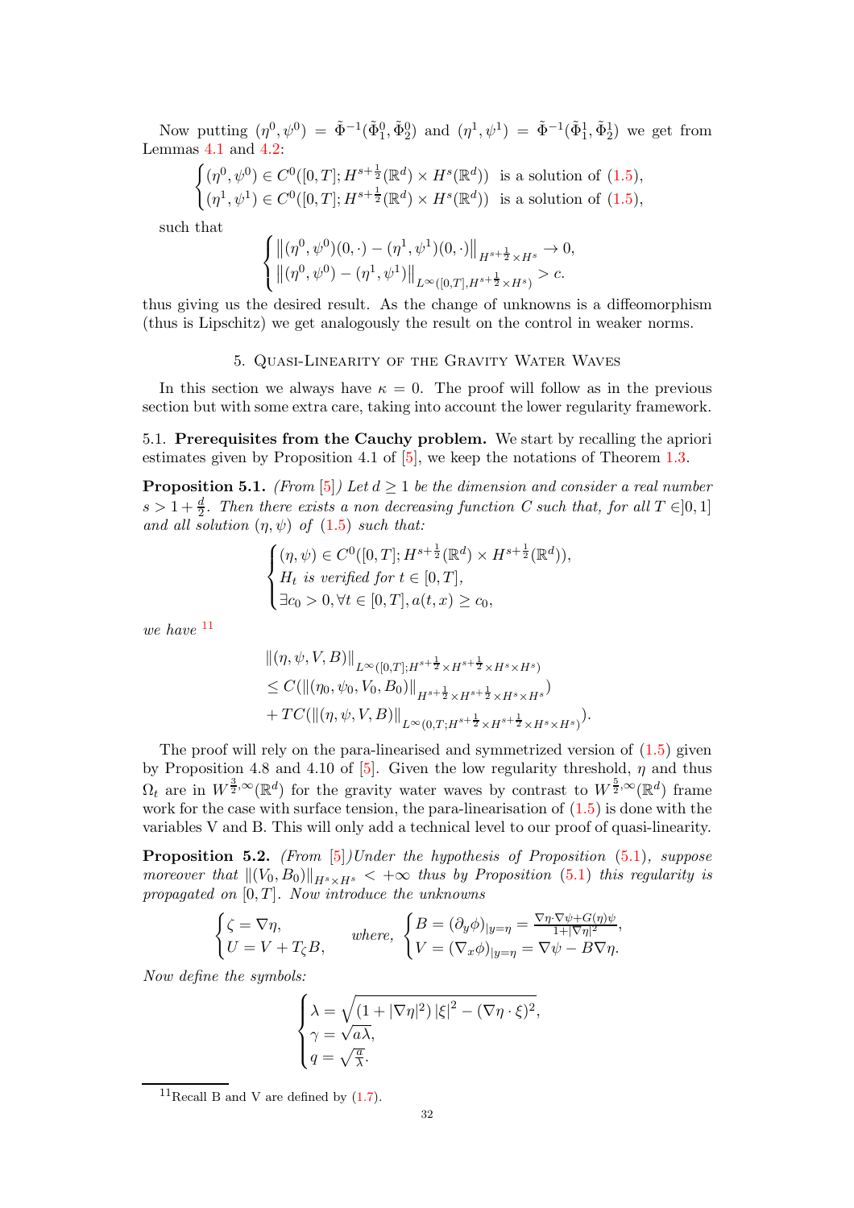Now putting $(\eta^0,\psi^0) = \tilde{\Phi}^{-1}(\tilde{\Phi}_1^0,\tilde{\Phi}_2^0)$ and $(\eta^1,\psi^1) = \tilde{\Phi}^{-1}(\tilde{\Phi}_1^1,\tilde{\Phi}_2^1)$ we get from Lemmas 4.1 and 4.2:

$$\begin{cases}(\eta^0,\psi^0) \in C^0([0,T];H^{s+\frac{1}{2}}(\mathbb{R}^d)\times H^s(\mathbb{R}^d)) \;\text{ is a solution of (1.5)},\\ (\eta^1,\psi^1) \in C^0([0,T];H^{s+\frac{1}{2}}(\mathbb{R}^d)\times H^s(\mathbb{R}^d)) \;\text{ is a solution of (1.5)},\end{cases}$$

such that

$$\begin{cases}\left\|(\eta^0,\psi^0)(0,\cdot)-(\eta^1,\psi^1)(0,\cdot)\right\|_{H^{s+\frac{1}{2}}\times H^s}\to 0,\\ \left\|(\eta^0,\psi^0)-(\eta^1,\psi^1)\right\|_{L^\infty([0,T],H^{s+\frac{1}{2}}\times H^s)} > c.\end{cases}$$

thus giving us the desired result. As the change of unknowns is a diffeomorphism (thus is Lipschitz) we get analogously the result on the control in weaker norms.

## 5. Quasi-Linearity of the Gravity Water Waves

In this section we always have $\kappa = 0$. The proof will follow as in the previous section but with some extra care, taking into account the lower regularity framework.

### 5.1. Prerequisites from the Cauchy problem.

We start by recalling the apriori estimates given by Proposition 4.1 of [5], we keep the notations of Theorem 1.3.

**Proposition 5.1.** *(From [5]) Let $d \geq 1$ be the dimension and consider a real number $s > 1+\frac{d}{2}$. Then there exists a non decreasing function $C$ such that, for all $T \in ]0,1]$ and all solution $(\eta,\psi)$ of (1.5) such that:*

$$\begin{cases}(\eta,\psi) \in C^0([0,T];H^{s+\frac{1}{2}}(\mathbb{R}^d)\times H^{s+\frac{1}{2}}(\mathbb{R}^d)),\\ H_t \text{ is verified for } t\in[0,T],\\ \exists c_0>0, \forall t \in [0,T], a(t,x)\geq c_0,\end{cases}$$

*we have* [11]

$$\begin{aligned}&\|(\eta,\psi,V,B)\|_{L^\infty([0,T];H^{s+\frac{1}{2}}\times H^{s+\frac{1}{2}}\times H^s\times H^s)}\\ &\leq C(\|(\eta_0,\psi_0,V_0,B_0)\|_{H^{s+\frac{1}{2}}\times H^{s+\frac{1}{2}}\times H^s\times H^s})\\ &\quad + TC(\|(\eta,\psi,V,B)\|_{L^\infty(0,T;H^{s+\frac{1}{2}}\times H^{s+\frac{1}{2}}\times H^s\times H^s)}).\end{aligned}$$

The proof will rely on the para-linearised and symmetrized version of (1.5) given by Proposition 4.8 and 4.10 of [5]. Given the low regularity threshold, $\eta$ and thus $\Omega_t$ are in $W^{\frac{3}{2},\infty}(\mathbb{R}^d)$ for the gravity water waves by contrast to $W^{\frac{5}{2},\infty}(\mathbb{R}^d)$ frame work for the case with surface tension, the para-linearisation of (1.5) is done with the variables V and B. This will only add a technical level to our proof of quasi-linearity.

**Proposition 5.2.** *(From [5])Under the hypothesis of Proposition (5.1), suppose moreover that $\|(V_0,B_0)\|_{H^s\times H^s} < +\infty$ thus by Proposition (5.1) this regularity is propagated on $[0,T]$. Now introduce the unknowns*

$$\begin{cases}\zeta = \nabla\eta,\\ U = V + T_\zeta B,\end{cases}\qquad \textit{where, } \begin{cases}B = (\partial_y\phi)_{|y=\eta} = \frac{\nabla\eta\cdot\nabla\psi+G(\eta)\psi}{1+|\nabla\eta|^2},\\ V = (\nabla_x\phi)_{|y=\eta} = \nabla\psi - B\nabla\eta.\end{cases}$$

*Now define the symbols:*

$$\begin{cases}\lambda = \sqrt{(1+|\nabla\eta|^2)\,|\xi|^2-(\nabla\eta\cdot\xi)^2},\\ \gamma = \sqrt{a\lambda},\\ q = \sqrt{\frac{a}{\lambda}}.\end{cases}$$

[11] Recall B and V are defined by (1.7).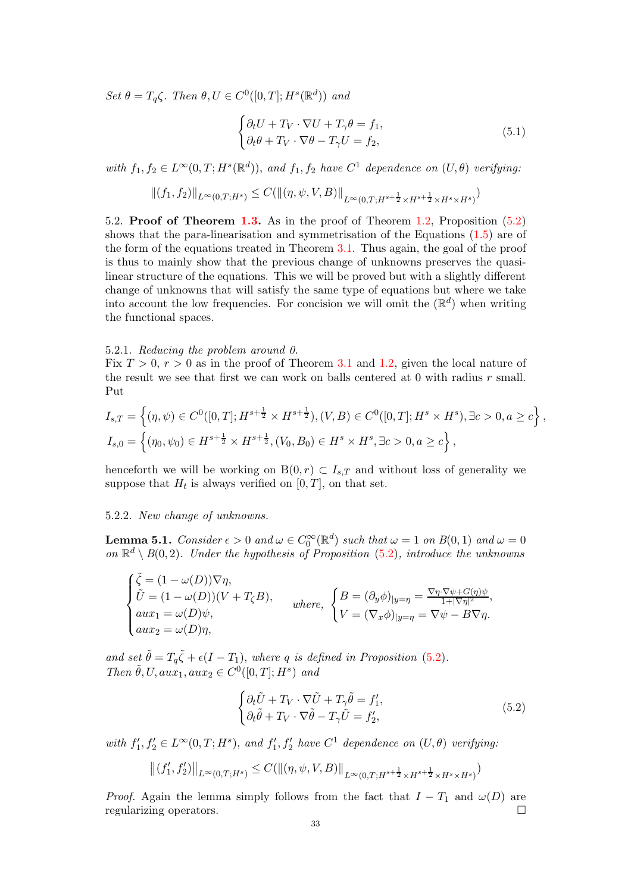*Set $\theta = T_q\zeta$. Then $\theta, U \in C^0([0,T]; H^s(\mathbb{R}^d))$ and*

$$\begin{cases} \partial_t U + T_V \cdot \nabla U + T_\gamma \theta = f_1, \\ \partial_t \theta + T_V \cdot \nabla \theta - T_\gamma U = f_2, \end{cases} \tag{5.1}$$

*with $f_1, f_2 \in L^\infty(0,T; H^s(\mathbb{R}^d))$, and $f_1, f_2$ have $C^1$ dependence on $(U, \theta)$ verifying:*

$$\|(f_1, f_2)\|_{L^\infty(0,T;H^s)} \le C(\|(\eta, \psi, V, B)\|_{L^\infty(0,T;H^{s+\frac{1}{2}} \times H^{s+\frac{1}{2}} \times H^s \times H^s)})$$

5.2. **Proof of Theorem 1.3.** As in the proof of Theorem 1.2, Proposition (5.2) shows that the para-linearisation and symmetrisation of the Equations (1.5) are of the form of the equations treated in Theorem 3.1. Thus again, the goal of the proof is thus to mainly show that the previous change of unknowns preserves the quasi-linear structure of the equations. This we will be proved but with a slightly different change of unknowns that will satisfy the same type of equations but where we take into account the low frequencies. For concision we will omit the $(\mathbb{R}^d)$ when writing the functional spaces.

5.2.1. *Reducing the problem around 0.*
Fix $T > 0$, $r > 0$ as in the proof of Theorem 3.1 and 1.2, given the local nature of the result we see that first we can work on balls centered at 0 with radius $r$ small. Put

$$I_{s,T} = \left\{ (\eta, \psi) \in C^0([0,T]; H^{s+\frac{1}{2}} \times H^{s+\frac{1}{2}}), (V, B) \in C^0([0,T]; H^s \times H^s), \exists c > 0, a \ge c \right\},$$
$$I_{s,0} = \left\{ (\eta_0, \psi_0) \in H^{s+\frac{1}{2}} \times H^{s+\frac{1}{2}}, (V_0, B_0) \in H^s \times H^s, \exists c > 0, a \ge c \right\},$$

henceforth we will be working on $\mathrm{B}(0, r) \subset I_{s,T}$ and without loss of generality we suppose that $H_t$ is always verified on $[0,T]$, on that set.

5.2.2. *New change of unknowns.*

**Lemma 5.1.** *Consider $\epsilon > 0$ and $\omega \in C_0^\infty(\mathbb{R}^d)$ such that $\omega = 1$ on $B(0,1)$ and $\omega = 0$ on $\mathbb{R}^d \setminus B(0,2)$. Under the hypothesis of Proposition (5.2), introduce the unknowns*

$$\begin{cases} \tilde{\zeta} = (1 - \omega(D))\nabla\eta, \\ \tilde{U} = (1 - \omega(D))(V + T_\zeta B), \\ aux_1 = \omega(D)\psi, \\ aux_2 = \omega(D)\eta, \end{cases} \quad \text{where, } \begin{cases} B = (\partial_y \phi)_{|y=\eta} = \frac{\nabla\eta \cdot \nabla\psi + G(\eta)\psi}{1 + |\nabla\eta|^2}, \\ V = (\nabla_x \phi)_{|y=\eta} = \nabla\psi - B\nabla\eta. \end{cases}$$

*and set $\tilde{\theta} = T_q\tilde{\zeta} + \epsilon(I - T_1)$, where $q$ is defined in Proposition (5.2).*
*Then $\tilde{\theta}, U, aux_1, aux_2 \in C^0([0,T]; H^s)$ and*

$$\begin{cases} \partial_t \tilde{U} + T_V \cdot \nabla \tilde{U} + T_\gamma \tilde{\theta} = f_1', \\ \partial_t \tilde{\theta} + T_V \cdot \nabla \tilde{\theta} - T_\gamma \tilde{U} = f_2', \end{cases} \tag{5.2}$$

*with $f_1', f_2' \in L^\infty(0,T; H^s)$, and $f_1', f_2'$ have $C^1$ dependence on $(U, \theta)$ verifying:*

$$\|(f_1', f_2')\|_{L^\infty(0,T;H^s)} \le C(\|(\eta, \psi, V, B)\|_{L^\infty(0,T;H^{s+\frac{1}{2}} \times H^{s+\frac{1}{2}} \times H^s \times H^s)})$$

*Proof.* Again the lemma simply follows from the fact that $I - T_1$ and $\omega(D)$ are regularizing operators. □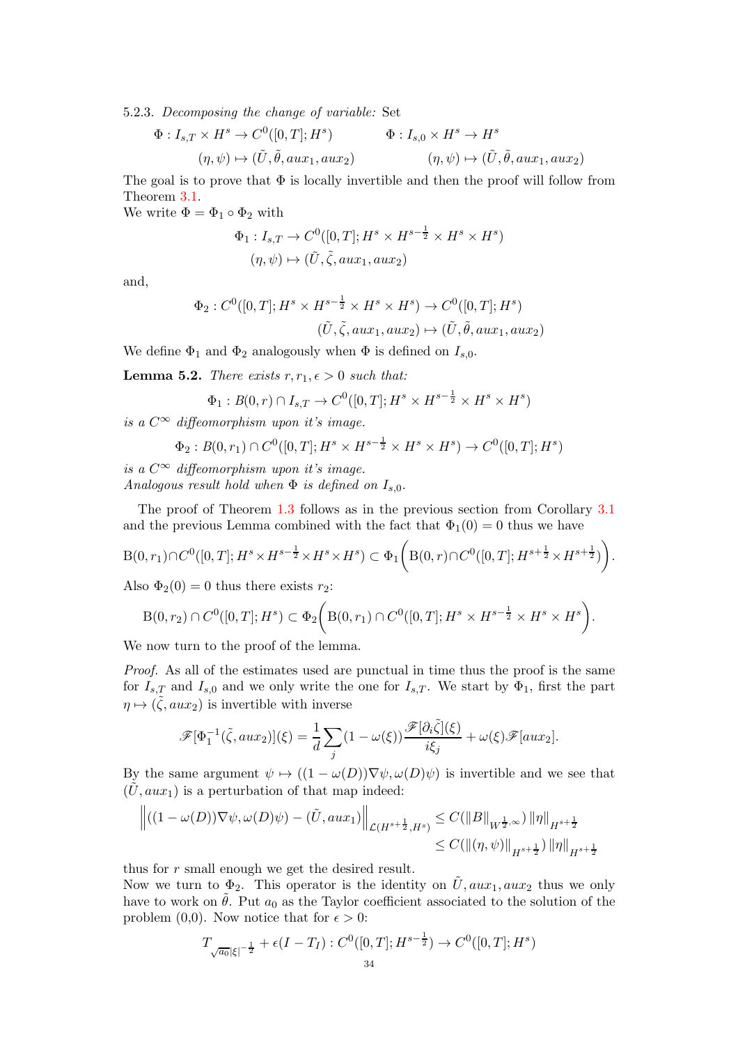5.2.3. *Decomposing the change of variable:* Set

$$\Phi : I_{s,T} \times H^s \to C^0([0,T]; H^s) \qquad\qquad \Phi : I_{s,0} \times H^s \to H^s$$
$$(\eta,\psi) \mapsto (\tilde{U}, \tilde{\theta}, aux_1, aux_2) \qquad\qquad (\eta,\psi) \mapsto (\tilde{U}, \tilde{\theta}, aux_1, aux_2)$$

The goal is to prove that $\Phi$ is locally invertible and then the proof will follow from Theorem 3.1.
We write $\Phi = \Phi_1 \circ \Phi_2$ with

$$\Phi_1 : I_{s,T} \to C^0([0,T]; H^s \times H^{s-\frac{1}{2}} \times H^s \times H^s)$$
$$(\eta,\psi) \mapsto (\tilde{U}, \tilde{\zeta}, aux_1, aux_2)$$

and,

$$\Phi_2 : C^0([0,T]; H^s \times H^{s-\frac{1}{2}} \times H^s \times H^s) \to C^0([0,T]; H^s)$$
$$(\tilde{U}, \tilde{\zeta}, aux_1, aux_2) \mapsto (\tilde{U}, \tilde{\theta}, aux_1, aux_2)$$

We define $\Phi_1$ and $\Phi_2$ analogously when $\Phi$ is defined on $I_{s,0}$.

**Lemma 5.2.** *There exists $r, r_1, \epsilon > 0$ such that:*

$$\Phi_1 : B(0,r) \cap I_{s,T} \to C^0([0,T]; H^s \times H^{s-\frac{1}{2}} \times H^s \times H^s)$$

*is a $C^\infty$ diffeomorphism upon it's image.*

$$\Phi_2 : B(0,r_1) \cap C^0([0,T]; H^s \times H^{s-\frac{1}{2}} \times H^s \times H^s) \to C^0([0,T]; H^s)$$

*is a $C^\infty$ diffeomorphism upon it's image.*
*Analogous result hold when $\Phi$ is defined on $I_{s,0}$.*

The proof of Theorem 1.3 follows as in the previous section from Corollary 3.1 and the previous Lemma combined with the fact that $\Phi_1(0) = 0$ thus we have

$$\mathrm{B}(0,r_1) \cap C^0([0,T]; H^s \times H^{s-\frac{1}{2}} \times H^s \times H^s) \subset \Phi_1\bigg(\mathrm{B}(0,r) \cap C^0([0,T]; H^{s+\frac{1}{2}} \times H^{s+\frac{1}{2}})\bigg).$$

Also $\Phi_2(0) = 0$ thus there exists $r_2$:

$$\mathrm{B}(0,r_2) \cap C^0([0,T]; H^s) \subset \Phi_2\bigg(\mathrm{B}(0,r_1) \cap C^0([0,T]; H^s \times H^{s-\frac{1}{2}} \times H^s \times H^s\bigg).$$

We now turn to the proof of the lemma.

*Proof.* As all of the estimates used are punctual in time thus the proof is the same for $I_{s,T}$ and $I_{s,0}$ and we only write the one for $I_{s,T}$. We start by $\Phi_1$, first the part $\eta \mapsto (\tilde{\zeta}, aux_2)$ is invertible with inverse

$$\mathscr{F}[\Phi_1^{-1}(\tilde{\zeta}, aux_2)](\xi) = \frac{1}{d} \sum_j (1 - \omega(\xi)) \frac{\mathscr{F}[\partial_i \tilde{\zeta}](\xi)}{i\xi_j} + \omega(\xi) \mathscr{F}[aux_2].$$

By the same argument $\psi \mapsto ((1-\omega(D))\nabla\psi, \omega(D)\psi)$ is invertible and we see that $(\tilde{U}, aux_1)$ is a perturbation of that map indeed:

$$\begin{aligned}\left\| ((1-\omega(D))\nabla\psi, \omega(D)\psi) - (\tilde{U}, aux_1) \right\|_{\mathcal{L}(H^{s+\frac{1}{2}}, H^s)} &\leq C(\|B\|_{W^{\frac{1}{2},\infty}}) \|\eta\|_{H^{s+\frac{1}{2}}} \\ &\leq C(\|(\eta,\psi)\|_{H^{s+\frac{1}{2}}}) \|\eta\|_{H^{s+\frac{1}{2}}}\end{aligned}$$

thus for $r$ small enough we get the desired result.
Now we turn to $\Phi_2$. This operator is the identity on $\tilde{U}, aux_1, aux_2$ thus we only have to work on $\tilde{\theta}$. Put $a_0$ as the Taylor coefficient associated to the solution of the problem (0,0). Now notice that for $\epsilon > 0$:

$$T_{\sqrt{a_0}|\xi|^{-\frac{1}{2}}} + \epsilon(I - T_I) : C^0([0,T]; H^{s-\frac{1}{2}}) \to C^0([0,T]; H^s)$$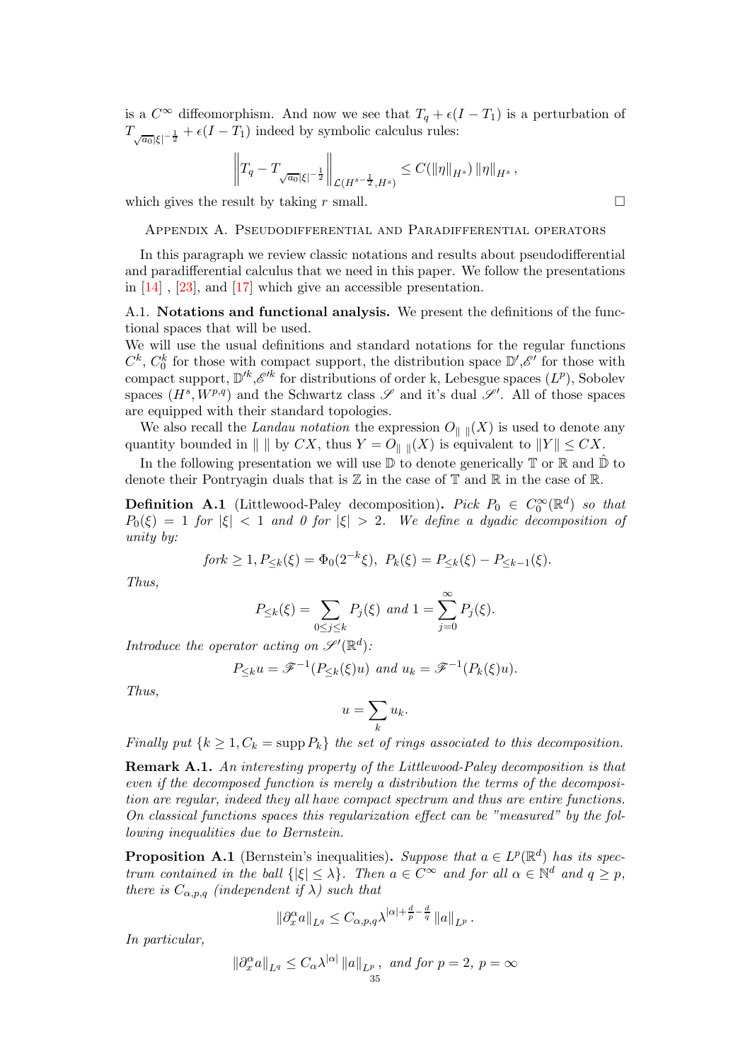is a $C^\infty$ diffeomorphism. And now we see that $T_q + \epsilon(I - T_1)$ is a perturbation of $T_{\sqrt{a_0}|\xi|^{-\frac{1}{2}}} + \epsilon(I - T_1)$ indeed by symbolic calculus rules:

$$\left\| T_q - T_{\sqrt{a_0}|\xi|^{-\frac{1}{2}}} \right\|_{\mathcal{L}(H^{s-\frac{1}{2}}, H^s)} \leq C(\|\eta\|_{H^s}) \|\eta\|_{H^s},$$

which gives the result by taking $r$ small. $\square$

## Appendix A. Pseudodifferential and Paradifferential operators

In this paragraph we review classic notations and results about pseudodifferential and paradifferential calculus that we need in this paper. We follow the presentations in [14] , [23], and [17] which give an accessible presentation.

### A.1. Notations and functional analysis.

We present the definitions of the functional spaces that will be used.
We will use the usual definitions and standard notations for the regular functions $C^k$, $C_0^k$ for those with compact support, the distribution space $\mathbb{D}', \mathscr{E}'$ for those with compact support, $\mathbb{D}'^k, \mathscr{E}'^k$ for distributions of order k, Lebesgue spaces ($L^p$), Sobolev spaces ($H^s, W^{p,q}$) and the Schwartz class $\mathscr{S}$ and it's dual $\mathscr{S}'$. All of those spaces are equipped with their standard topologies.

We also recall the *Landau notation* the expression $O_{\| \ \|}(X)$ is used to denote any quantity bounded in $\| \ \|$ by $CX$, thus $Y = O_{\| \ \|}(X)$ is equivalent to $\|Y\| \leq CX$.

In the following presentation we will use $\mathbb{D}$ to denote generically $\mathbb{T}$ or $\mathbb{R}$ and $\hat{\mathbb{D}}$ to denote their Pontryagin duals that is $\mathbb{Z}$ in the case of $\mathbb{T}$ and $\mathbb{R}$ in the case of $\mathbb{R}$.

**Definition A.1** (Littlewood-Paley decomposition)**.** *Pick $P_0 \in C_0^\infty(\mathbb{R}^d)$ so that $P_0(\xi) = 1$ for $|\xi| < 1$ and 0 for $|\xi| > 2$. We define a dyadic decomposition of unity by:*

$$fork \geq 1, P_{\leq k}(\xi) = \Phi_0(2^{-k}\xi), \ P_k(\xi) = P_{\leq k}(\xi) - P_{\leq k-1}(\xi).$$

*Thus,*

$$P_{\leq k}(\xi) = \sum_{0 \leq j \leq k} P_j(\xi) \text{ and } 1 = \sum_{j=0}^{\infty} P_j(\xi).$$

*Introduce the operator acting on $\mathscr{S}'(\mathbb{R}^d)$:*

$$P_{\leq k} u = \mathscr{F}^{-1}(P_{\leq k}(\xi)u) \text{ and } u_k = \mathscr{F}^{-1}(P_k(\xi)u).$$

*Thus,*

$$u = \sum_k u_k.$$

*Finally put $\{k \geq 1, C_k = \operatorname{supp} P_k\}$ the set of rings associated to this decomposition.*

**Remark A.1.** *An interesting property of the Littlewood-Paley decomposition is that even if the decomposed function is merely a distribution the terms of the decomposition are regular, indeed they all have compact spectrum and thus are entire functions. On classical functions spaces this regularization effect can be "measured" by the following inequalities due to Bernstein.*

**Proposition A.1** (Bernstein's inequalities)**.** *Suppose that $a \in L^p(\mathbb{R}^d)$ has its spectrum contained in the ball $\{|\xi| \leq \lambda\}$. Then $a \in C^\infty$ and for all $\alpha \in \mathbb{N}^d$ and $q \geq p$, there is $C_{\alpha,p,q}$ (independent if $\lambda$) such that*

$$\|\partial_x^\alpha a\|_{L^q} \leq C_{\alpha,p,q} \lambda^{|\alpha| + \frac{d}{p} - \frac{d}{q}} \|a\|_{L^p}.$$

*In particular,*

$$\|\partial_x^\alpha a\|_{L^q} \leq C_\alpha \lambda^{|\alpha|} \|a\|_{L^p}, \text{ and for } p = 2, \ p = \infty$$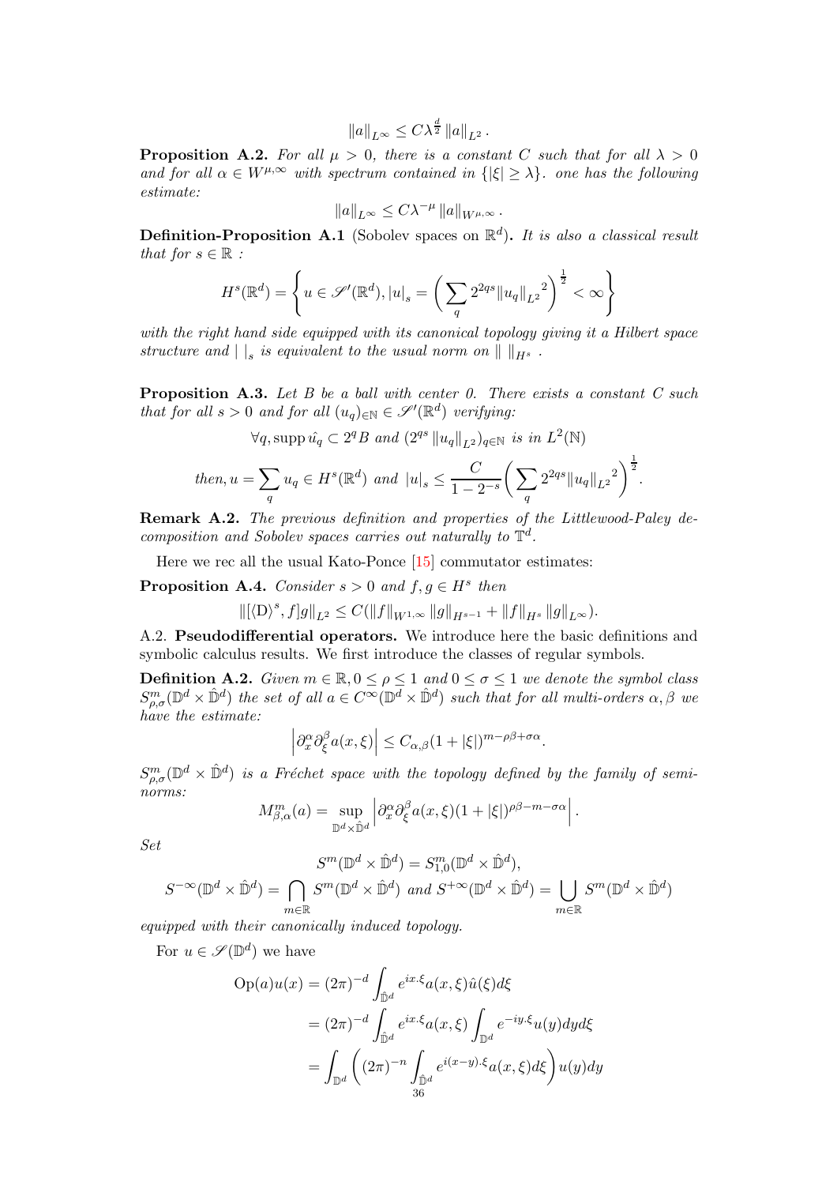$$\|a\|_{L^\infty} \leq C\lambda^{\frac{d}{2}} \|a\|_{L^2}.$$

**Proposition A.2.** *For all $\mu > 0$, there is a constant $C$ such that for all $\lambda > 0$ and for all $\alpha \in W^{\mu,\infty}$ with spectrum contained in $\{|\xi| \geq \lambda\}$. one has the following estimate:*

$$\|a\|_{L^\infty} \leq C\lambda^{-\mu} \|a\|_{W^{\mu,\infty}}.$$

**Definition-Proposition A.1** (Sobolev spaces on $\mathbb{R}^d$)**.** *It is also a classical result that for $s \in \mathbb{R}$ :*

$$H^s(\mathbb{R}^d) = \left\{ u \in \mathscr{S}'(\mathbb{R}^d), |u|_s = \left( \sum_q 2^{2qs} \|u_q\|_{L^2}{}^2 \right)^{\frac{1}{2}} < \infty \right\}$$

*with the right hand side equipped with its canonical topology giving it a Hilbert space structure and $| \ |_s$ is equivalent to the usual norm on $\| \ \|_{H^s}$ .*

**Proposition A.3.** *Let $B$ be a ball with center $0$. There exists a constant $C$ such that for all $s > 0$ and for all $(u_q)_{\mathbb{N}} \in \mathscr{S}'(\mathbb{R}^d)$ verifying:*

$$\forall q, \operatorname{supp} \hat{u_q} \subset 2^q B \text{ and } (2^{qs} \|u_q\|_{L^2})_{q\in\mathbb{N}} \text{ is in } L^2(\mathbb{N})$$

$$\text{then, } u = \sum_q u_q \in H^s(\mathbb{R}^d) \text{ and } |u|_s \leq \frac{C}{1-2^{-s}} \left( \sum_q 2^{2qs} \|u_q\|_{L^2}{}^2 \right)^{\frac{1}{2}}.$$

**Remark A.2.** *The previous definition and properties of the Littlewood-Paley decomposition and Sobolev spaces carries out naturally to $\mathbb{T}^d$.*

Here we rec all the usual Kato-Ponce [15] commutator estimates:

**Proposition A.4.** *Consider $s > 0$ and $f, g \in H^s$ then*

$$\|[\langle \mathrm{D}\rangle^s, f]g\|_{L^2} \leq C(\|f\|_{W^{1,\infty}} \|g\|_{H^{s-1}} + \|f\|_{H^s} \|g\|_{L^\infty}).$$

A.2. **Pseudodifferential operators.** We introduce here the basic definitions and symbolic calculus results. We first introduce the classes of regular symbols.

**Definition A.2.** *Given $m \in \mathbb{R}, 0 \leq \rho \leq 1$ and $0 \leq \sigma \leq 1$ we denote the symbol class $S^m_{\rho,\sigma}(\mathbb{D}^d \times \hat{\mathbb{D}}^d)$ the set of all $a \in C^\infty(\mathbb{D}^d \times \hat{\mathbb{D}}^d)$ such that for all multi-orders $\alpha, \beta$ we have the estimate:*

$$\left|\partial_x^\alpha \partial_\xi^\beta a(x,\xi)\right| \leq C_{\alpha,\beta}(1+|\xi|)^{m-\rho\beta+\sigma\alpha}.$$

*$S^m_{\rho,\sigma}(\mathbb{D}^d \times \hat{\mathbb{D}}^d)$ is a Fréchet space with the topology defined by the family of semi-norms:*

$$M^m_{\beta,\alpha}(a) = \sup_{\mathbb{D}^d \times \hat{\mathbb{D}}^d} \left|\partial_x^\alpha \partial_\xi^\beta a(x,\xi)(1+|\xi|)^{\rho\beta-m-\sigma\alpha}\right|.$$

*Set*

$$S^m(\mathbb{D}^d \times \hat{\mathbb{D}}^d) = S^m_{1,0}(\mathbb{D}^d \times \hat{\mathbb{D}}^d),$$

$$S^{-\infty}(\mathbb{D}^d \times \hat{\mathbb{D}}^d) = \bigcap_{m\in\mathbb{R}} S^m(\mathbb{D}^d \times \hat{\mathbb{D}}^d) \text{ and } S^{+\infty}(\mathbb{D}^d \times \hat{\mathbb{D}}^d) = \bigcup_{m\in\mathbb{R}} S^m(\mathbb{D}^d \times \hat{\mathbb{D}}^d)$$

*equipped with their canonically induced topology.*

For $u \in \mathscr{S}(\mathbb{D}^d)$ we have

$$\begin{aligned}
\operatorname{Op}(a)u(x) &= (2\pi)^{-d} \int_{\hat{\mathbb{D}}^d} e^{ix.\xi} a(x,\xi)\hat{u}(\xi)d\xi \\
&= (2\pi)^{-d} \int_{\hat{\mathbb{D}}^d} e^{ix.\xi} a(x,\xi) \int_{\mathbb{D}^d} e^{-iy.\xi} u(y)dyd\xi \\
&= \int_{\mathbb{D}^d} \left( (2\pi)^{-n} \int_{\hat{\mathbb{D}}^d} e^{i(x-y).\xi} a(x,\xi)d\xi \right) u(y)dy
\end{aligned}$$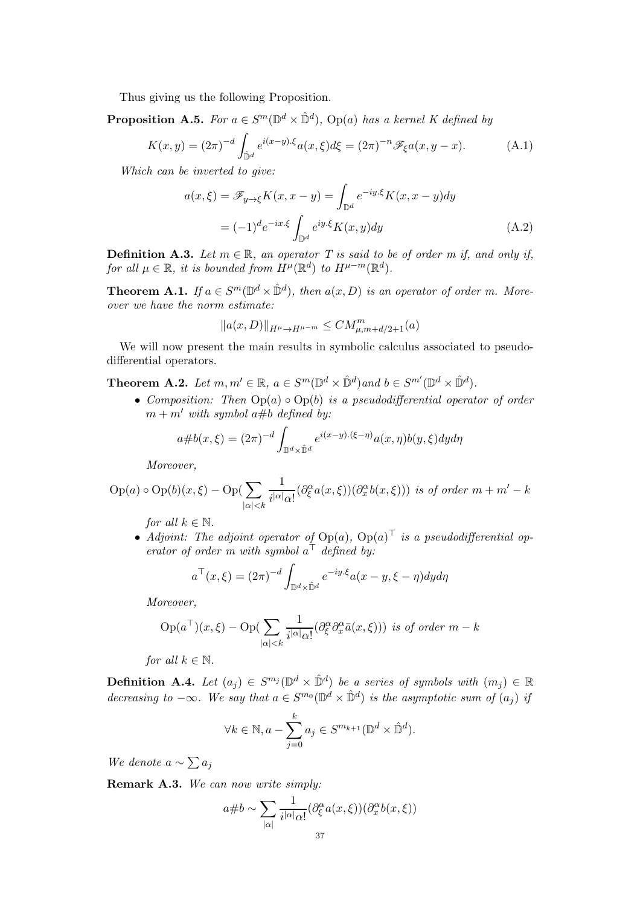Thus giving us the following Proposition.

**Proposition A.5.** *For $a \in S^m(\mathbb{D}^d \times \hat{\mathbb{D}}^d)$, $\mathrm{Op}(a)$ has a kernel $K$ defined by*

$$K(x,y) = (2\pi)^{-d} \int_{\hat{\mathbb{D}}^d} e^{i(x-y).\xi} a(x,\xi) d\xi = (2\pi)^{-n} \mathscr{F}_\xi a(x, y-x). \tag{A.1}$$

*Which can be inverted to give:*

$$\begin{aligned} a(x,\xi) &= \mathscr{F}_{y\to\xi} K(x, x-y) = \int_{\mathbb{D}^d} e^{-iy.\xi} K(x, x-y) dy \\ &= (-1)^d e^{-ix.\xi} \int_{\mathbb{D}^d} e^{iy.\xi} K(x,y) dy \end{aligned} \tag{A.2}$$

**Definition A.3.** *Let $m \in \mathbb{R}$, an operator $T$ is said to be of order $m$ if, and only if, for all $\mu \in \mathbb{R}$, it is bounded from $H^\mu(\mathbb{R}^d)$ to $H^{\mu-m}(\mathbb{R}^d)$.*

**Theorem A.1.** *If $a \in S^m(\mathbb{D}^d \times \hat{\mathbb{D}}^d)$, then $a(x,D)$ is an operator of order $m$. Moreover we have the norm estimate:*

$$\|a(x,D)\|_{H^\mu \to H^{\mu-m}} \leq C M^m_{\mu, m+d/2+1}(a)$$

We will now present the main results in symbolic calculus associated to pseudodifferential operators.

**Theorem A.2.** *Let $m, m' \in \mathbb{R}$, $a \in S^m(\mathbb{D}^d \times \hat{\mathbb{D}}^d)$ and $b \in S^{m'}(\mathbb{D}^d \times \hat{\mathbb{D}}^d)$.*

- *Composition: Then $\mathrm{Op}(a) \circ \mathrm{Op}(b)$ is a pseudodifferential operator of order $m + m'$ with symbol $a\#b$ defined by:*

$$a\#b(x,\xi) = (2\pi)^{-d} \int_{\mathbb{D}^d \times \hat{\mathbb{D}}^d} e^{i(x-y).(\xi-\eta)} a(x,\eta) b(y,\xi) dy d\eta$$

  *Moreover,*

$$\mathrm{Op}(a) \circ \mathrm{Op}(b)(x,\xi) - \mathrm{Op}\Big(\sum_{|\alpha|<k} \frac{1}{i^{|\alpha|}\alpha!} (\partial_\xi^\alpha a(x,\xi))(\partial_x^\alpha b(x,\xi))\Big) \text{ is of order } m + m' - k$$

  *for all $k \in \mathbb{N}$.*

- *Adjoint: The adjoint operator of $\mathrm{Op}(a)$, $\mathrm{Op}(a)^\top$ is a pseudodifferential operator of order $m$ with symbol $a^\top$ defined by:*

$$a^\top(x,\xi) = (2\pi)^{-d} \int_{\mathbb{D}^d \times \hat{\mathbb{D}}^d} e^{-iy.\xi} a(x-y, \xi-\eta) dy d\eta$$

  *Moreover,*

$$\mathrm{Op}(a^\top)(x,\xi) - \mathrm{Op}\Big(\sum_{|\alpha|<k} \frac{1}{i^{|\alpha|}\alpha!} (\partial_\xi^\alpha \partial_x^\alpha \bar{a}(x,\xi))\Big) \text{ is of order } m - k$$

  *for all $k \in \mathbb{N}$.*

**Definition A.4.** *Let $(a_j) \in S^{m_j}(\mathbb{D}^d \times \hat{\mathbb{D}}^d)$ be a series of symbols with $(m_j) \in \mathbb{R}$ decreasing to $-\infty$. We say that $a \in S^{m_0}(\mathbb{D}^d \times \hat{\mathbb{D}}^d)$ is the asymptotic sum of $(a_j)$ if*

$$\forall k \in \mathbb{N}, a - \sum_{j=0}^{k} a_j \in S^{m_{k+1}}(\mathbb{D}^d \times \hat{\mathbb{D}}^d).$$

*We denote $a \sim \sum a_j$*

**Remark A.3.** *We can now write simply:*

$$a\#b \sim \sum_{|\alpha|} \frac{1}{i^{|\alpha|}\alpha!} (\partial_\xi^\alpha a(x,\xi))(\partial_x^\alpha b(x,\xi))$$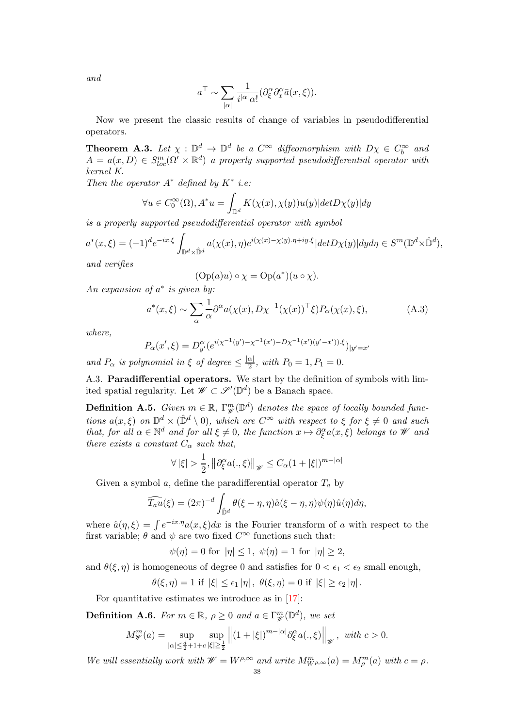and

$$a^\top \sim \sum_{|\alpha|} \frac{1}{i^{|\alpha|}\alpha!}(\partial_\xi^\alpha \partial_x^\alpha \bar{a}(x,\xi)).$$

Now we present the classic results of change of variables in pseudodifferential operators.

**Theorem A.3.** *Let $\chi : \mathbb{D}^d \to \mathbb{D}^d$ be a $C^\infty$ diffeomorphism with $D\chi \in C_b^\infty$ and $A = a(x,D) \in S^m_{loc}(\Omega' \times \mathbb{R}^d)$ a properly supported pseudodifferential operator with kernel $K$.*
*Then the operator $A^*$ defined by $K^*$ i.e:*

$$\forall u \in C_0^\infty(\Omega), A^* u = \int_{\mathbb{D}^d} K(\chi(x),\chi(y))u(y)|det D\chi(y)|dy$$

*is a properly supported pseudodifferential operator with symbol*

$$a^*(x,\xi) = (-1)^d e^{-ix.\xi}\int_{\mathbb{D}^d\times\hat{\mathbb{D}}^d} a(\chi(x),\eta)e^{i(\chi(x)-\chi(y).\eta+iy.\xi}|det D\chi(y)|dyd\eta \in S^m(\mathbb{D}^d\times\hat{\mathbb{D}}^d),$$

*and verifies*

$$(\mathrm{Op}(a)u)\circ\chi = \mathrm{Op}(a^*)(u\circ\chi).$$

*An expansion of $a^*$ is given by:*

$$a^*(x,\xi) \sim \sum_\alpha \frac{1}{\alpha}\partial^\alpha a(\chi(x), D\chi^{-1}(\chi(x))^\top\xi)P_\alpha(\chi(x),\xi), \tag{A.3}$$

*where,*

$$P_\alpha(x',\xi) = D^\alpha_{y'}(e^{i(\chi^{-1}(y')-\chi^{-1}(x')-D\chi^{-1}(x')(y'-x')).\xi})_{|y'=x'}$$

*and $P_\alpha$ is polynomial in $\xi$ of degree $\le \frac{|\alpha|}{2}$, with $P_0 = 1, P_1 = 0$.*

A.3. **Paradifferential operators.** We start by the definition of symbols with limited spatial regularity. Let $\mathscr{W} \subset \mathscr{S}'(\mathbb{D}^d)$ be a Banach space.

**Definition A.5.** *Given $m \in \mathbb{R}$, $\Gamma^m_{\mathscr{W}}(\mathbb{D}^d)$ denotes the space of locally bounded functions $a(x,\xi)$ on $\mathbb{D}^d\times(\hat{\mathbb{D}}^d\setminus 0)$, which are $C^\infty$ with respect to $\xi$ for $\xi\neq 0$ and such that, for all $\alpha\in\mathbb{N}^d$ and for all $\xi\neq 0$, the function $x\mapsto\partial_\xi^\alpha a(x,\xi)$ belongs to $\mathscr{W}$ and there exists a constant $C_\alpha$ such that,*

$$\forall\,|\xi| > \frac{1}{2}, \left\|\partial_\xi^\alpha a(.,\xi)\right\|_{\mathscr{W}} \le C_\alpha(1+|\xi|)^{m-|\alpha|}$$

Given a symbol $a$, define the paradifferential operator $T_a$ by

$$\widehat{T_a u}(\xi) = (2\pi)^{-d}\int_{\hat{\mathbb{D}}^d}\theta(\xi-\eta,\eta)\hat{a}(\xi-\eta,\eta)\psi(\eta)\hat{u}(\eta)d\eta,$$

where $\hat{a}(\eta,\xi) = \int e^{-ix.\eta}a(x,\xi)dx$ is the Fourier transform of $a$ with respect to the first variable; $\theta$ and $\psi$ are two fixed $C^\infty$ functions such that:

$$\psi(\eta) = 0 \text{ for } |\eta|\le 1,\ \psi(\eta) = 1 \text{ for } |\eta|\ge 2,$$

and $\theta(\xi,\eta)$ is homogeneous of degree 0 and satisfies for $0<\epsilon_1<\epsilon_2$ small enough,

$$\theta(\xi,\eta) = 1 \text{ if } |\xi|\le\epsilon_1|\eta|,\ \theta(\xi,\eta) = 0 \text{ if } |\xi|\ge\epsilon_2|\eta|.$$

For quantitative estimates we introduce as in [17]:

**Definition A.6.** *For $m\in\mathbb{R}$, $\rho\ge 0$ and $a\in\Gamma^m_{\mathscr{W}}(\mathbb{D}^d)$, we set*

$$M^m_{\mathscr{W}}(a) = \sup_{|\alpha|\le\frac{d}{2}+1+c}\ \sup_{|\xi|\ge\frac{1}{2}}\left\|(1+|\xi|)^{m-|\alpha|}\partial_\xi^\alpha a(.,\xi)\right\|_{\mathscr{W}},\ \text{with } c>0.$$

*We will essentially work with $\mathscr{W} = W^{\rho,\infty}$ and write $M^m_{W^{\rho,\infty}}(a) = M^m_\rho(a)$ with $c=\rho$.*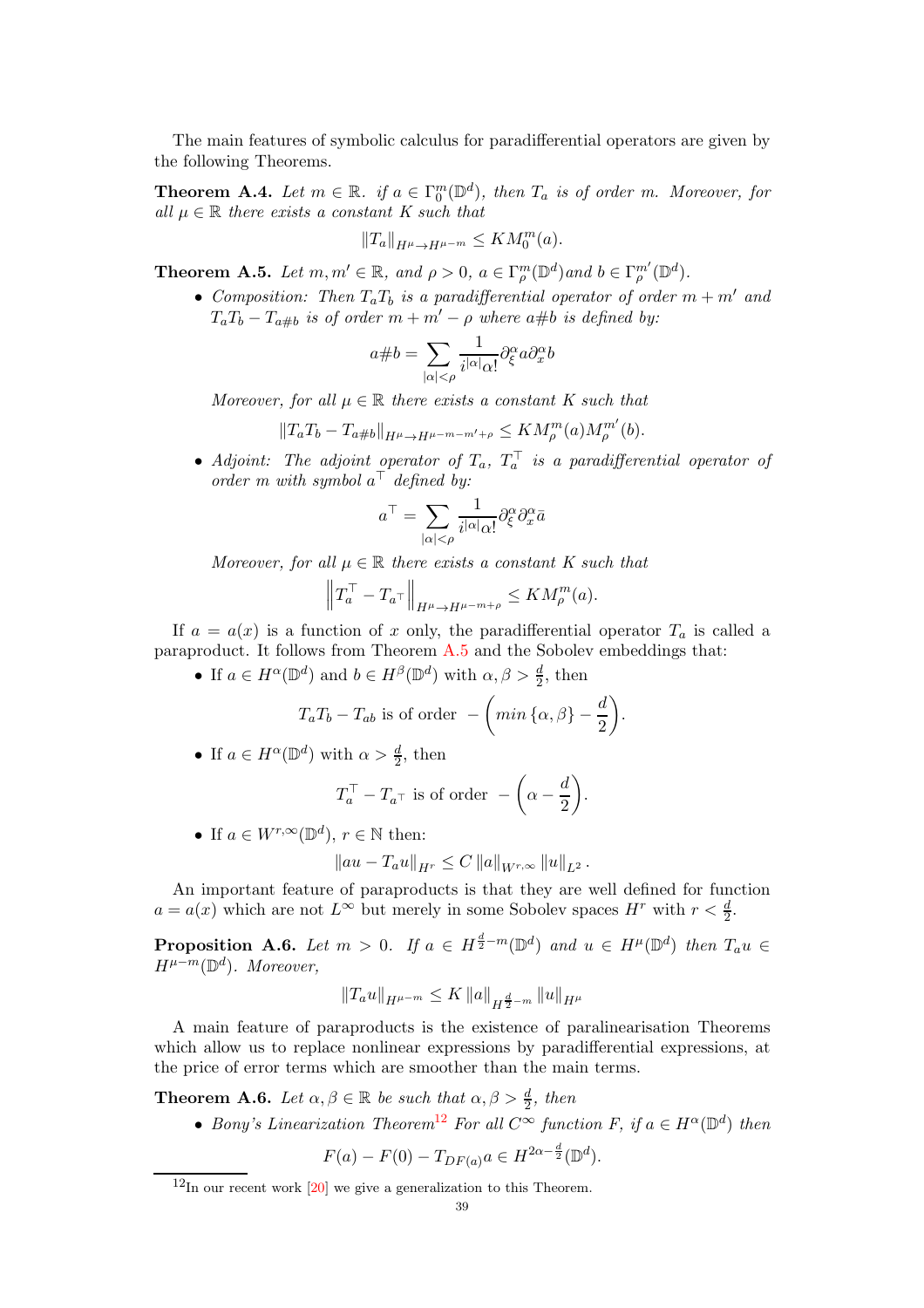The main features of symbolic calculus for paradifferential operators are given by the following Theorems.

**Theorem A.4.** *Let $m \in \mathbb{R}$. if $a \in \Gamma_0^m(\mathbb{D}^d)$, then $T_a$ is of order $m$. Moreover, for all $\mu \in \mathbb{R}$ there exists a constant $K$ such that*

$$\|T_a\|_{H^\mu \to H^{\mu-m}} \le K M_0^m(a).$$

**Theorem A.5.** *Let $m, m' \in \mathbb{R}$, and $\rho > 0$, $a \in \Gamma_\rho^m(\mathbb{D}^d)$and $b \in \Gamma_\rho^{m'}(\mathbb{D}^d)$.*

- *Composition: Then $T_a T_b$ is a paradifferential operator of order $m + m'$ and $T_a T_b - T_{a\#b}$ is of order $m + m' - \rho$ where $a\#b$ is defined by:*

$$a\#b = \sum_{|\alpha|<\rho} \frac{1}{i^{|\alpha|}\alpha!} \partial_\xi^\alpha a \partial_x^\alpha b$$

  *Moreover, for all $\mu \in \mathbb{R}$ there exists a constant $K$ such that*

$$\|T_a T_b - T_{a\#b}\|_{H^\mu \to H^{\mu-m-m'+\rho}} \le K M_\rho^m(a) M_\rho^{m'}(b).$$

- *Adjoint: The adjoint operator of $T_a$, $T_a^\top$ is a paradifferential operator of order $m$ with symbol $a^\top$ defined by:*

$$a^\top = \sum_{|\alpha|<\rho} \frac{1}{i^{|\alpha|}\alpha!} \partial_\xi^\alpha \partial_x^\alpha \bar{a}$$

  *Moreover, for all $\mu \in \mathbb{R}$ there exists a constant $K$ such that*

$$\left\| T_a^\top - T_{a^\top} \right\|_{H^\mu \to H^{\mu-m+\rho}} \le K M_\rho^m(a).$$

If $a = a(x)$ is a function of $x$ only, the paradifferential operator $T_a$ is called a paraproduct. It follows from Theorem A.5 and the Sobolev embeddings that:

- If $a \in H^\alpha(\mathbb{D}^d)$ and $b \in H^\beta(\mathbb{D}^d)$ with $\alpha, \beta > \frac{d}{2}$, then

$$T_a T_b - T_{ab} \text{ is of order } -\left( min\,\{\alpha, \beta\} - \frac{d}{2} \right).$$

- If $a \in H^\alpha(\mathbb{D}^d)$ with $\alpha > \frac{d}{2}$, then

$$T_a^\top - T_{a^\top} \text{ is of order } -\left( \alpha - \frac{d}{2} \right).$$

- If $a \in W^{r,\infty}(\mathbb{D}^d)$, $r \in \mathbb{N}$ then:

$$\|au - T_a u\|_{H^r} \le C \|a\|_{W^{r,\infty}} \|u\|_{L^2}.$$

An important feature of paraproducts is that they are well defined for function $a = a(x)$ which are not $L^\infty$ but merely in some Sobolev spaces $H^r$ with $r < \frac{d}{2}$.

**Proposition A.6.** *Let $m > 0$. If $a \in H^{\frac{d}{2}-m}(\mathbb{D}^d)$ and $u \in H^\mu(\mathbb{D}^d)$ then $T_a u \in H^{\mu-m}(\mathbb{D}^d)$. Moreover,*

$$\|T_a u\|_{H^{\mu-m}} \le K \|a\|_{H^{\frac{d}{2}-m}} \|u\|_{H^\mu}$$

A main feature of paraproducts is the existence of paralinearisation Theorems which allow us to replace nonlinear expressions by paradifferential expressions, at the price of error terms which are smoother than the main terms.

**Theorem A.6.** *Let $\alpha, \beta \in \mathbb{R}$ be such that $\alpha, \beta > \frac{d}{2}$, then*

- *Bony's Linearization Theorem*[12] *For all $C^\infty$ function $F$, if $a \in H^\alpha(\mathbb{D}^d)$ then*

$$F(a) - F(0) - T_{DF(a)} a \in H^{2\alpha - \frac{d}{2}}(\mathbb{D}^d).$$

[12] In our recent work [20] we give a generalization to this Theorem.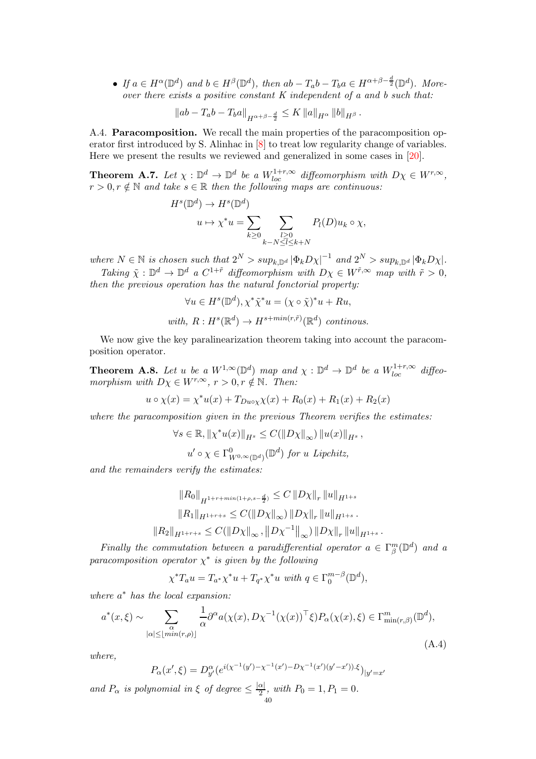- *If $a \in H^{\alpha}(\mathbb{D}^d)$ and $b \in H^{\beta}(\mathbb{D}^d)$, then $ab - T_a b - T_b a \in H^{\alpha+\beta-\frac{d}{2}}(\mathbb{D}^d)$. Moreover there exists a positive constant $K$ independent of $a$ and $b$ such that:*

$$\|ab - T_a b - T_b a\|_{H^{\alpha+\beta-\frac{d}{2}}} \leq K \|a\|_{H^{\alpha}} \|b\|_{H^{\beta}}.$$

A.4. **Paracomposition.** We recall the main properties of the paracomposition operator first introduced by S. Alinhac in [8] to treat low regularity change of variables. Here we present the results we reviewed and generalized in some cases in [20].

**Theorem A.7.** *Let $\chi : \mathbb{D}^d \to \mathbb{D}^d$ be a $W^{1+r,\infty}_{loc}$ diffeomorphism with $D\chi \in W^{r,\infty}$, $r > 0, r \notin \mathbb{N}$ and take $s \in \mathbb{R}$ then the following maps are continuous:*

$$H^s(\mathbb{D}^d) \to H^s(\mathbb{D}^d)$$
$$u \mapsto \chi^* u = \sum_{k \geq 0} \sum_{\substack{l \geq 0 \\ k-N \leq l \leq k+N}} P_l(D) u_k \circ \chi,$$

*where $N \in \mathbb{N}$ is chosen such that $2^N > sup_{k,\mathbb{D}^d} |\Phi_k D\chi|^{-1}$ and $2^N > sup_{k,\mathbb{D}^d} |\Phi_k D\chi|$.*

*Taking $\tilde{\chi} : \mathbb{D}^d \to \mathbb{D}^d$ a $C^{1+\tilde{r}}$ diffeomorphism with $D\chi \in W^{\tilde{r},\infty}$ map with $\tilde{r} > 0$, then the previous operation has the natural fonctorial property:*

$$\forall u \in H^s(\mathbb{D}^d), \chi^* \tilde{\chi}^* u = (\chi \circ \tilde{\chi})^* u + Ru,$$
$$\text{with, } R : H^s(\mathbb{R}^d) \to H^{s+min(r,\tilde{r})}(\mathbb{R}^d) \text{ continous.}$$

We now give the key paralinearization theorem taking into account the paracomposition operator.

**Theorem A.8.** *Let $u$ be a $W^{1,\infty}(\mathbb{D}^d)$ map and $\chi : \mathbb{D}^d \to \mathbb{D}^d$ be a $W^{1+r,\infty}_{loc}$ diffeomorphism with $D\chi \in W^{r,\infty}$, $r > 0, r \notin \mathbb{N}$. Then:*

$$u \circ \chi(x) = \chi^* u(x) + T_{Du \circ \chi} \chi(x) + R_0(x) + R_1(x) + R_2(x)$$

*where the paracomposition given in the previous Theorem verifies the estimates:*

$$\forall s \in \mathbb{R}, \|\chi^* u(x)\|_{H^s} \leq C(\|D\chi\|_{\infty}) \|u(x)\|_{H^s},$$
$$u' \circ \chi \in \Gamma^0_{W^{0,\infty}(\mathbb{D}^d)}(\mathbb{D}^d) \text{ for } u \text{ Lipchitz,}$$

*and the remainders verify the estimates:*

$$\|R_0\|_{H^{1+r+min(1+\rho,s-\frac{d}{2})}} \leq C \|D\chi\|_r \|u\|_{H^{1+s}}$$
$$\|R_1\|_{H^{1+r+s}} \leq C(\|D\chi\|_{\infty}) \|D\chi\|_r \|u\|_{H^{1+s}}.$$
$$\|R_2\|_{H^{1+r+s}} \leq C(\|D\chi\|_{\infty}, \|D\chi^{-1}\|_{\infty}) \|D\chi\|_r \|u\|_{H^{1+s}}.$$

*Finally the commutation between a paradifferential operator $a \in \Gamma^m_{\beta}(\mathbb{D}^d)$ and a paracomposition operator $\chi^*$ is given by the following*

$$\chi^* T_a u = T_{a^*} \chi^* u + T_{q^*} \chi^* u \text{ with } q \in \Gamma^{m-\beta}_0(\mathbb{D}^d),$$

*where $a^*$ has the local expansion:*

$$a^*(x,\xi) \sim \sum_{\substack{\alpha \\ |\alpha| \leq \lfloor min(r,\rho) \rfloor}} \frac{1}{\alpha} \partial^{\alpha} a(\chi(x), D\chi^{-1}(\chi(x))^{\top} \xi) P_{\alpha}(\chi(x),\xi) \in \Gamma^m_{\min(r,\beta)}(\mathbb{D}^d), \tag{A.4}$$

*where,*

$$P_{\alpha}(x',\xi) = D^{\alpha}_{y'} (e^{i(\chi^{-1}(y') - \chi^{-1}(x') - D\chi^{-1}(x')(y'-x')).\xi})_{|y'=x'}$$

*and $P_{\alpha}$ is polynomial in $\xi$ of degree $\leq \frac{|\alpha|}{2}$, with $P_0 = 1, P_1 = 0$.*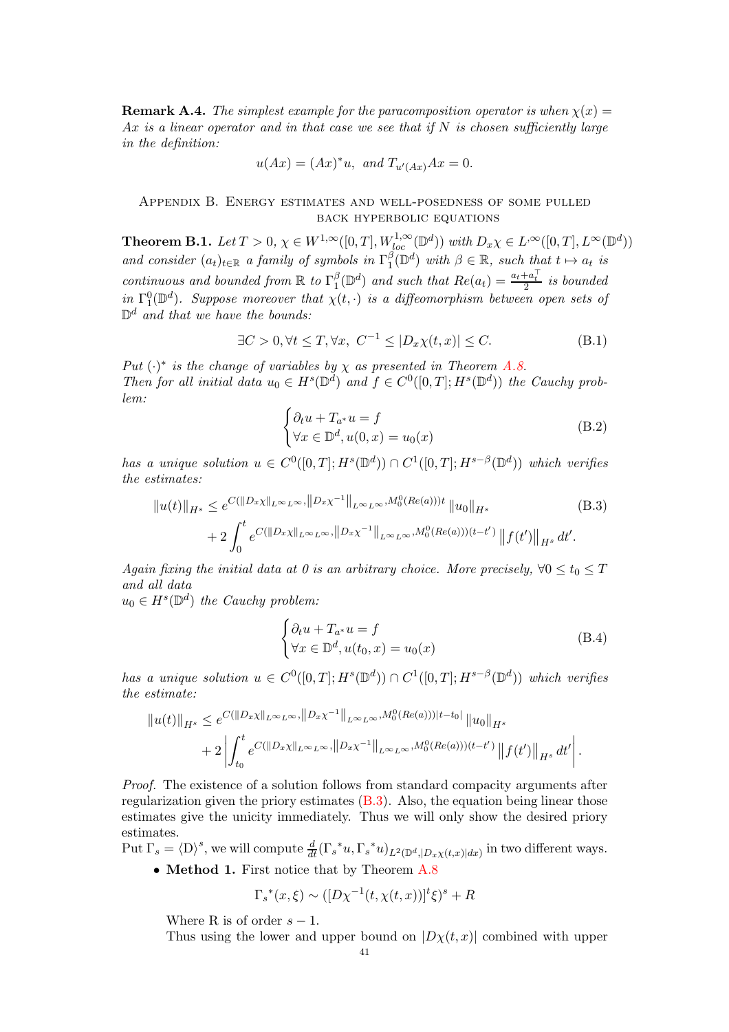**Remark A.4.** *The simplest example for the paracomposition operator is when $\chi(x) = Ax$ is a linear operator and in that case we see that if $N$ is chosen sufficiently large in the definition:*

$$u(Ax) = (Ax)^* u, \text{ and } T_{u'(Ax)}Ax = 0.$$

## Appendix B. Energy estimates and well-posedness of some pulled back hyperbolic equations

**Theorem B.1.** *Let $T > 0$, $\chi \in W^{1,\infty}([0,T], W^{1,\infty}_{loc}(\mathbb{D}^d))$ with $D_x\chi \in L^\infty([0,T], L^\infty(\mathbb{D}^d))$ and consider $(a_t)_{t\in\mathbb{R}}$ a family of symbols in $\Gamma^\beta_1(\mathbb{D}^d)$ with $\beta \in \mathbb{R}$, such that $t \mapsto a_t$ is continuous and bounded from $\mathbb{R}$ to $\Gamma^\beta_1(\mathbb{D}^d)$ and such that $Re(a_t) = \frac{a_t + a_t^\top}{2}$ is bounded in $\Gamma^0_1(\mathbb{D}^d)$. Suppose moreover that $\chi(t,\cdot)$ is a diffeomorphism between open sets of $\mathbb{D}^d$ and that we have the bounds:*

$$\exists C > 0, \forall t \le T, \forall x,\ C^{-1} \le |D_x\chi(t,x)| \le C. \tag{B.1}$$

*Put $(\cdot)^*$ is the change of variables by $\chi$ as presented in Theorem A.8.*
*Then for all initial data $u_0 \in H^s(\mathbb{D}^d)$ and $f \in C^0([0,T]; H^s(\mathbb{D}^d))$ the Cauchy problem:*

$$\begin{cases} \partial_t u + T_{a^*}u = f \\ \forall x \in \mathbb{D}^d, u(0,x) = u_0(x) \end{cases} \tag{B.2}$$

*has a unique solution $u \in C^0([0,T]; H^s(\mathbb{D}^d)) \cap C^1([0,T]; H^{s-\beta}(\mathbb{D}^d))$ which verifies the estimates:*

$$\begin{aligned} \|u(t)\|_{H^s} \le\ & e^{C(\|D_x\chi\|_{L^\infty L^\infty}, \|D_x\chi^{-1}\|_{L^\infty L^\infty}, M^0_0(Re(a)))t} \|u_0\|_{H^s} \\ &+ 2\int_0^t e^{C(\|D_x\chi\|_{L^\infty L^\infty}, \|D_x\chi^{-1}\|_{L^\infty L^\infty}, M^0_0(Re(a)))(t-t')} \|f(t')\|_{H^s} dt'. \end{aligned} \tag{B.3}$$

*Again fixing the initial data at 0 is an arbitrary choice. More precisely, $\forall 0 \le t_0 \le T$ and all data*
*$u_0 \in H^s(\mathbb{D}^d)$ the Cauchy problem:*

$$\begin{cases} \partial_t u + T_{a^*}u = f \\ \forall x \in \mathbb{D}^d, u(t_0,x) = u_0(x) \end{cases} \tag{B.4}$$

*has a unique solution $u \in C^0([0,T]; H^s(\mathbb{D}^d)) \cap C^1([0,T]; H^{s-\beta}(\mathbb{D}^d))$ which verifies the estimate:*

$$\begin{aligned} \|u(t)\|_{H^s} \le\ & e^{C(\|D_x\chi\|_{L^\infty L^\infty}, \|D_x\chi^{-1}\|_{L^\infty L^\infty}, M^0_0(Re(a)))|t-t_0|} \|u_0\|_{H^s} \\ &+ 2\left|\int_{t_0}^t e^{C(\|D_x\chi\|_{L^\infty L^\infty}, \|D_x\chi^{-1}\|_{L^\infty L^\infty}, M^0_0(Re(a)))(t-t')} \|f(t')\|_{H^s} dt'\right|. \end{aligned}$$

*Proof.* The existence of a solution follows from standard compacity arguments after regularization given the priory estimates (B.3). Also, the equation being linear those estimates give the unicity immediately. Thus we will only show the desired priory estimates.
Put $\Gamma_s = \langle D\rangle^s$, we will compute $\frac{d}{dt}(\Gamma_s{}^*u, \Gamma_s{}^*u)_{L^2(\mathbb{D}^d, |D_x\chi(t,x)|dx)}$ in two different ways.

- **Method 1.** First notice that by Theorem A.8

$$\Gamma_s{}^*(x,\xi) \sim ([D\chi^{-1}(t,\chi(t,x))]^t\xi)^s + R$$

  Where R is of order $s-1$.
  Thus using the lower and upper bound on $|D\chi(t,x)|$ combined with upper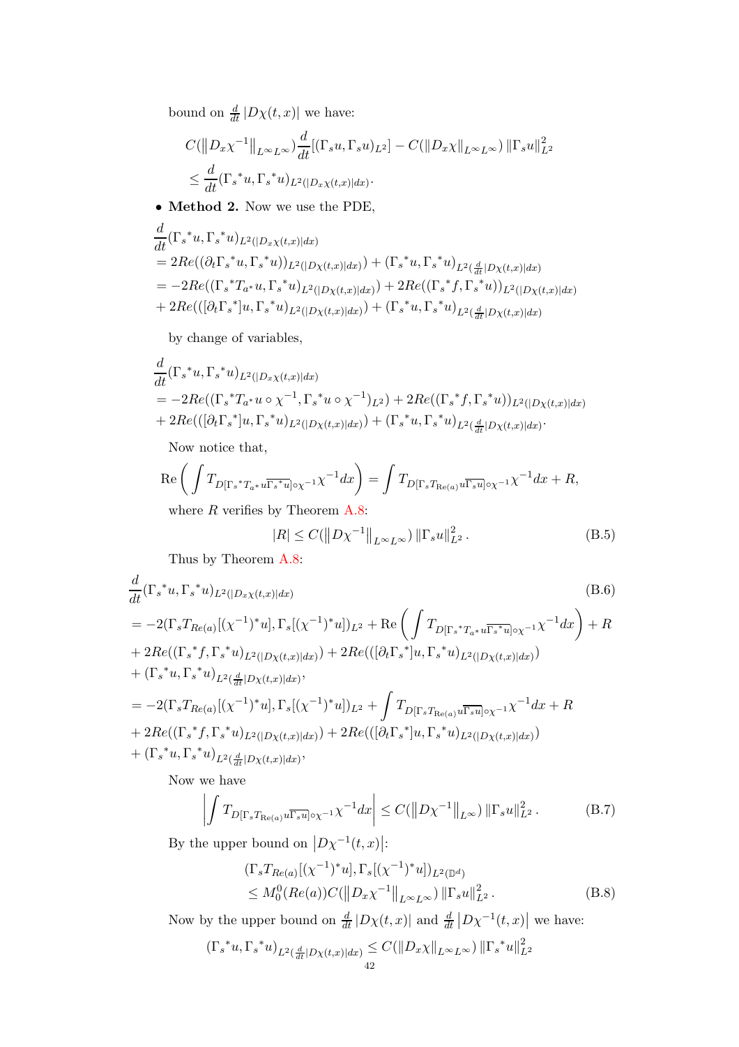bound on $\frac{d}{dt}|D\chi(t,x)|$ we have:

$$
\begin{aligned}
&C(\left\|D_x\chi^{-1}\right\|_{L^\infty L^\infty})\frac{d}{dt}[(\Gamma_s u,\Gamma_s u)_{L^2}] - C(\|D_x\chi\|_{L^\infty L^\infty})\|\Gamma_s u\|_{L^2}^2 \\
&\leq \frac{d}{dt}({\Gamma_s}^* u, {\Gamma_s}^* u)_{L^2(|D_x\chi(t,x)|dx)}.
\end{aligned}
$$

- **Method 2.** Now we use the PDE,

$$
\begin{aligned}
&\frac{d}{dt}({\Gamma_s}^* u,{\Gamma_s}^* u)_{L^2(|D_x\chi(t,x)|dx)} \\
&= 2Re((\partial_t {\Gamma_s}^* u,{\Gamma_s}^* u))_{L^2(|D\chi(t,x)|dx)}) + ({\Gamma_s}^* u,{\Gamma_s}^* u)_{L^2(\frac{d}{dt}|D\chi(t,x)|dx)} \\
&= -2Re(({\Gamma_s}^* T_{a^*} u,{\Gamma_s}^* u)_{L^2(|D\chi(t,x)|dx)}) + 2Re(({\Gamma_s}^* f,{\Gamma_s}^* u))_{L^2(|D\chi(t,x)|dx)} \\
&+ 2Re(([\partial_t{\Gamma_s}^*]u,{\Gamma_s}^* u)_{L^2(|D\chi(t,x)|dx)}) + ({\Gamma_s}^* u,{\Gamma_s}^* u)_{L^2(\frac{d}{dt}|D\chi(t,x)|dx)}
\end{aligned}
$$

by change of variables,

$$
\begin{aligned}
&\frac{d}{dt}({\Gamma_s}^* u,{\Gamma_s}^* u)_{L^2(|D_x\chi(t,x)|dx)} \\
&= -2Re(({\Gamma_s}^* T_{a^*} u\circ\chi^{-1},{\Gamma_s}^* u\circ\chi^{-1})_{L^2}) + 2Re(({\Gamma_s}^* f,{\Gamma_s}^* u))_{L^2(|D\chi(t,x)|dx)} \\
&+ 2Re(([\partial_t{\Gamma_s}^*]u,{\Gamma_s}^* u)_{L^2(|D\chi(t,x)|dx)}) + ({\Gamma_s}^* u,{\Gamma_s}^* u)_{L^2(\frac{d}{dt}|D\chi(t,x)|dx)}.
\end{aligned}
$$

Now notice that,

$$
\mathrm{Re}\left(\int T_{D[{\Gamma_s}^* T_{a^*} u\overline{{\Gamma_s}^* u}]\circ\chi^{-1}}\chi^{-1}dx\right) = \int T_{D[\Gamma_s T_{\mathrm{Re}(a)} u\overline{\Gamma_s u}]\circ\chi^{-1}}\chi^{-1}dx + R,
$$

where $R$ verifies by Theorem A.8:

$$
|R| \leq C(\left\|D\chi^{-1}\right\|_{L^\infty L^\infty})\|\Gamma_s u\|_{L^2}^2. \tag{B.5}
$$

Thus by Theorem A.8:

$$
\begin{aligned}
&\frac{d}{dt}({\Gamma_s}^* u,{\Gamma_s}^* u)_{L^2(|D_x\chi(t,x)|dx)} \qquad\qquad \text{(B.6)}\\
&= -2(\Gamma_s T_{Re(a)}[(\chi^{-1})^* u],\Gamma_s[(\chi^{-1})^* u])_{L^2} + \mathrm{Re}\left(\int T_{D[{\Gamma_s}^* T_{a^*} u\overline{{\Gamma_s}^* u}]\circ\chi^{-1}}\chi^{-1}dx\right) + R \\
&+ 2Re(({\Gamma_s}^* f,{\Gamma_s}^* u)_{L^2(|D\chi(t,x)|dx)}) + 2Re(([\partial_t{\Gamma_s}^*]u,{\Gamma_s}^* u)_{L^2(|D\chi(t,x)|dx)}) \\
&+ ({\Gamma_s}^* u,{\Gamma_s}^* u)_{L^2(\frac{d}{dt}|D\chi(t,x)|dx)}, \\
&= -2(\Gamma_s T_{Re(a)}[(\chi^{-1})^* u],\Gamma_s[(\chi^{-1})^* u])_{L^2} + \int T_{D[\Gamma_s T_{\mathrm{Re}(a)} u\overline{\Gamma_s u}]\circ\chi^{-1}}\chi^{-1}dx + R \\
&+ 2Re(({\Gamma_s}^* f,{\Gamma_s}^* u)_{L^2(|D\chi(t,x)|dx)}) + 2Re(([\partial_t{\Gamma_s}^*]u,{\Gamma_s}^* u)_{L^2(|D\chi(t,x)|dx)}) \\
&+ ({\Gamma_s}^* u,{\Gamma_s}^* u)_{L^2(\frac{d}{dt}|D\chi(t,x)|dx)},
\end{aligned}
$$

Now we have

$$
\left|\int T_{D[\Gamma_s T_{\mathrm{Re}(a)} u\overline{\Gamma_s u}]\circ\chi^{-1}}\chi^{-1}dx\right| \leq C(\left\|D\chi^{-1}\right\|_{L^\infty})\|\Gamma_s u\|_{L^2}^2. \tag{B.7}
$$

By the upper bound on $\left|D\chi^{-1}(t,x)\right|$:

$$
\begin{aligned}
&(\Gamma_s T_{Re(a)}[(\chi^{-1})^* u],\Gamma_s[(\chi^{-1})^* u])_{L^2(\mathbb{D}^d)} \\
&\leq M_0^0(Re(a))C(\left\|D_x\chi^{-1}\right\|_{L^\infty L^\infty})\|\Gamma_s u\|_{L^2}^2.
\end{aligned} \tag{B.8}
$$

Now by the upper bound on $\frac{d}{dt}|D\chi(t,x)|$ and $\frac{d}{dt}\left|D\chi^{-1}(t,x)\right|$ we have:

$$
({\Gamma_s}^* u,{\Gamma_s}^* u)_{L^2(\frac{d}{dt}|D\chi(t,x)|dx)} \leq C(\|D_x\chi\|_{L^\infty L^\infty})\left\|{\Gamma_s}^* u\right\|_{L^2}^2
$$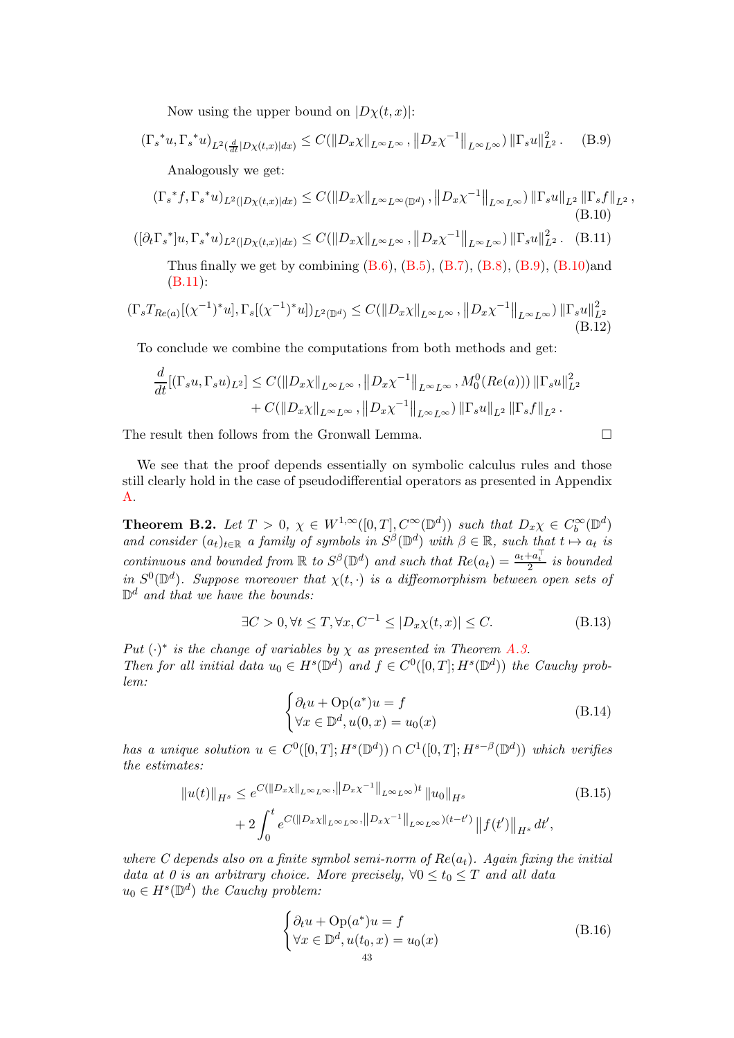Now using the upper bound on $|D\chi(t,x)|$:

$$({\Gamma_s}^* u, {\Gamma_s}^* u)_{L^2(\frac{d}{dt}|D\chi(t,x)|dx)} \leq C(\|D_x\chi\|_{L^\infty L^\infty}, \|D_x\chi^{-1}\|_{L^\infty L^\infty}) \|\Gamma_s u\|_{L^2}^2. \tag{B.9}$$

Analogously we get:

$$({\Gamma_s}^* f, {\Gamma_s}^* u)_{L^2(|D\chi(t,x)|dx)} \leq C(\|D_x\chi\|_{L^\infty L^\infty(\mathbb{D}^d)}, \|D_x\chi^{-1}\|_{L^\infty L^\infty}) \|\Gamma_s u\|_{L^2} \|\Gamma_s f\|_{L^2}, \tag{B.10}$$

$$([\partial_t {\Gamma_s}^*]u, {\Gamma_s}^* u)_{L^2(|D\chi(t,x)|dx)} \leq C(\|D_x\chi\|_{L^\infty L^\infty}, \|D_x\chi^{-1}\|_{L^\infty L^\infty}) \|\Gamma_s u\|_{L^2}^2. \tag{B.11}$$

Thus finally we get by combining (B.6), (B.5), (B.7), (B.8), (B.9), (B.10)and (B.11):

$$(\Gamma_s T_{Re(a)}[(\chi^{-1})^* u], \Gamma_s[(\chi^{-1})^* u])_{L^2(\mathbb{D}^d)} \leq C(\|D_x\chi\|_{L^\infty L^\infty}, \|D_x\chi^{-1}\|_{L^\infty L^\infty}) \|\Gamma_s u\|_{L^2}^2 \tag{B.12}$$

To conclude we combine the computations from both methods and get:

$$\begin{aligned}\frac{d}{dt}[(\Gamma_s u, \Gamma_s u)_{L^2}] \leq\ & C(\|D_x\chi\|_{L^\infty L^\infty}, \|D_x\chi^{-1}\|_{L^\infty L^\infty}, M_0^0(Re(a))) \|\Gamma_s u\|_{L^2}^2 \\ &+ C(\|D_x\chi\|_{L^\infty L^\infty}, \|D_x\chi^{-1}\|_{L^\infty L^\infty}) \|\Gamma_s u\|_{L^2} \|\Gamma_s f\|_{L^2}.\end{aligned}$$

The result then follows from the Gronwall Lemma. □

We see that the proof depends essentially on symbolic calculus rules and those still clearly hold in the case of pseudodifferential operators as presented in Appendix A.

**Theorem B.2.** *Let $T > 0$, $\chi \in W^{1,\infty}([0,T], C^\infty(\mathbb{D}^d))$ such that $D_x\chi \in C_b^\infty(\mathbb{D}^d)$ and consider $(a_t)_{t\in\mathbb{R}}$ a family of symbols in $S^\beta(\mathbb{D}^d)$ with $\beta \in \mathbb{R}$, such that $t \mapsto a_t$ is continuous and bounded from $\mathbb{R}$ to $S^\beta(\mathbb{D}^d)$ and such that $Re(a_t) = \frac{a_t + a_t^\top}{2}$ is bounded in $S^0(\mathbb{D}^d)$. Suppose moreover that $\chi(t,\cdot)$ is a diffeomorphism between open sets of $\mathbb{D}^d$ and that we have the bounds:*

$$\exists C > 0, \forall t \leq T, \forall x, C^{-1} \leq |D_x\chi(t,x)| \leq C. \tag{B.13}$$

*Put $(\cdot)^*$ is the change of variables by $\chi$ as presented in Theorem A.3.*
*Then for all initial data $u_0 \in H^s(\mathbb{D}^d)$ and $f \in C^0([0,T]; H^s(\mathbb{D}^d))$ the Cauchy problem:*

$$\begin{cases}\partial_t u + \mathrm{Op}(a^*)u = f \\ \forall x \in \mathbb{D}^d, u(0,x) = u_0(x)\end{cases} \tag{B.14}$$

*has a unique solution $u \in C^0([0,T]; H^s(\mathbb{D}^d)) \cap C^1([0,T]; H^{s-\beta}(\mathbb{D}^d))$ which verifies the estimates:*

$$\begin{aligned}\|u(t)\|_{H^s} \leq\ & e^{C(\|D_x\chi\|_{L^\infty L^\infty}, \|D_x\chi^{-1}\|_{L^\infty L^\infty})t} \|u_0\|_{H^s} \\ &+ 2\int_0^t e^{C(\|D_x\chi\|_{L^\infty L^\infty}, \|D_x\chi^{-1}\|_{L^\infty L^\infty})(t-t')} \|f(t')\|_{H^s} dt',\end{aligned} \tag{B.15}$$

*where $C$ depends also on a finite symbol semi-norm of $Re(a_t)$. Again fixing the initial data at 0 is an arbitrary choice. More precisely, $\forall 0 \leq t_0 \leq T$ and all data $u_0 \in H^s(\mathbb{D}^d)$ the Cauchy problem:*

$$\begin{cases}\partial_t u + \mathrm{Op}(a^*)u = f \\ \forall x \in \mathbb{D}^d, u(t_0,x) = u_0(x)\end{cases} \tag{B.16}$$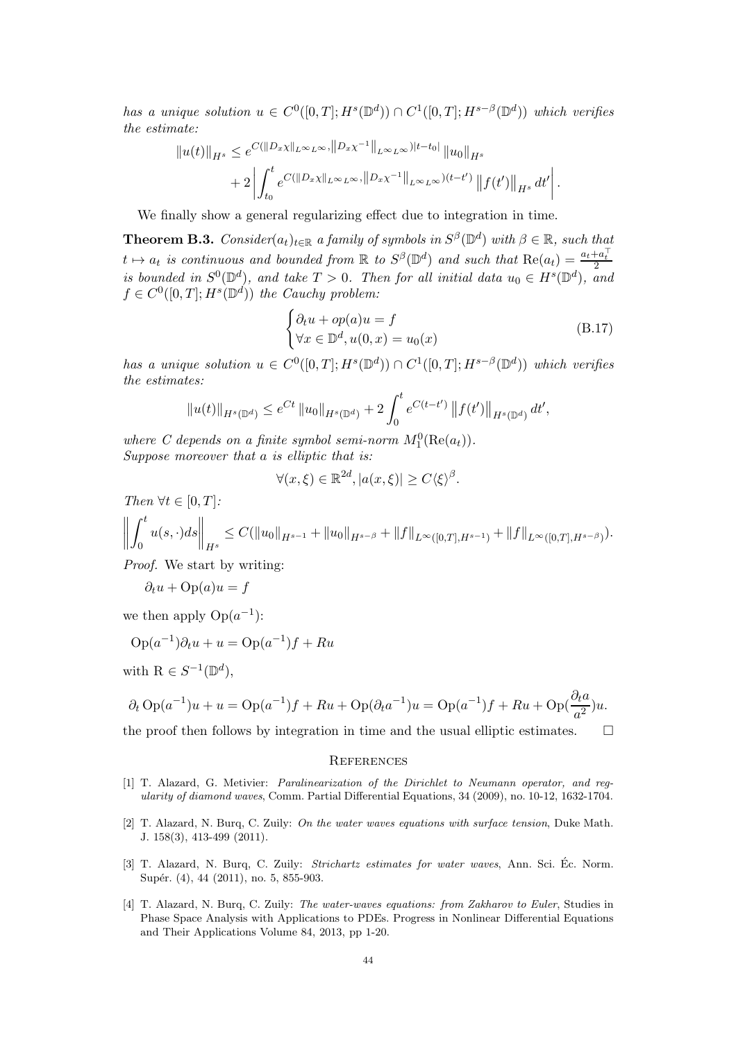*has a unique solution* $u \in C^0([0,T]; H^s(\mathbb{D}^d)) \cap C^1([0,T]; H^{s-\beta}(\mathbb{D}^d))$ *which verifies the estimate:*

$$\|u(t)\|_{H^s} \leq e^{C(\|D_x\chi\|_{L^\infty L^\infty}, \|D_x\chi^{-1}\|_{L^\infty L^\infty})|t-t_0|} \|u_0\|_{H^s}$$
$$+ 2\left|\int_{t_0}^t e^{C(\|D_x\chi\|_{L^\infty L^\infty}, \|D_x\chi^{-1}\|_{L^\infty L^\infty})(t-t')} \|f(t')\|_{H^s} dt'\right|.$$

We finally show a general regularizing effect due to integration in time.

**Theorem B.3.** *Consider*$(a_t)_{t\in\mathbb{R}}$ *a family of symbols in* $S^\beta(\mathbb{D}^d)$ *with* $\beta \in \mathbb{R}$, *such that* $t \mapsto a_t$ *is continuous and bounded from* $\mathbb{R}$ *to* $S^\beta(\mathbb{D}^d)$ *and such that* $\mathrm{Re}(a_t) = \frac{a_t + a_t^\top}{2}$ *is bounded in* $S^0(\mathbb{D}^d)$, *and take* $T > 0$. *Then for all initial data* $u_0 \in H^s(\mathbb{D}^d)$, *and* $f \in C^0([0,T]; H^s(\mathbb{D}^d))$ *the Cauchy problem:*

$$\begin{cases} \partial_t u + op(a)u = f \\ \forall x \in \mathbb{D}^d, u(0,x) = u_0(x) \end{cases} \tag{B.17}$$

*has a unique solution* $u \in C^0([0,T]; H^s(\mathbb{D}^d)) \cap C^1([0,T]; H^{s-\beta}(\mathbb{D}^d))$ *which verifies the estimates:*

$$\|u(t)\|_{H^s(\mathbb{D}^d)} \leq e^{Ct} \|u_0\|_{H^s(\mathbb{D}^d)} + 2\int_0^t e^{C(t-t')} \|f(t')\|_{H^s(\mathbb{D}^d)} dt',$$

*where* $C$ *depends on a finite symbol semi-norm* $M_1^0(\mathrm{Re}(a_t))$.
*Suppose moreover that* $a$ *is elliptic that is:*

$$\forall (x,\xi) \in \mathbb{R}^{2d}, |a(x,\xi)| \geq C\langle\xi\rangle^\beta.$$

*Then* $\forall t \in [0,T]$:

$$\left\|\int_0^t u(s,\cdot)ds\right\|_{H^s} \leq C(\|u_0\|_{H^{s-1}} + \|u_0\|_{H^{s-\beta}} + \|f\|_{L^\infty([0,T],H^{s-1})} + \|f\|_{L^\infty([0,T],H^{s-\beta})}).$$

*Proof.* We start by writing:

$$\partial_t u + \mathrm{Op}(a)u = f$$

we then apply $\mathrm{Op}(a^{-1})$:

$$\mathrm{Op}(a^{-1})\partial_t u + u = \mathrm{Op}(a^{-1})f + Ru$$

with $\mathrm{R} \in S^{-1}(\mathbb{D}^d)$,

$$\partial_t \mathrm{Op}(a^{-1})u + u = \mathrm{Op}(a^{-1})f + Ru + \mathrm{Op}(\partial_t a^{-1})u = \mathrm{Op}(a^{-1})f + Ru + \mathrm{Op}(\frac{\partial_t a}{a^2})u.$$

the proof then follows by integration in time and the usual elliptic estimates. $\square$

## References

[1] T. Alazard, G. Metivier: *Paralinearization of the Dirichlet to Neumann operator, and regularity of diamond waves*, Comm. Partial Differential Equations, 34 (2009), no. 10-12, 1632-1704.

[2] T. Alazard, N. Burq, C. Zuily: *On the water waves equations with surface tension*, Duke Math. J. 158(3), 413-499 (2011).

[3] T. Alazard, N. Burq, C. Zuily: *Strichartz estimates for water waves*, Ann. Sci. Éc. Norm. Supér. (4), 44 (2011), no. 5, 855-903.

[4] T. Alazard, N. Burq, C. Zuily: *The water-waves equations: from Zakharov to Euler*, Studies in Phase Space Analysis with Applications to PDEs. Progress in Nonlinear Differential Equations and Their Applications Volume 84, 2013, pp 1-20.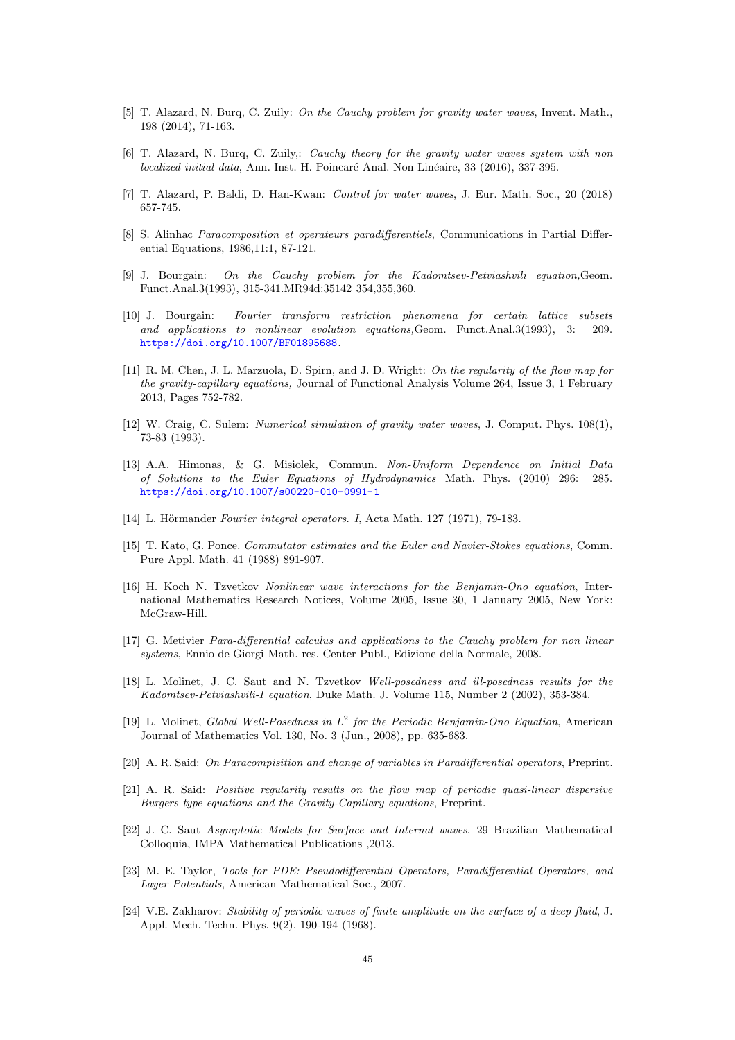[5] T. Alazard, N. Burq, C. Zuily: *On the Cauchy problem for gravity water waves*, Invent. Math., 198 (2014), 71-163.

[6] T. Alazard, N. Burq, C. Zuily,: *Cauchy theory for the gravity water waves system with non localized initial data*, Ann. Inst. H. Poincaré Anal. Non Linéaire, 33 (2016), 337-395.

[7] T. Alazard, P. Baldi, D. Han-Kwan: *Control for water waves*, J. Eur. Math. Soc., 20 (2018) 657-745.

[8] S. Alinhac *Paracomposition et operateurs paradifferentiels*, Communications in Partial Differential Equations, 1986,11:1, 87-121.

[9] J. Bourgain: *On the Cauchy problem for the Kadomtsev-Petviashvili equation,*Geom. Funct.Anal.3(1993), 315-341.MR94d:35142 354,355,360.

[10] J. Bourgain: *Fourier transform restriction phenomena for certain lattice subsets and applications to nonlinear evolution equations,*Geom. Funct.Anal.3(1993), 3: 209. https://doi.org/10.1007/BF01895688.

[11] R. M. Chen, J. L. Marzuola, D. Spirn, and J. D. Wright: *On the regularity of the flow map for the gravity-capillary equations,* Journal of Functional Analysis Volume 264, Issue 3, 1 February 2013, Pages 752-782.

[12] W. Craig, C. Sulem: *Numerical simulation of gravity water waves*, J. Comput. Phys. 108(1), 73-83 (1993).

[13] A.A. Himonas, & G. Misiolek, Commun. *Non-Uniform Dependence on Initial Data of Solutions to the Euler Equations of Hydrodynamics* Math. Phys. (2010) 296: 285. https://doi.org/10.1007/s00220-010-0991-1

[14] L. Hörmander *Fourier integral operators. I*, Acta Math. 127 (1971), 79-183.

[15] T. Kato, G. Ponce. *Commutator estimates and the Euler and Navier-Stokes equations*, Comm. Pure Appl. Math. 41 (1988) 891-907.

[16] H. Koch N. Tzvetkov *Nonlinear wave interactions for the Benjamin-Ono equation*, International Mathematics Research Notices, Volume 2005, Issue 30, 1 January 2005, New York: McGraw-Hill.

[17] G. Metivier *Para-differential calculus and applications to the Cauchy problem for non linear systems*, Ennio de Giorgi Math. res. Center Publ., Edizione della Normale, 2008.

[18] L. Molinet, J. C. Saut and N. Tzvetkov *Well-posedness and ill-posedness results for the Kadomtsev-Petviashvili-I equation*, Duke Math. J. Volume 115, Number 2 (2002), 353-384.

[19] L. Molinet, *Global Well-Posedness in $L^2$ for the Periodic Benjamin-Ono Equation*, American Journal of Mathematics Vol. 130, No. 3 (Jun., 2008), pp. 635-683.

[20] A. R. Said: *On Paracompisition and change of variables in Paradifferential operators*, Preprint.

[21] A. R. Said: *Positive regularity results on the flow map of periodic quasi-linear dispersive Burgers type equations and the Gravity-Capillary equations*, Preprint.

[22] J. C. Saut *Asymptotic Models for Surface and Internal waves*, 29 Brazilian Mathematical Colloquia, IMPA Mathematical Publications ,2013.

[23] M. E. Taylor, *Tools for PDE: Pseudodifferential Operators, Paradifferential Operators, and Layer Potentials*, American Mathematical Soc., 2007.

[24] V.E. Zakharov: *Stability of periodic waves of finite amplitude on the surface of a deep fluid*, J. Appl. Mech. Techn. Phys. 9(2), 190-194 (1968).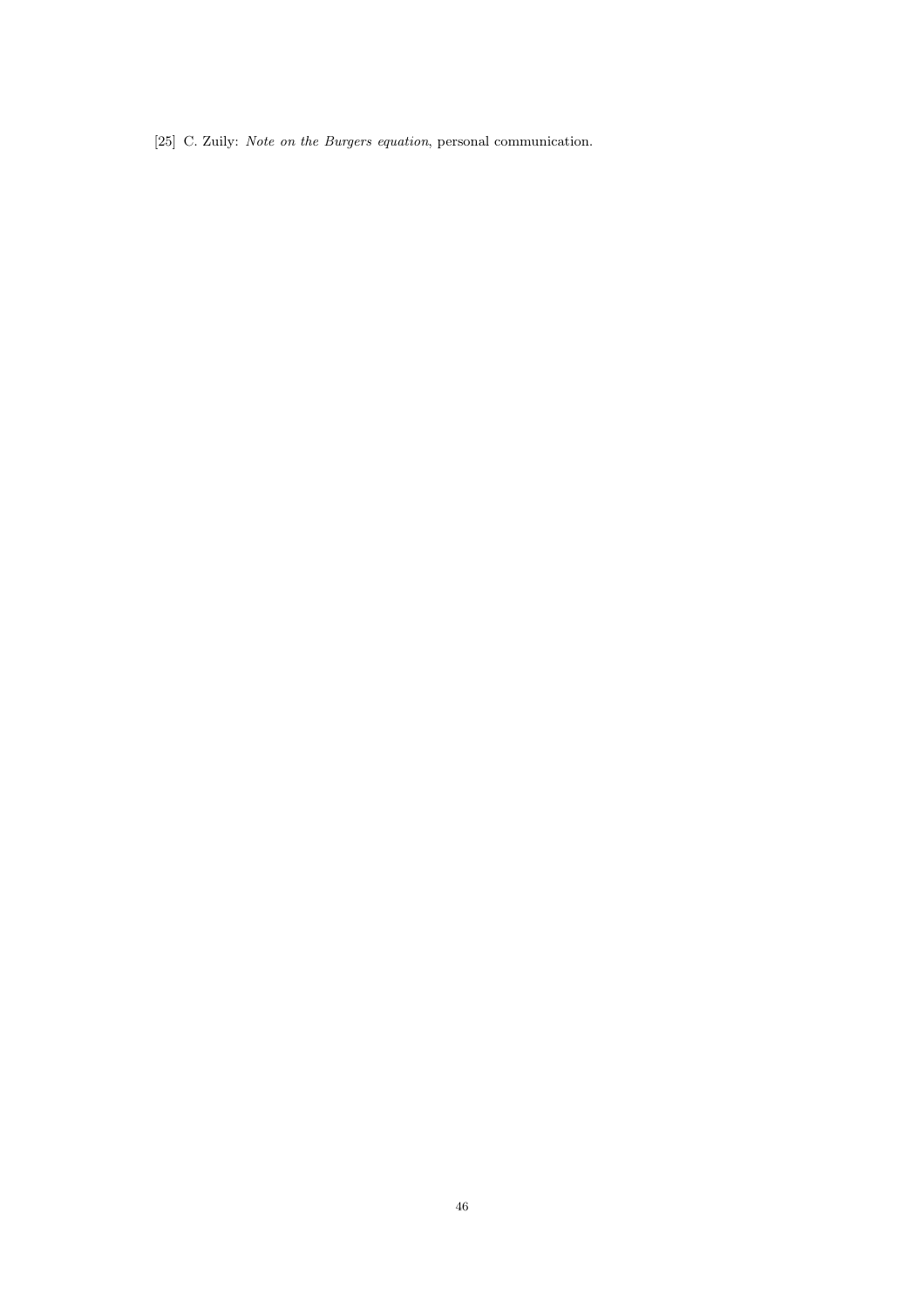[25] C. Zuily: *Note on the Burgers equation*, personal communication.